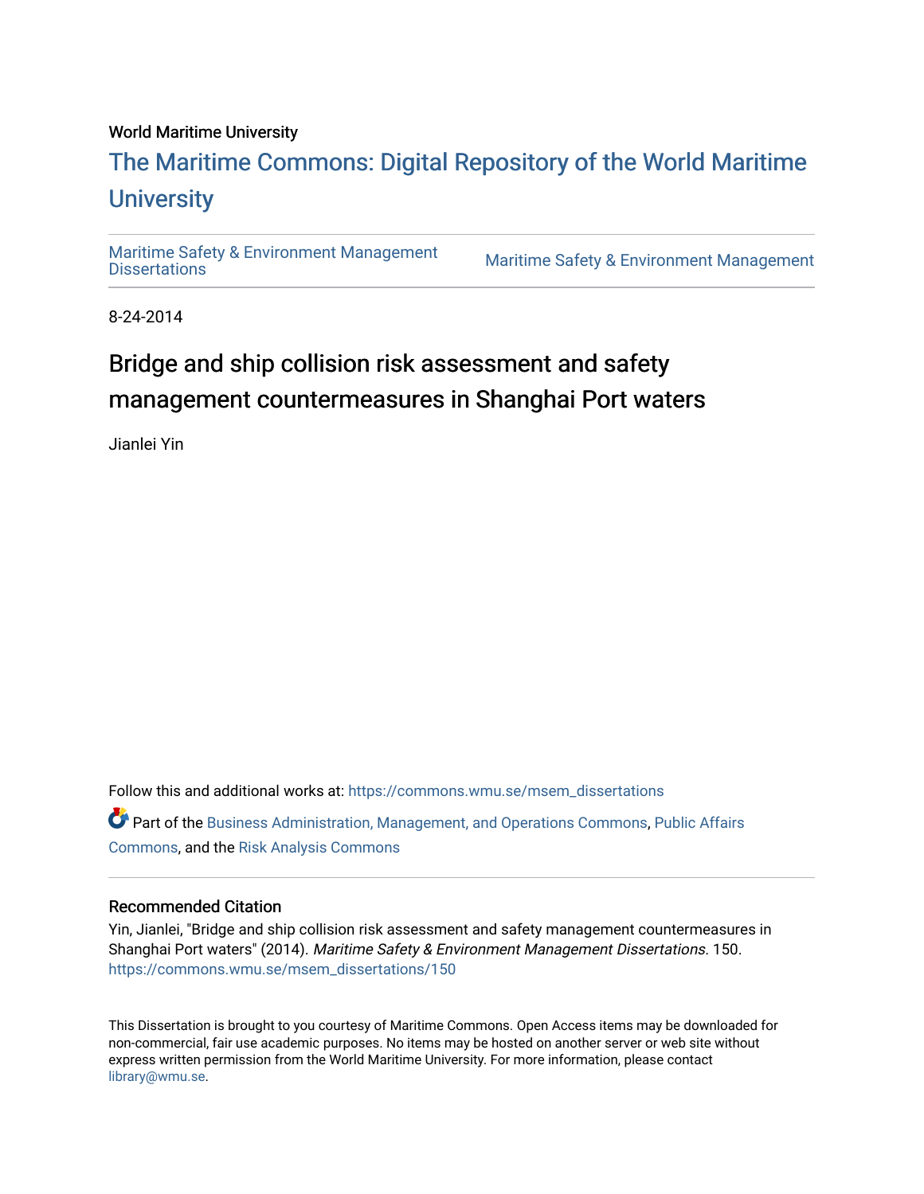World Maritime University

# The Maritime Commons: Digital Repository of the World Maritime University

Maritime Safety & Environment Management Dissertations | Maritime Safety & Environment Management

8-24-2014

## Bridge and ship collision risk assessment and safety management countermeasures in Shanghai Port waters

Jianlei Yin

Follow this and additional works at: https://commons.wmu.se/msem_dissertations

Part of the Business Administration, Management, and Operations Commons, Public Affairs Commons, and the Risk Analysis Commons

### Recommended Citation

Yin, Jianlei, "Bridge and ship collision risk assessment and safety management countermeasures in Shanghai Port waters" (2014). *Maritime Safety & Environment Management Dissertations*. 150. https://commons.wmu.se/msem_dissertations/150

This Dissertation is brought to you courtesy of Maritime Commons. Open Access items may be downloaded for non-commercial, fair use academic purposes. No items may be hosted on another server or web site without express written permission from the World Maritime University. For more information, please contact library@wmu.se.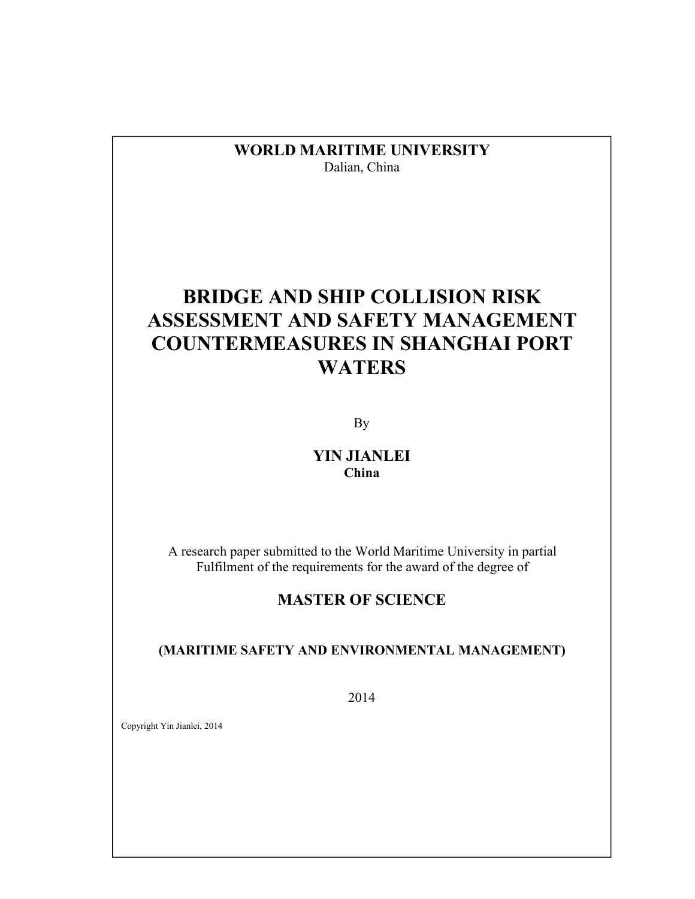**WORLD MARITIME UNIVERSITY**
Dalian, China

# BRIDGE AND SHIP COLLISION RISK ASSESSMENT AND SAFETY MANAGEMENT COUNTERMEASURES IN SHANGHAI PORT WATERS

By

**YIN JIANLEI**
**China**

A research paper submitted to the World Maritime University in partial Fulfilment of the requirements for the award of the degree of

**MASTER OF SCIENCE**

**(MARITIME SAFETY AND ENVIRONMENTAL MANAGEMENT)**

2014

Copyright Yin Jianlei, 2014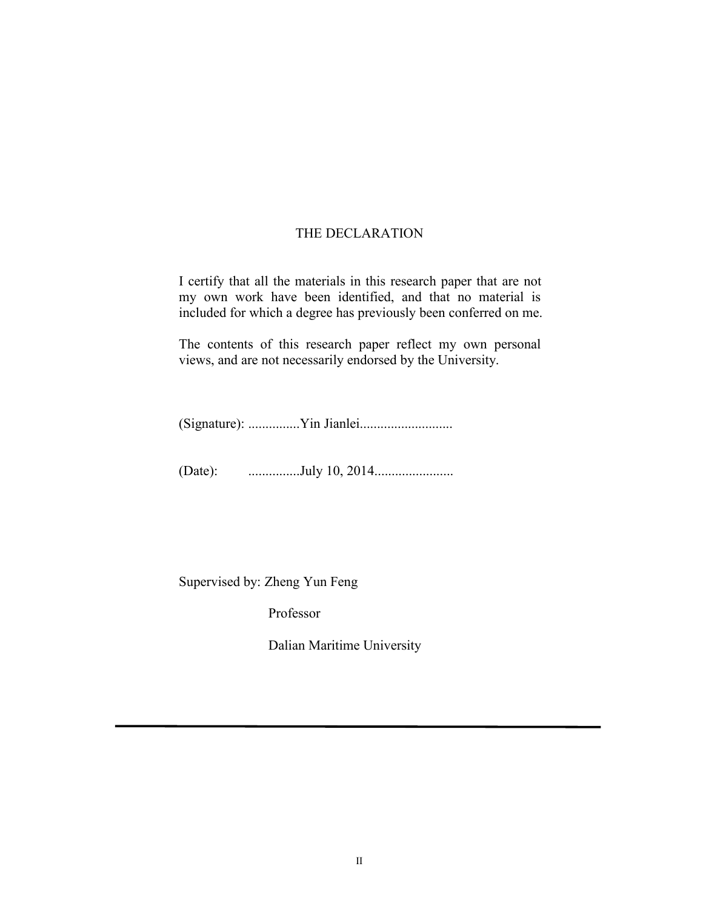# THE DECLARATION

I certify that all the materials in this research paper that are not my own work have been identified, and that no material is included for which a degree has previously been conferred on me.

The contents of this research paper reflect my own personal views, and are not necessarily endorsed by the University.

(Signature): ...............Yin Jianlei...........................

(Date): ...............July 10, 2014.......................

Supervised by: Zheng Yun Feng

Professor

Dalian Maritime University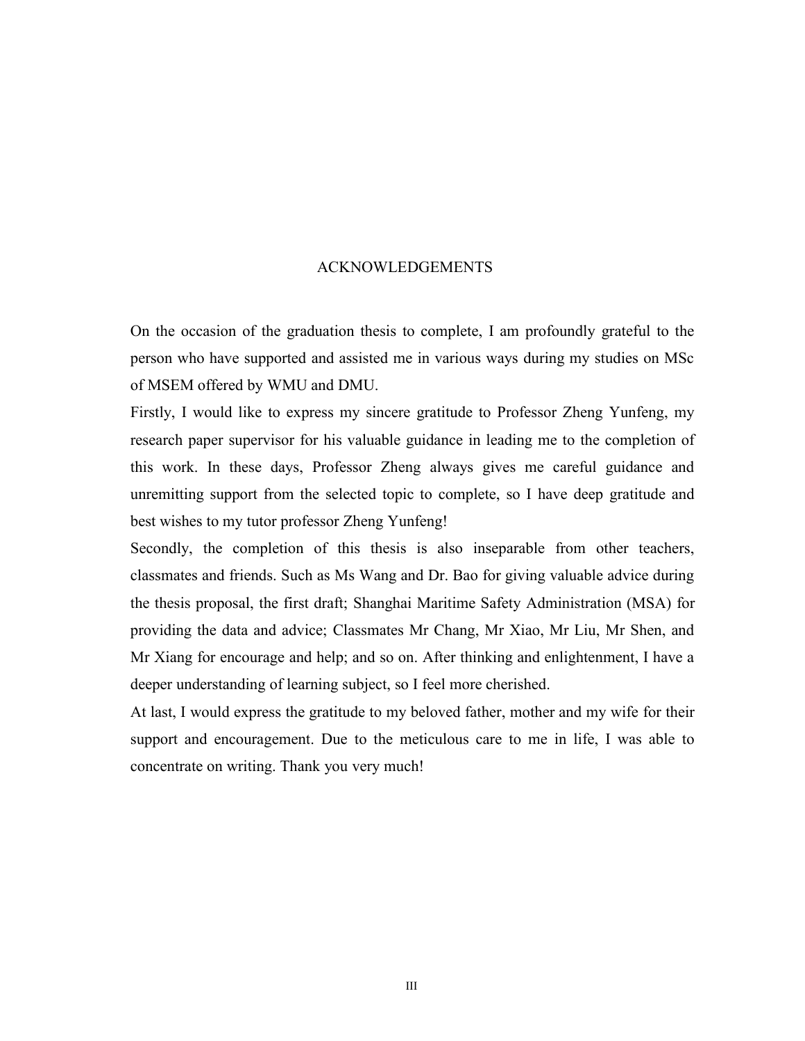# ACKNOWLEDGEMENTS

On the occasion of the graduation thesis to complete, I am profoundly grateful to the person who have supported and assisted me in various ways during my studies on MSc of MSEM offered by WMU and DMU.

Firstly, I would like to express my sincere gratitude to Professor Zheng Yunfeng, my research paper supervisor for his valuable guidance in leading me to the completion of this work. In these days, Professor Zheng always gives me careful guidance and unremitting support from the selected topic to complete, so I have deep gratitude and best wishes to my tutor professor Zheng Yunfeng!

Secondly, the completion of this thesis is also inseparable from other teachers, classmates and friends. Such as Ms Wang and Dr. Bao for giving valuable advice during the thesis proposal, the first draft; Shanghai Maritime Safety Administration (MSA) for providing the data and advice; Classmates Mr Chang, Mr Xiao, Mr Liu, Mr Shen, and Mr Xiang for encourage and help; and so on. After thinking and enlightenment, I have a deeper understanding of learning subject, so I feel more cherished.

At last, I would express the gratitude to my beloved father, mother and my wife for their support and encouragement. Due to the meticulous care to me in life, I was able to concentrate on writing. Thank you very much!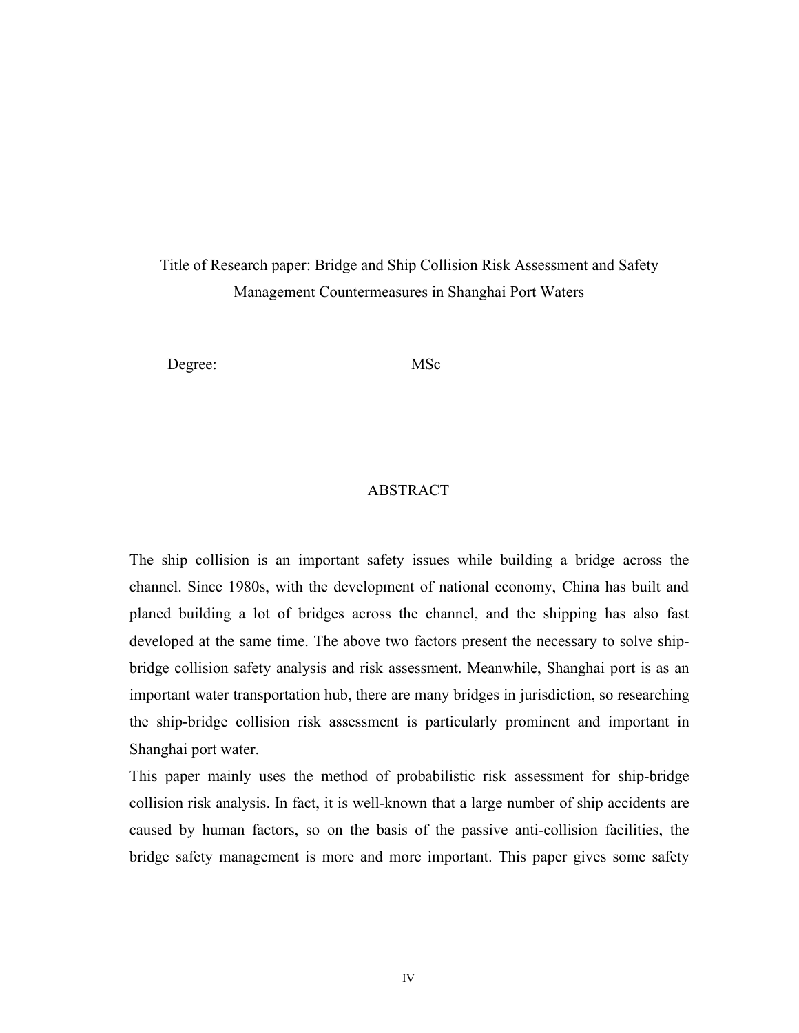Title of Research paper: Bridge and Ship Collision Risk Assessment and Safety Management Countermeasures in Shanghai Port Waters

Degree: MSc

# ABSTRACT

The ship collision is an important safety issues while building a bridge across the channel. Since 1980s, with the development of national economy, China has built and planed building a lot of bridges across the channel, and the shipping has also fast developed at the same time. The above two factors present the necessary to solve ship-bridge collision safety analysis and risk assessment. Meanwhile, Shanghai port is as an important water transportation hub, there are many bridges in jurisdiction, so researching the ship-bridge collision risk assessment is particularly prominent and important in Shanghai port water.

This paper mainly uses the method of probabilistic risk assessment for ship-bridge collision risk analysis. In fact, it is well-known that a large number of ship accidents are caused by human factors, so on the basis of the passive anti-collision facilities, the bridge safety management is more and more important. This paper gives some safety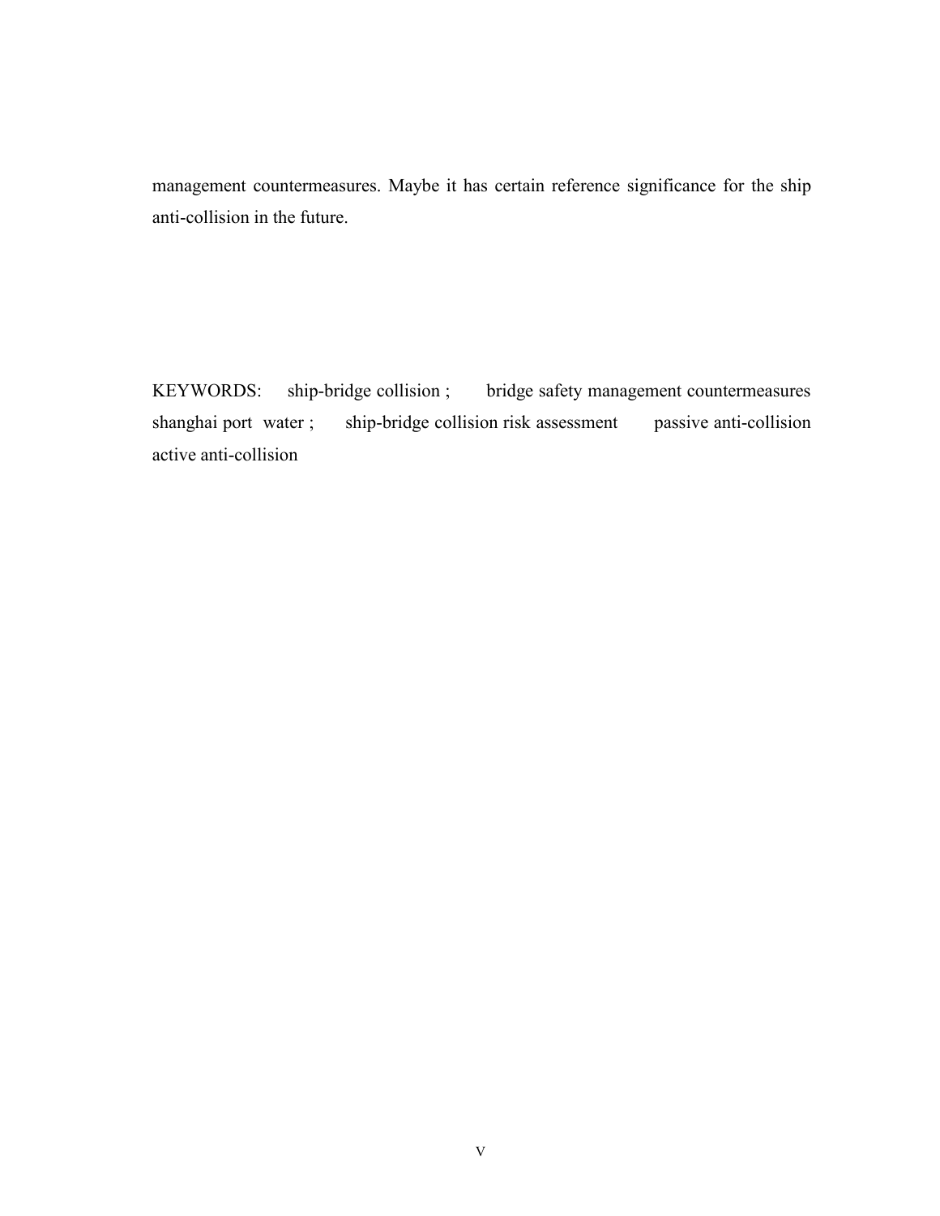management countermeasures. Maybe it has certain reference significance for the ship anti-collision in the future.

KEYWORDS: ship-bridge collision ; bridge safety management countermeasures shanghai port water ; ship-bridge collision risk assessment passive anti-collision active anti-collision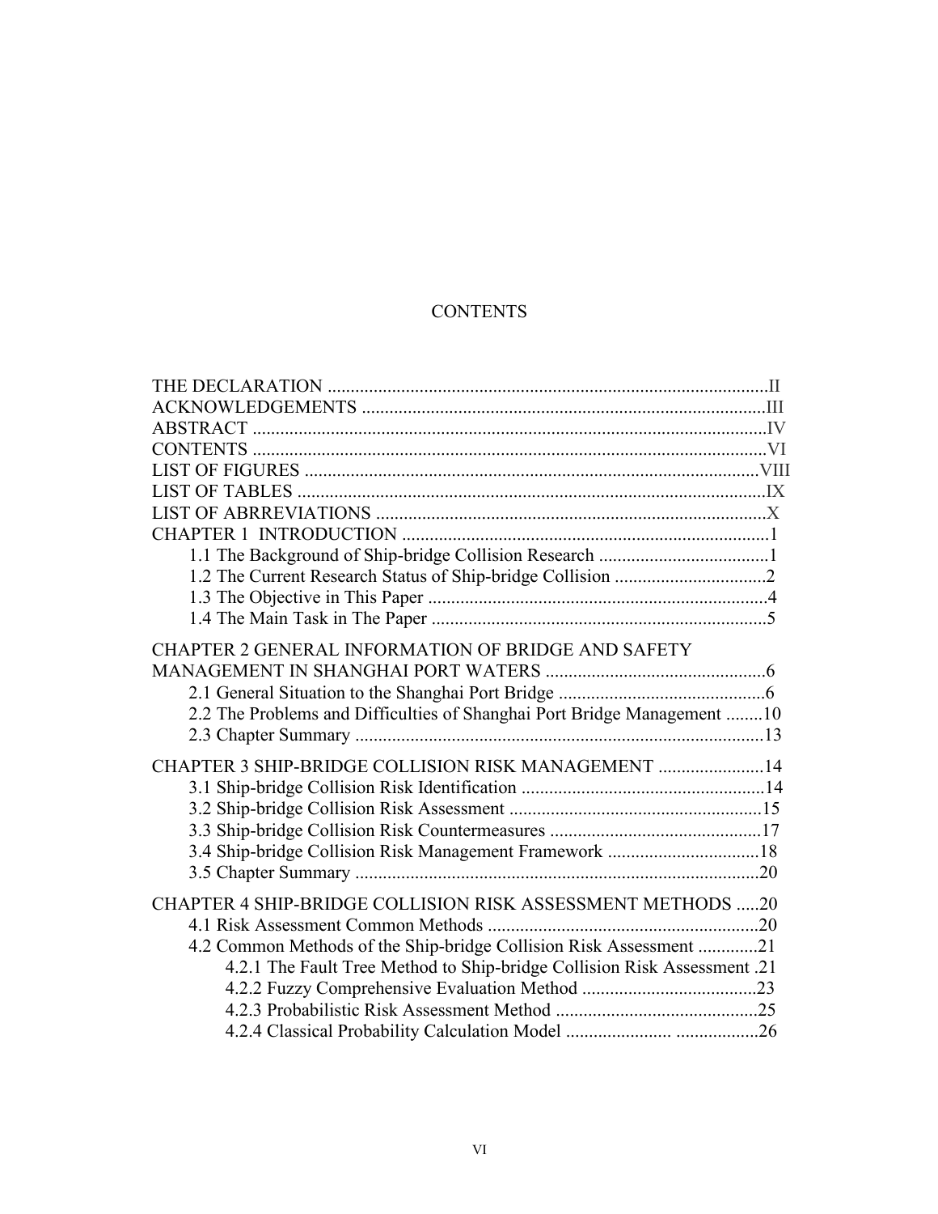# CONTENTS

THE DECLARATION ............................................................................................II
ACKNOWLEDGEMENTS ....................................................................................III
ABSTRACT ..........................................................................................................IV
CONTENTS ..........................................................................................................VI
LIST OF FIGURES .............................................................................................VIII
LIST OF TABLES ................................................................................................IX
LIST OF ABRREVIATIONS .................................................................................X
CHAPTER 1 INTRODUCTION .............................................................................1
  1.1 The Background of Ship-bridge Collision Research ......................................1
  1.2 The Current Research Status of Ship-bridge Collision .................................2
  1.3 The Objective in This Paper ...........................................................................4
  1.4 The Main Task in The Paper ..........................................................................5

CHAPTER 2 GENERAL INFORMATION OF BRIDGE AND SAFETY MANAGEMENT IN SHANGHAI PORT WATERS ................................................6
  2.1 General Situation to the Shanghai Port Bridge .............................................6
  2.2 The Problems and Difficulties of Shanghai Port Bridge Management ........10
  2.3 Chapter Summary .........................................................................................13

CHAPTER 3 SHIP-BRIDGE COLLISION RISK MANAGEMENT .......................14
  3.1 Ship-bridge Collision Risk Identification .....................................................14
  3.2 Ship-bridge Collision Risk Assessment .......................................................15
  3.3 Ship-bridge Collision Risk Countermeasures ..............................................17
  3.4 Ship-bridge Collision Risk Management Framework .................................18
  3.5 Chapter Summary .........................................................................................20

CHAPTER 4 SHIP-BRIDGE COLLISION RISK ASSESSMENT METHODS .....20
  4.1 Risk Assessment Common Methods ...........................................................20
  4.2 Common Methods of the Ship-bridge Collision Risk Assessment .............21
    4.2.1 The Fault Tree Method to Ship-bridge Collision Risk Assessment .21
    4.2.2 Fuzzy Comprehensive Evaluation Method ......................................23
    4.2.3 Probabilistic Risk Assessment Method ............................................25
    4.2.4 Classical Probability Calculation Model ........................ ..................26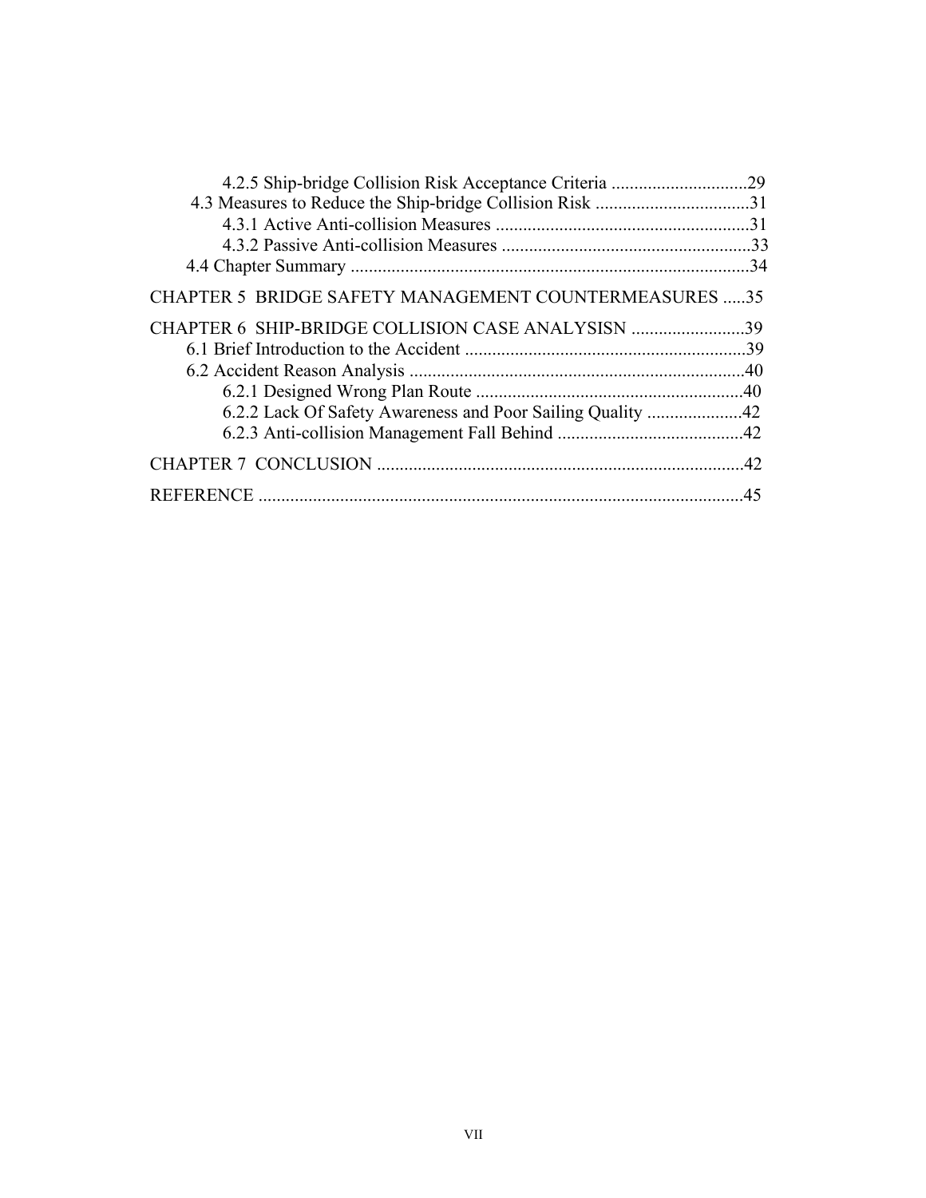4.2.5 Ship-bridge Collision Risk Acceptance Criteria ..............................29

4.3 Measures to Reduce the Ship-bridge Collision Risk ..................................31

4.3.1 Active Anti-collision Measures ........................................................31

4.3.2 Passive Anti-collision Measures .......................................................33

4.4 Chapter Summary ........................................................................................34

CHAPTER 5 BRIDGE SAFETY MANAGEMENT COUNTERMEASURES .....35

CHAPTER 6 SHIP-BRIDGE COLLISION CASE ANALYSISN .........................39

6.1 Brief Introduction to the Accident ..............................................................39

6.2 Accident Reason Analysis ..........................................................................40

6.2.1 Designed Wrong Plan Route ...........................................................40

6.2.2 Lack Of Safety Awareness and Poor Sailing Quality .....................42

6.2.3 Anti-collision Management Fall Behind .........................................42

CHAPTER 7 CONCLUSION .................................................................................42

REFERENCE ...........................................................................................................45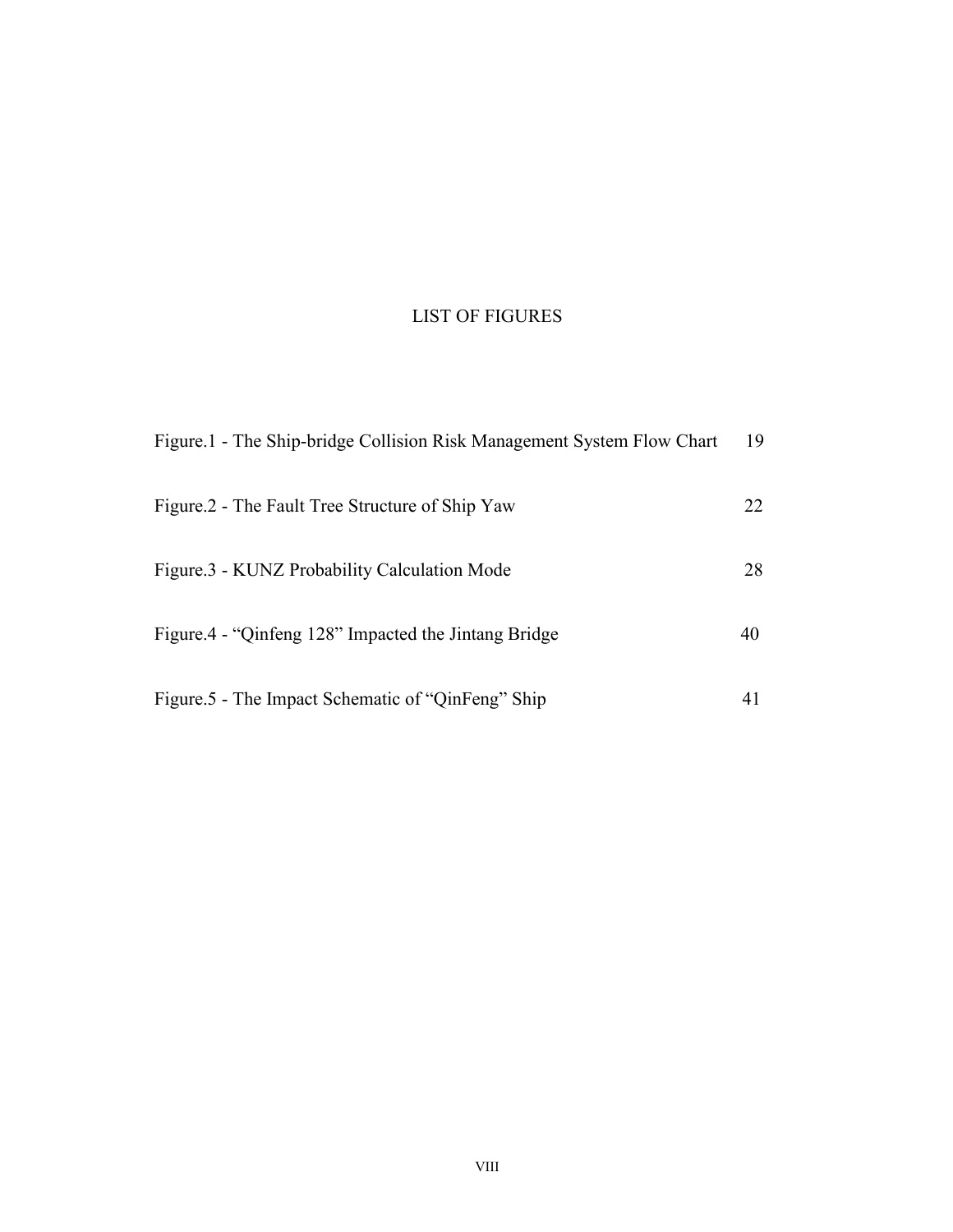# LIST OF FIGURES

| | |
|---|---|
| Figure.1 - The Ship-bridge Collision Risk Management System Flow Chart | 19 |
| Figure.2 - The Fault Tree Structure of Ship Yaw | 22 |
| Figure.3 - KUNZ Probability Calculation Mode | 28 |
| Figure.4 - “Qinfeng 128” Impacted the Jintang Bridge | 40 |
| Figure.5 - The Impact Schematic of “QinFeng” Ship | 41 |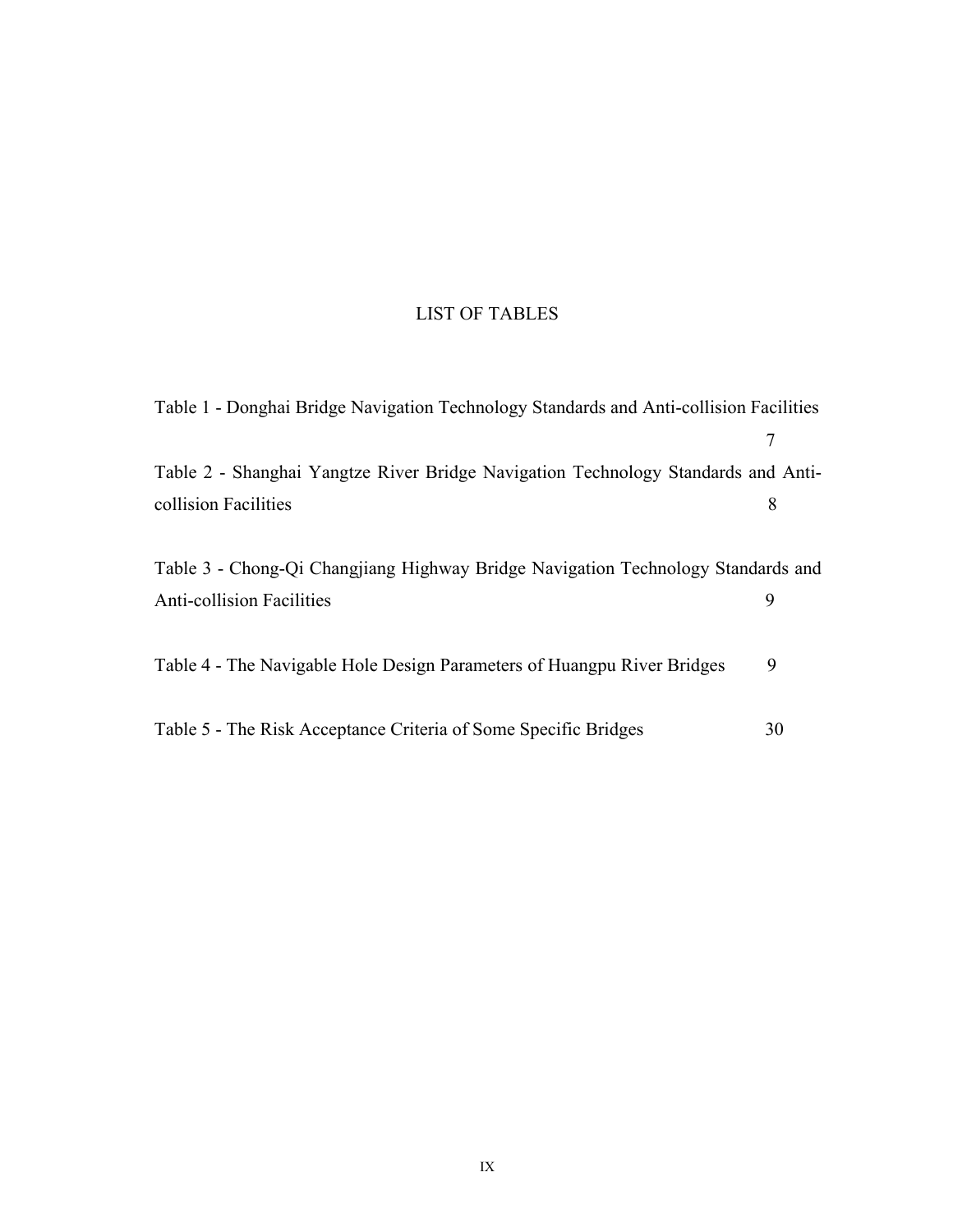# LIST OF TABLES

Table 1 - Donghai Bridge Navigation Technology Standards and Anti-collision Facilities 7

Table 2 - Shanghai Yangtze River Bridge Navigation Technology Standards and Anti-collision Facilities 8

Table 3 - Chong-Qi Changjiang Highway Bridge Navigation Technology Standards and Anti-collision Facilities 9

Table 4 - The Navigable Hole Design Parameters of Huangpu River Bridges 9

Table 5 - The Risk Acceptance Criteria of Some Specific Bridges 30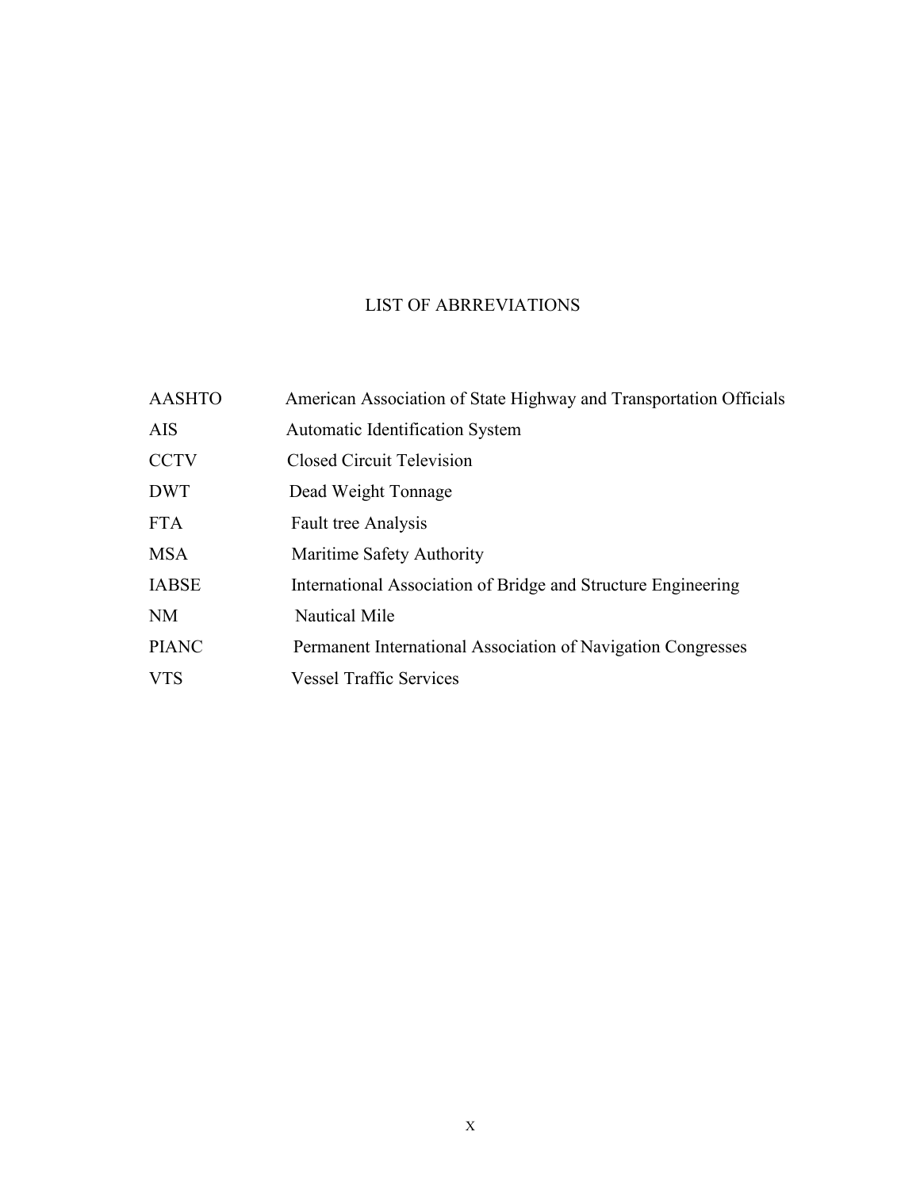# LIST OF ABRREVIATIONS

| | |
|---|---|
| AASHTO | American Association of State Highway and Transportation Officials |
| AIS | Automatic Identification System |
| CCTV | Closed Circuit Television |
| DWT | Dead Weight Tonnage |
| FTA | Fault tree Analysis |
| MSA | Maritime Safety Authority |
| IABSE | International Association of Bridge and Structure Engineering |
| NM | Nautical Mile |
| PIANC | Permanent International Association of Navigation Congresses |
| VTS | Vessel Traffic Services |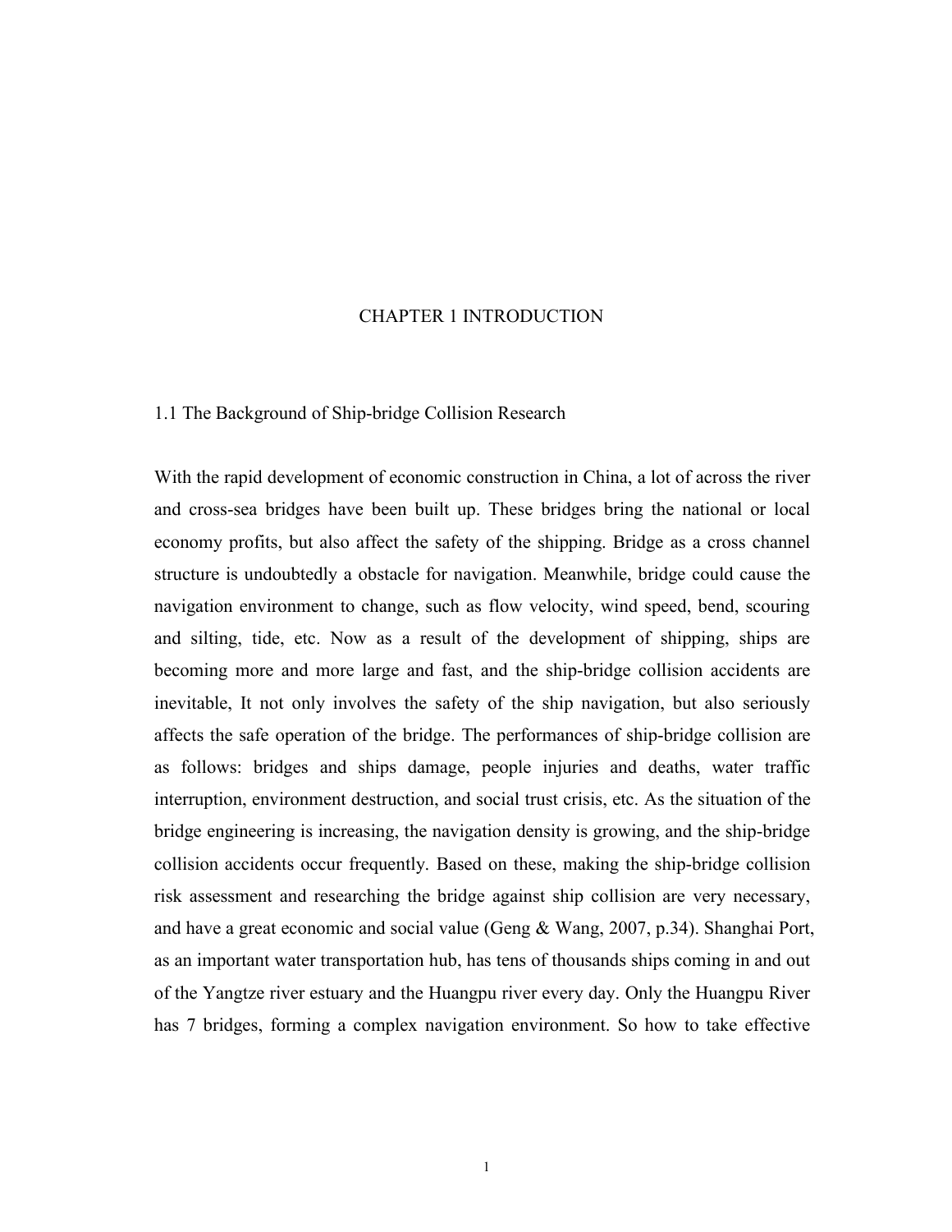# CHAPTER 1 INTRODUCTION

## 1.1 The Background of Ship-bridge Collision Research

With the rapid development of economic construction in China, a lot of across the river and cross-sea bridges have been built up. These bridges bring the national or local economy profits, but also affect the safety of the shipping. Bridge as a cross channel structure is undoubtedly a obstacle for navigation. Meanwhile, bridge could cause the navigation environment to change, such as flow velocity, wind speed, bend, scouring and silting, tide, etc. Now as a result of the development of shipping, ships are becoming more and more large and fast, and the ship-bridge collision accidents are inevitable, It not only involves the safety of the ship navigation, but also seriously affects the safe operation of the bridge. The performances of ship-bridge collision are as follows: bridges and ships damage, people injuries and deaths, water traffic interruption, environment destruction, and social trust crisis, etc. As the situation of the bridge engineering is increasing, the navigation density is growing, and the ship-bridge collision accidents occur frequently. Based on these, making the ship-bridge collision risk assessment and researching the bridge against ship collision are very necessary, and have a great economic and social value (Geng & Wang, 2007, p.34). Shanghai Port, as an important water transportation hub, has tens of thousands ships coming in and out of the Yangtze river estuary and the Huangpu river every day. Only the Huangpu River has 7 bridges, forming a complex navigation environment. So how to take effective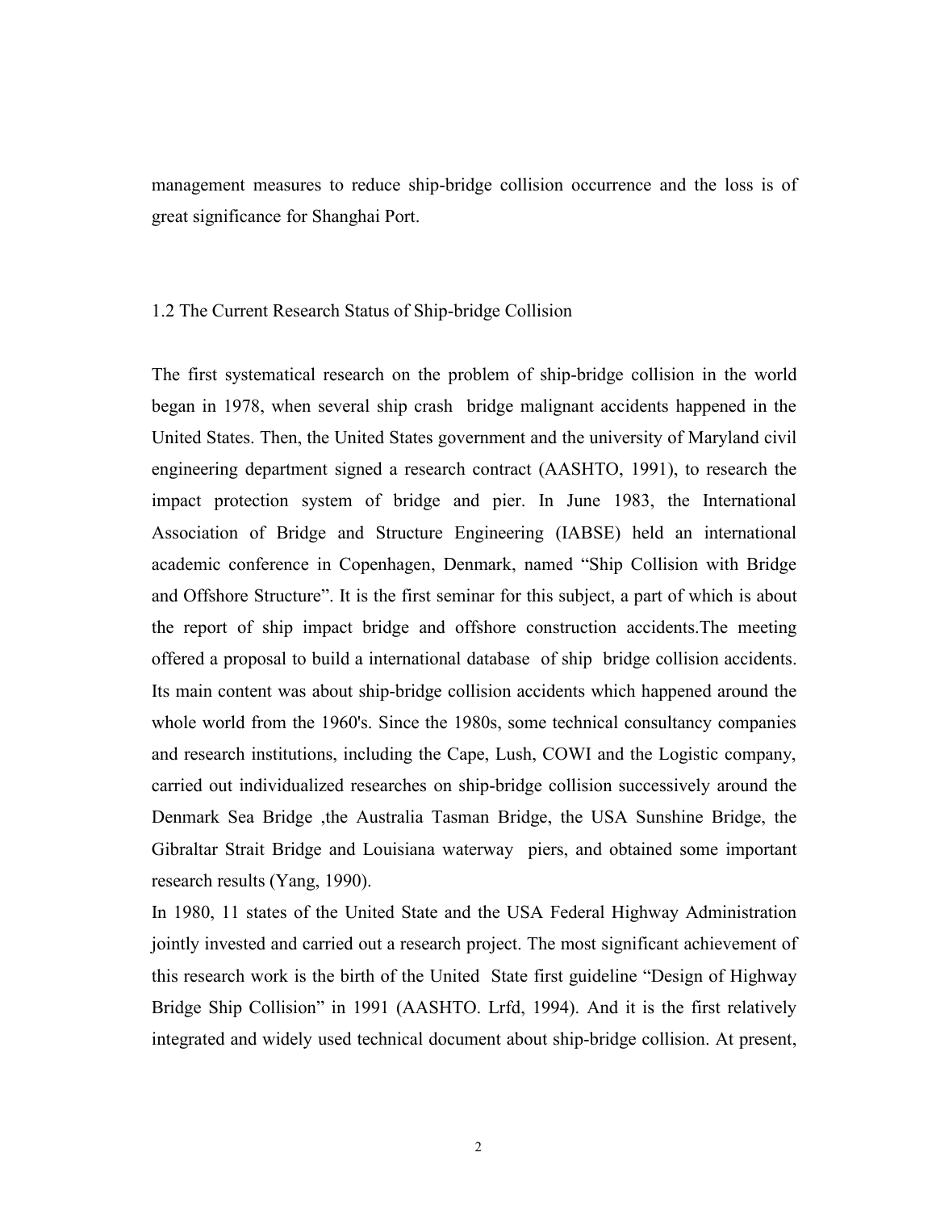management measures to reduce ship-bridge collision occurrence and the loss is of great significance for Shanghai Port.

## 1.2 The Current Research Status of Ship-bridge Collision

The first systematical research on the problem of ship-bridge collision in the world began in 1978, when several ship crash bridge malignant accidents happened in the United States. Then, the United States government and the university of Maryland civil engineering department signed a research contract (AASHTO, 1991), to research the impact protection system of bridge and pier. In June 1983, the International Association of Bridge and Structure Engineering (IABSE) held an international academic conference in Copenhagen, Denmark, named "Ship Collision with Bridge and Offshore Structure". It is the first seminar for this subject, a part of which is about the report of ship impact bridge and offshore construction accidents.The meeting offered a proposal to build a international database of ship bridge collision accidents. Its main content was about ship-bridge collision accidents which happened around the whole world from the 1960's. Since the 1980s, some technical consultancy companies and research institutions, including the Cape, Lush, COWI and the Logistic company, carried out individualized researches on ship-bridge collision successively around the Denmark Sea Bridge ,the Australia Tasman Bridge, the USA Sunshine Bridge, the Gibraltar Strait Bridge and Louisiana waterway piers, and obtained some important research results (Yang, 1990).

In 1980, 11 states of the United State and the USA Federal Highway Administration jointly invested and carried out a research project. The most significant achievement of this research work is the birth of the United State first guideline "Design of Highway Bridge Ship Collision" in 1991 (AASHTO. Lrfd, 1994). And it is the first relatively integrated and widely used technical document about ship-bridge collision. At present,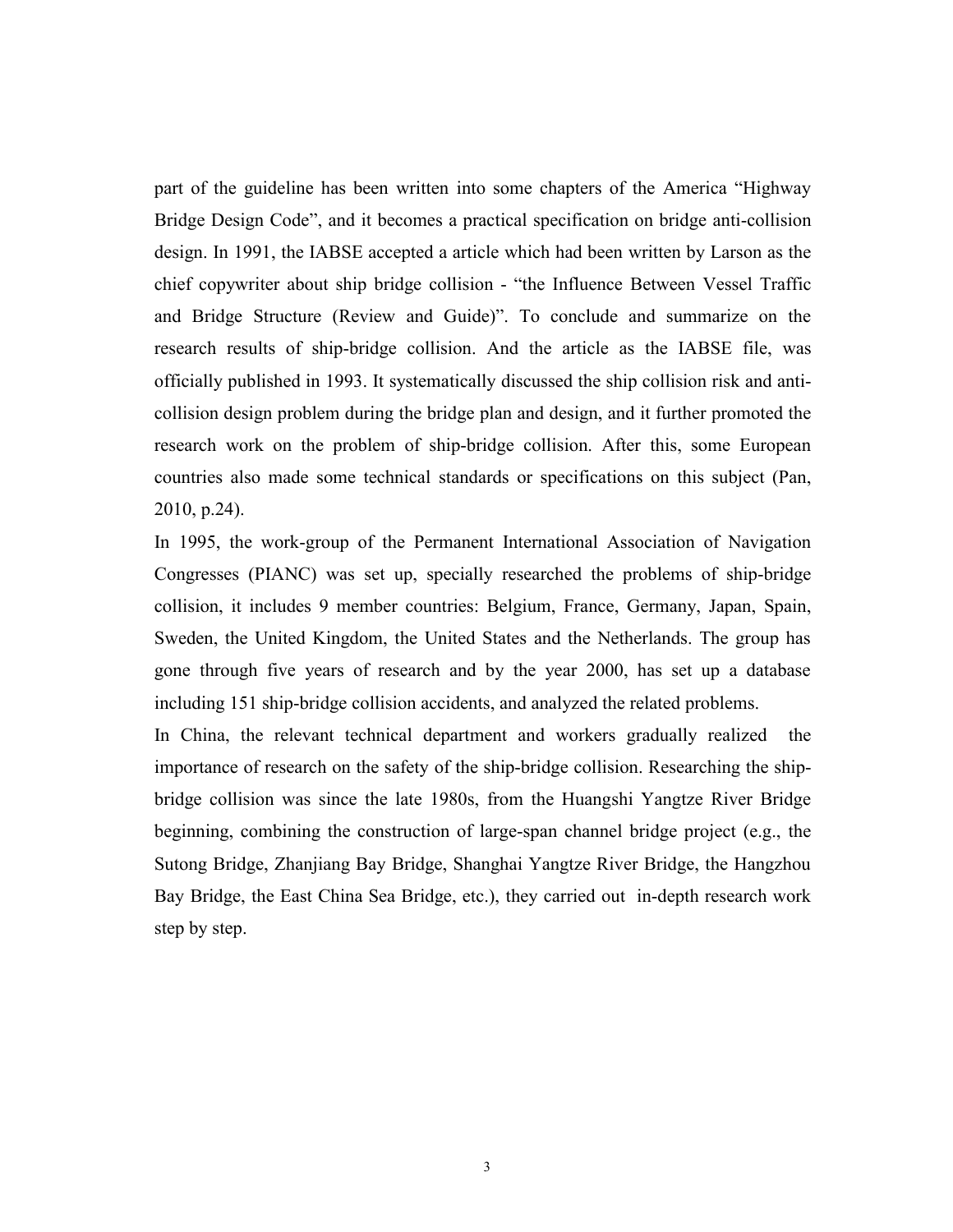part of the guideline has been written into some chapters of the America "Highway Bridge Design Code", and it becomes a practical specification on bridge anti-collision design. In 1991, the IABSE accepted a article which had been written by Larson as the chief copywriter about ship bridge collision - "the Influence Between Vessel Traffic and Bridge Structure (Review and Guide)". To conclude and summarize on the research results of ship-bridge collision. And the article as the IABSE file, was officially published in 1993. It systematically discussed the ship collision risk and anti-collision design problem during the bridge plan and design, and it further promoted the research work on the problem of ship-bridge collision. After this, some European countries also made some technical standards or specifications on this subject (Pan, 2010, p.24).

In 1995, the work-group of the Permanent International Association of Navigation Congresses (PIANC) was set up, specially researched the problems of ship-bridge collision, it includes 9 member countries: Belgium, France, Germany, Japan, Spain, Sweden, the United Kingdom, the United States and the Netherlands. The group has gone through five years of research and by the year 2000, has set up a database including 151 ship-bridge collision accidents, and analyzed the related problems.

In China, the relevant technical department and workers gradually realized the importance of research on the safety of the ship-bridge collision. Researching the ship-bridge collision was since the late 1980s, from the Huangshi Yangtze River Bridge beginning, combining the construction of large-span channel bridge project (e.g., the Sutong Bridge, Zhanjiang Bay Bridge, Shanghai Yangtze River Bridge, the Hangzhou Bay Bridge, the East China Sea Bridge, etc.), they carried out in-depth research work step by step.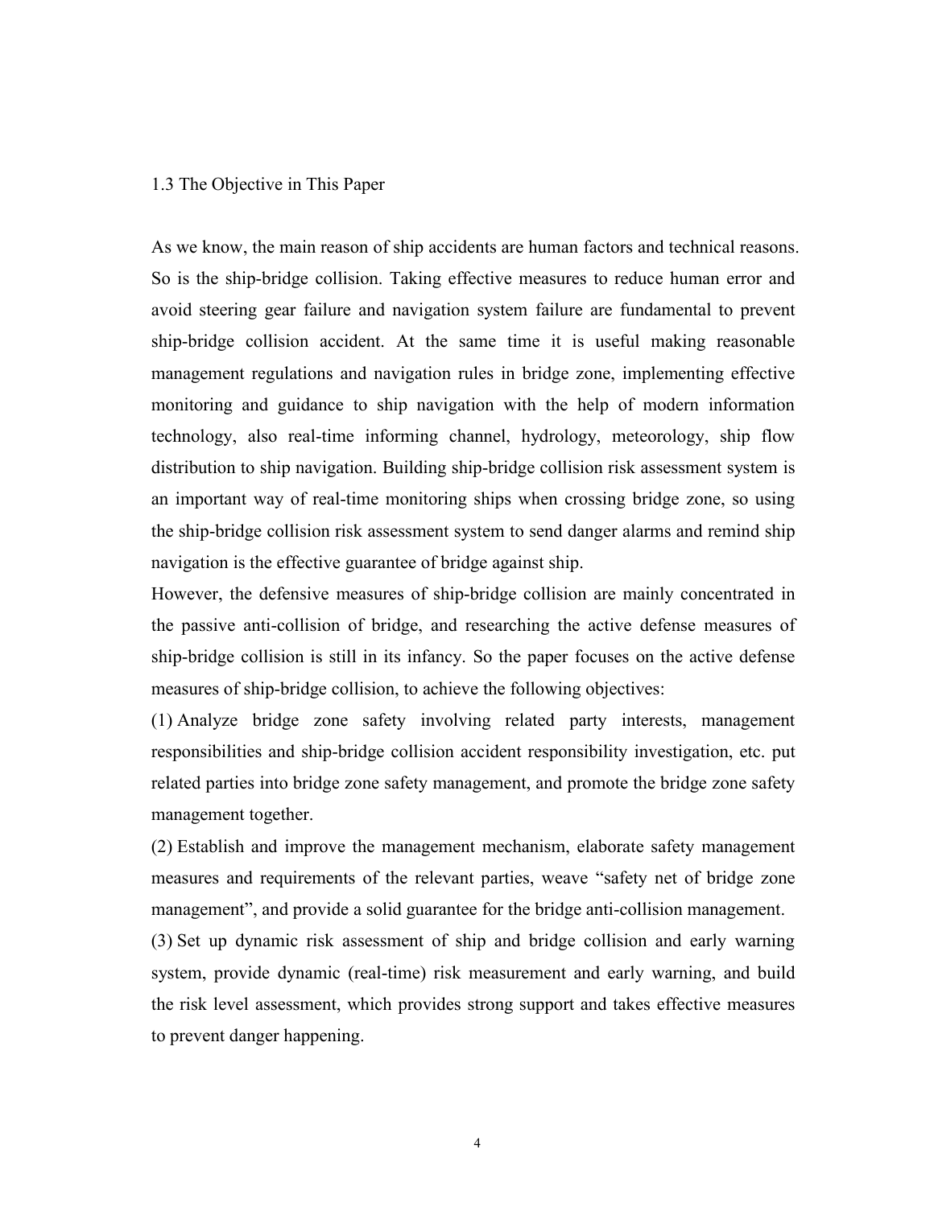## 1.3 The Objective in This Paper

As we know, the main reason of ship accidents are human factors and technical reasons. So is the ship-bridge collision. Taking effective measures to reduce human error and avoid steering gear failure and navigation system failure are fundamental to prevent ship-bridge collision accident. At the same time it is useful making reasonable management regulations and navigation rules in bridge zone, implementing effective monitoring and guidance to ship navigation with the help of modern information technology, also real-time informing channel, hydrology, meteorology, ship flow distribution to ship navigation. Building ship-bridge collision risk assessment system is an important way of real-time monitoring ships when crossing bridge zone, so using the ship-bridge collision risk assessment system to send danger alarms and remind ship navigation is the effective guarantee of bridge against ship.

However, the defensive measures of ship-bridge collision are mainly concentrated in the passive anti-collision of bridge, and researching the active defense measures of ship-bridge collision is still in its infancy. So the paper focuses on the active defense measures of ship-bridge collision, to achieve the following objectives:

(1) Analyze bridge zone safety involving related party interests, management responsibilities and ship-bridge collision accident responsibility investigation, etc. put related parties into bridge zone safety management, and promote the bridge zone safety management together.

(2) Establish and improve the management mechanism, elaborate safety management measures and requirements of the relevant parties, weave "safety net of bridge zone management", and provide a solid guarantee for the bridge anti-collision management.

(3) Set up dynamic risk assessment of ship and bridge collision and early warning system, provide dynamic (real-time) risk measurement and early warning, and build the risk level assessment, which provides strong support and takes effective measures to prevent danger happening.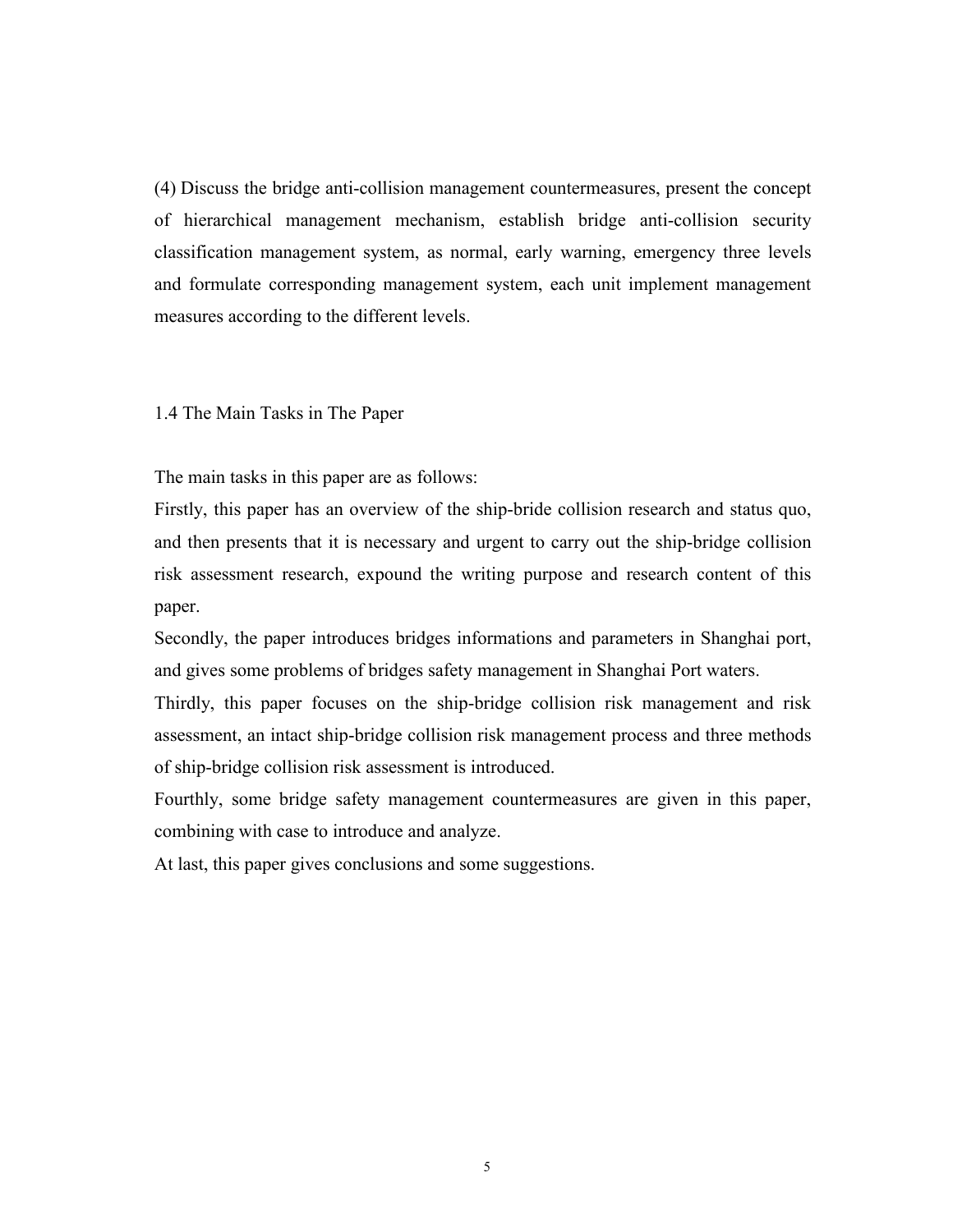(4) Discuss the bridge anti-collision management countermeasures, present the concept of hierarchical management mechanism, establish bridge anti-collision security classification management system, as normal, early warning, emergency three levels and formulate corresponding management system, each unit implement management measures according to the different levels.

## 1.4 The Main Tasks in The Paper

The main tasks in this paper are as follows:

Firstly, this paper has an overview of the ship-bride collision research and status quo, and then presents that it is necessary and urgent to carry out the ship-bridge collision risk assessment research, expound the writing purpose and research content of this paper.

Secondly, the paper introduces bridges informations and parameters in Shanghai port, and gives some problems of bridges safety management in Shanghai Port waters.

Thirdly, this paper focuses on the ship-bridge collision risk management and risk assessment, an intact ship-bridge collision risk management process and three methods of ship-bridge collision risk assessment is introduced.

Fourthly, some bridge safety management countermeasures are given in this paper, combining with case to introduce and analyze.

At last, this paper gives conclusions and some suggestions.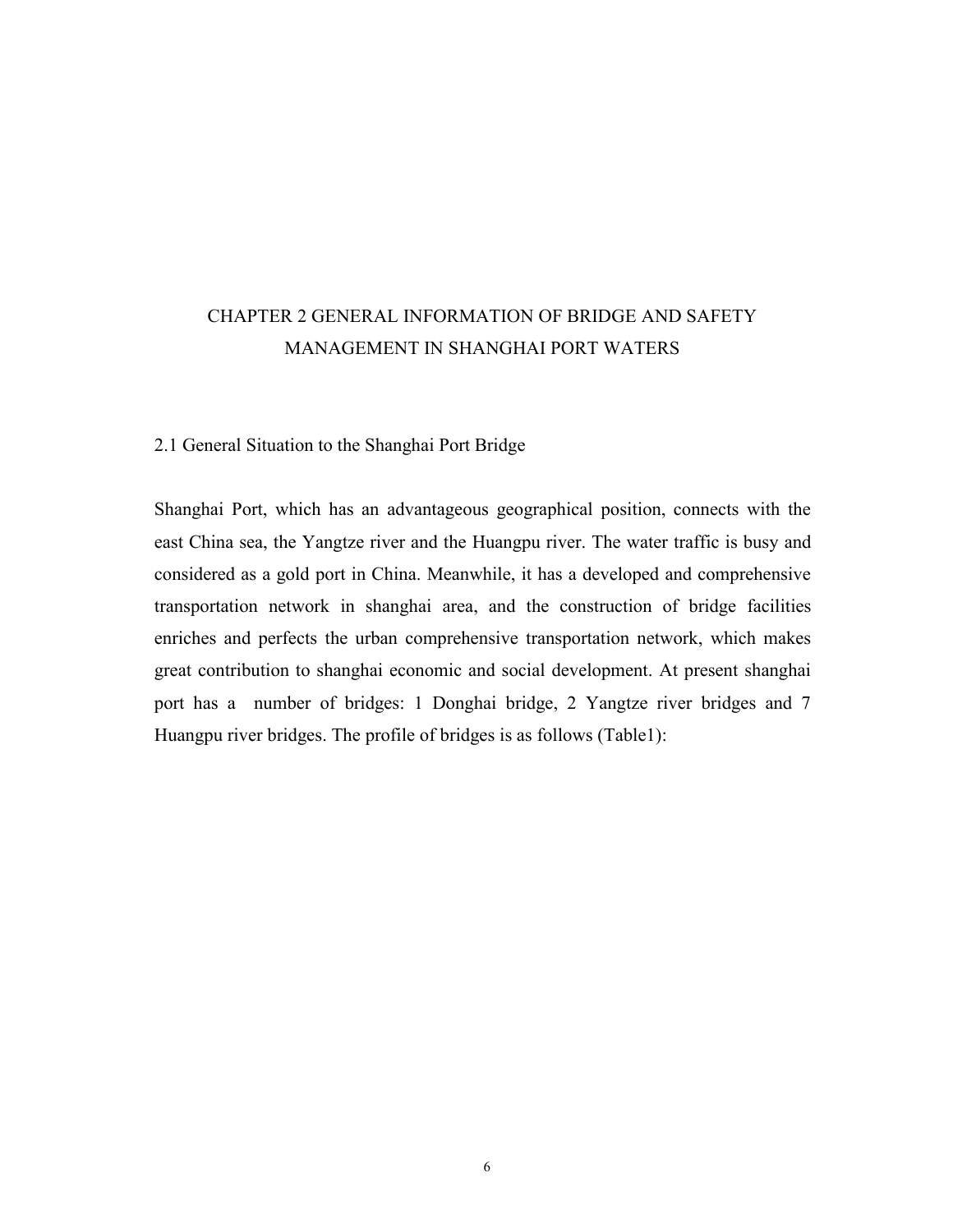# CHAPTER 2 GENERAL INFORMATION OF BRIDGE AND SAFETY MANAGEMENT IN SHANGHAI PORT WATERS

## 2.1 General Situation to the Shanghai Port Bridge

Shanghai Port, which has an advantageous geographical position, connects with the east China sea, the Yangtze river and the Huangpu river. The water traffic is busy and considered as a gold port in China. Meanwhile, it has a developed and comprehensive transportation network in shanghai area, and the construction of bridge facilities enriches and perfects the urban comprehensive transportation network, which makes great contribution to shanghai economic and social development. At present shanghai port has a number of bridges: 1 Donghai bridge, 2 Yangtze river bridges and 7 Huangpu river bridges. The profile of bridges is as follows (Table1):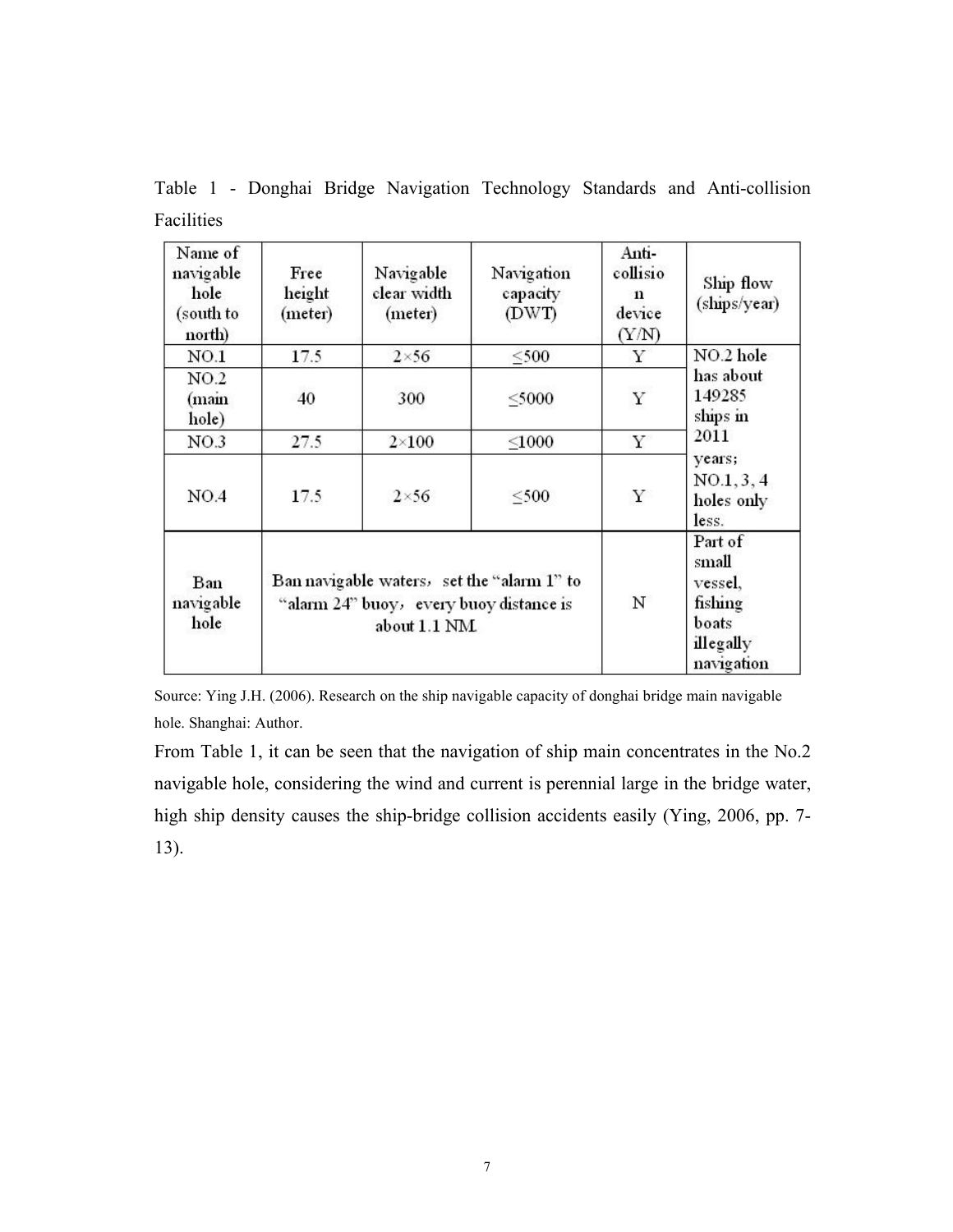Table 1 - Donghai Bridge Navigation Technology Standards and Anti-collision Facilities

| Name of navigable hole (south to north) | Free height (meter) | Navigable clear width (meter) | Navigation capacity (DWT) | Anti-collision device (Y/N) | Ship flow (ships/year) |
|---|---|---|---|---|---|
| NO.1 | 17.5 | 2×56 | ≤500 | Y | NO.2 hole has about 149285 ships in 2011 years; NO.1, 3, 4 holes only less. |
| NO.2 (main hole) | 40 | 300 | ≤5000 | Y | |
| NO.3 | 27.5 | 2×100 | ≤1000 | Y | |
| NO.4 | 17.5 | 2×56 | ≤500 | Y | |
| Ban navigable hole | Ban navigable waters, set the "alarm 1" to "alarm 24" buoy, every buoy distance is about 1.1 NM. | | | N | Part of small vessel, fishing boats illegally navigation |

Source: Ying J.H. (2006). Research on the ship navigable capacity of donghai bridge main navigable hole. Shanghai: Author.

From Table 1, it can be seen that the navigation of ship main concentrates in the No.2 navigable hole, considering the wind and current is perennial large in the bridge water, high ship density causes the ship-bridge collision accidents easily (Ying, 2006, pp. 7-13).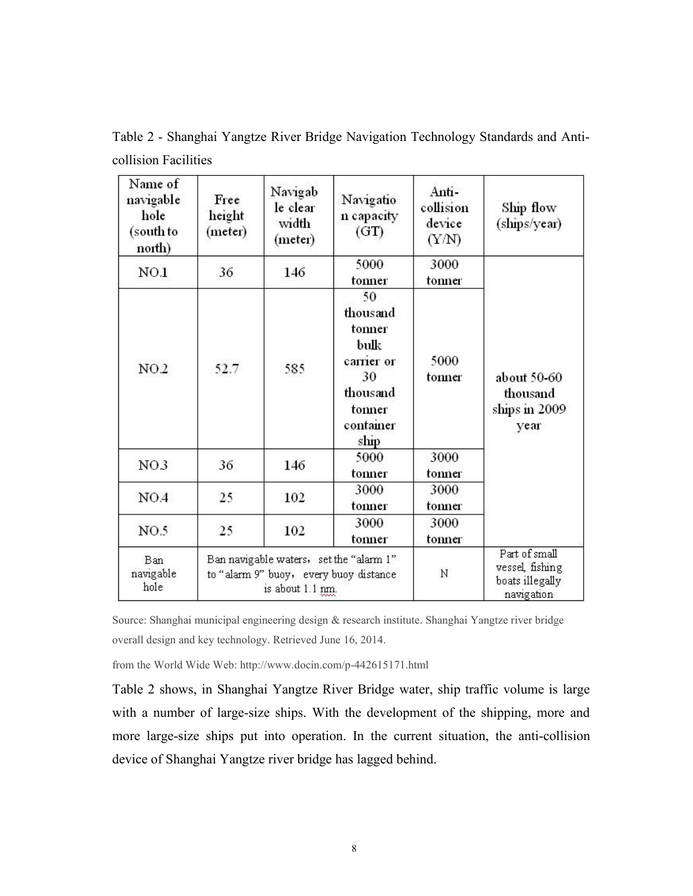Table 2 - Shanghai Yangtze River Bridge Navigation Technology Standards and Anti-collision Facilities

| Name of navigable hole (south to north) | Free height (meter) | Navigable clear width (meter) | Navigation capacity (GT) | Anti-collision device (Y/N) | Ship flow (ships/year) |
|---|---|---|---|---|---|
| NO.1 | 36 | 146 | 5000 tonner | 3000 tonner | about 50-60 thousand ships in 2009 year |
| NO.2 | 52.7 | 585 | 50 thousand tonner bulk carrier or 30 thousand tonner container ship | 5000 tonner | |
| NO.3 | 36 | 146 | 5000 tonner | 3000 tonner | |
| NO.4 | 25 | 102 | 3000 tonner | 3000 tonner | |
| NO.5 | 25 | 102 | 3000 tonner | 3000 tonner | |
| Ban navigable hole | Ban navigable waters, set the "alarm 1" to "alarm 9" buoy, every buoy distance is about 1.1 nm. | | | N | Part of small vessel, fishing boats illegally navigation |

Source: Shanghai municipal engineering design & research institute. Shanghai Yangtze river bridge overall design and key technology. Retrieved June 16, 2014.

from the World Wide Web: http://www.docin.com/p-442615171.html

Table 2 shows, in Shanghai Yangtze River Bridge water, ship traffic volume is large with a number of large-size ships. With the development of the shipping, more and more large-size ships put into operation. In the current situation, the anti-collision device of Shanghai Yangtze river bridge has lagged behind.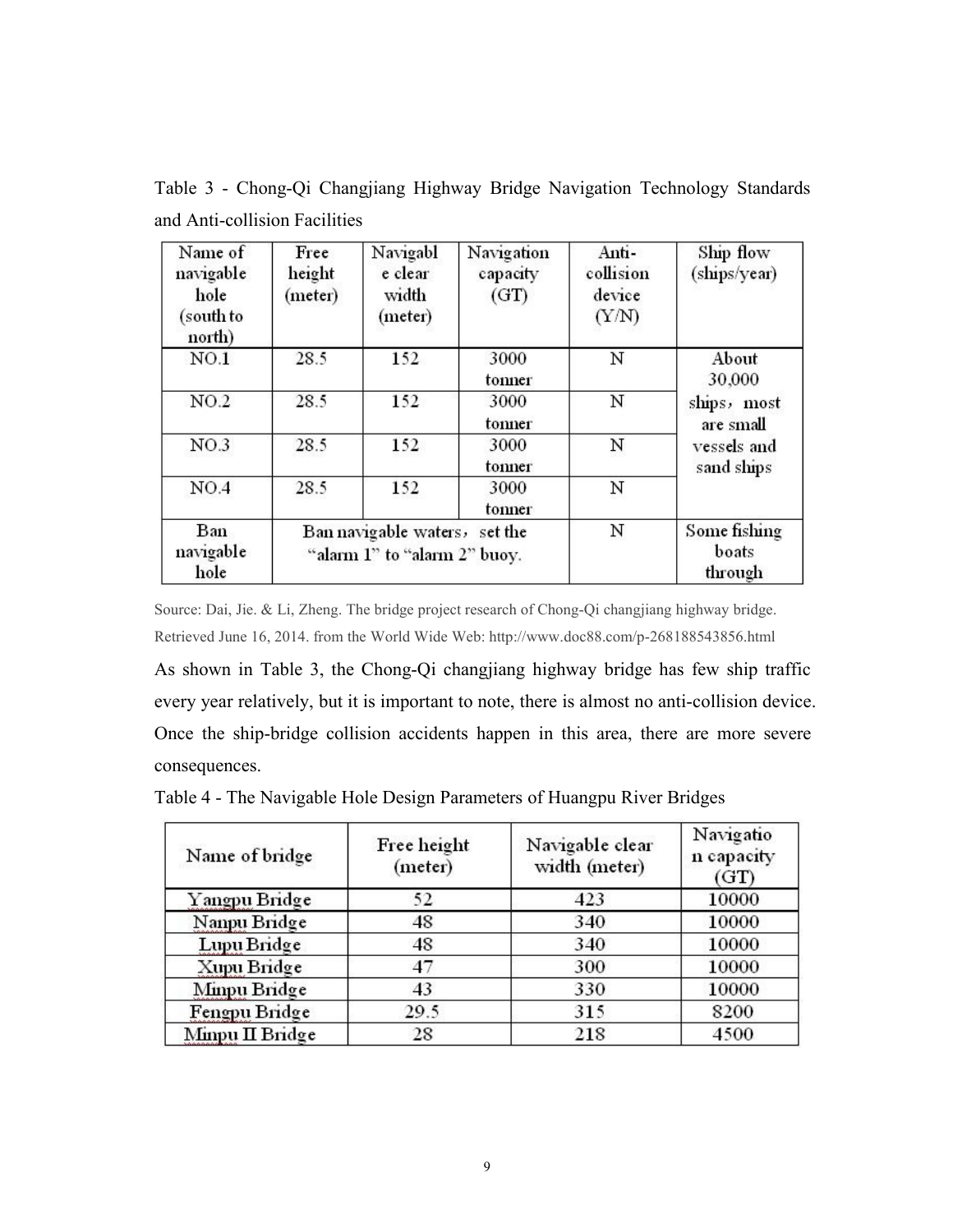Table 3 - Chong-Qi Changjiang Highway Bridge Navigation Technology Standards and Anti-collision Facilities

| Name of navigable hole (south to north) | Free height (meter) | Navigable clear width (meter) | Navigation capacity (GT) | Anti-collision device (Y/N) | Ship flow (ships/year) |
|---|---|---|---|---|---|
| NO.1 | 28.5 | 152 | 3000 tonner | N | About 30,000 ships，most are small vessels and sand ships |
| NO.2 | 28.5 | 152 | 3000 tonner | N | |
| NO.3 | 28.5 | 152 | 3000 tonner | N | |
| NO.4 | 28.5 | 152 | 3000 tonner | N | |
| Ban navigable hole | Ban navigable waters，set the "alarm 1" to "alarm 2" buoy. | | | N | Some fishing boats through |

Source: Dai, Jie. & Li, Zheng. The bridge project research of Chong-Qi changjiang highway bridge. Retrieved June 16, 2014. from the World Wide Web: http://www.doc88.com/p-268188543856.html

As shown in Table 3, the Chong-Qi changjiang highway bridge has few ship traffic every year relatively, but it is important to note, there is almost no anti-collision device. Once the ship-bridge collision accidents happen in this area, there are more severe consequences.

Table 4 - The Navigable Hole Design Parameters of Huangpu River Bridges

| Name of bridge | Free height (meter) | Navigable clear width (meter) | Navigation capacity (GT) |
|---|---|---|---|
| Yangpu Bridge | 52 | 423 | 10000 |
| Nanpu Bridge | 48 | 340 | 10000 |
| Lupu Bridge | 48 | 340 | 10000 |
| Xupu Bridge | 47 | 300 | 10000 |
| Minpu Bridge | 43 | 330 | 10000 |
| Fengpu Bridge | 29.5 | 315 | 8200 |
| Minpu II Bridge | 28 | 218 | 4500 |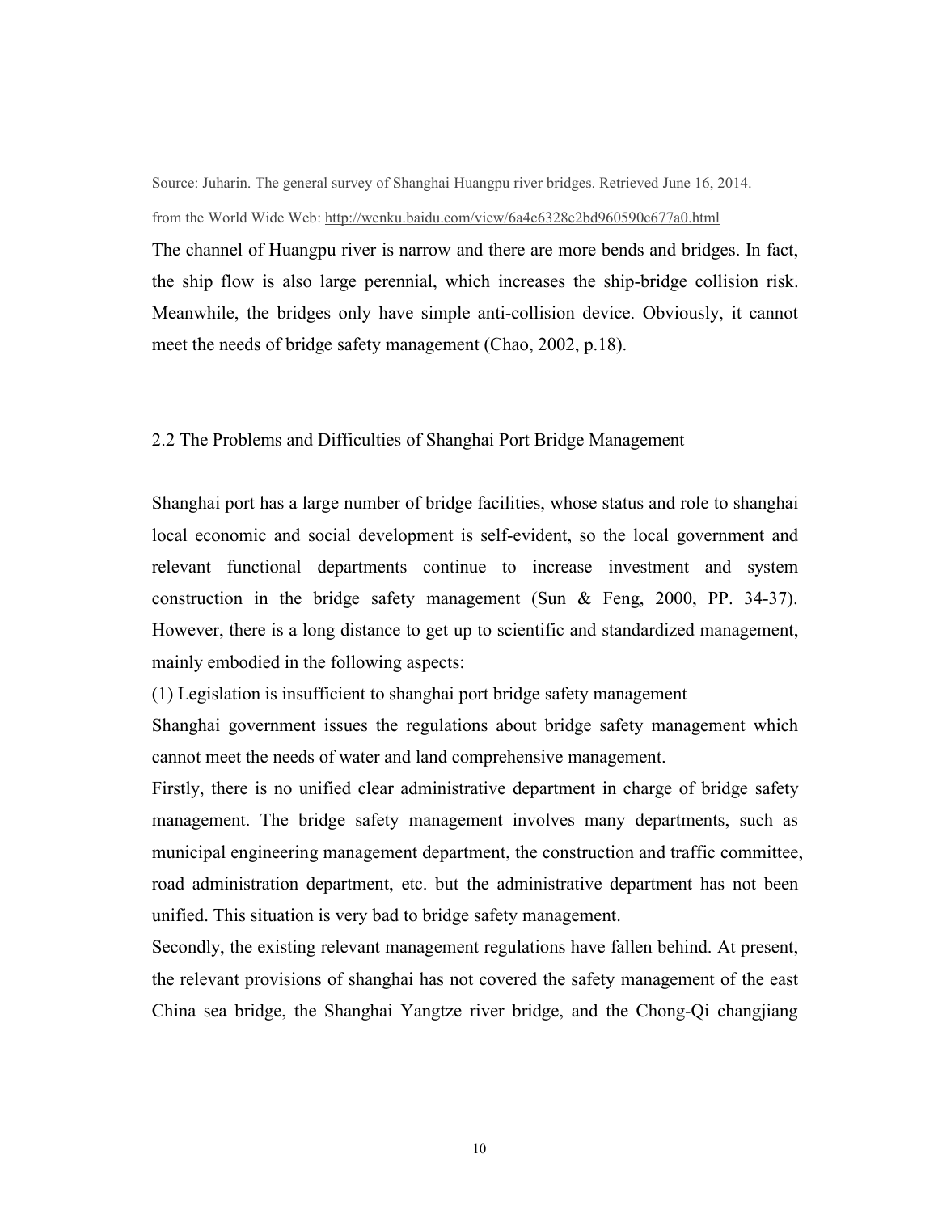Source: Juharin. The general survey of Shanghai Huangpu river bridges. Retrieved June 16, 2014. from the World Wide Web: http://wenku.baidu.com/view/6a4c6328e2bd960590c677a0.html

The channel of Huangpu river is narrow and there are more bends and bridges. In fact, the ship flow is also large perennial, which increases the ship-bridge collision risk. Meanwhile, the bridges only have simple anti-collision device. Obviously, it cannot meet the needs of bridge safety management (Chao, 2002, p.18).

## 2.2 The Problems and Difficulties of Shanghai Port Bridge Management

Shanghai port has a large number of bridge facilities, whose status and role to shanghai local economic and social development is self-evident, so the local government and relevant functional departments continue to increase investment and system construction in the bridge safety management (Sun & Feng, 2000, PP. 34-37). However, there is a long distance to get up to scientific and standardized management, mainly embodied in the following aspects:

(1) Legislation is insufficient to shanghai port bridge safety management

Shanghai government issues the regulations about bridge safety management which cannot meet the needs of water and land comprehensive management.

Firstly, there is no unified clear administrative department in charge of bridge safety management. The bridge safety management involves many departments, such as municipal engineering management department, the construction and traffic committee, road administration department, etc. but the administrative department has not been unified. This situation is very bad to bridge safety management.

Secondly, the existing relevant management regulations have fallen behind. At present, the relevant provisions of shanghai has not covered the safety management of the east China sea bridge, the Shanghai Yangtze river bridge, and the Chong-Qi changjiang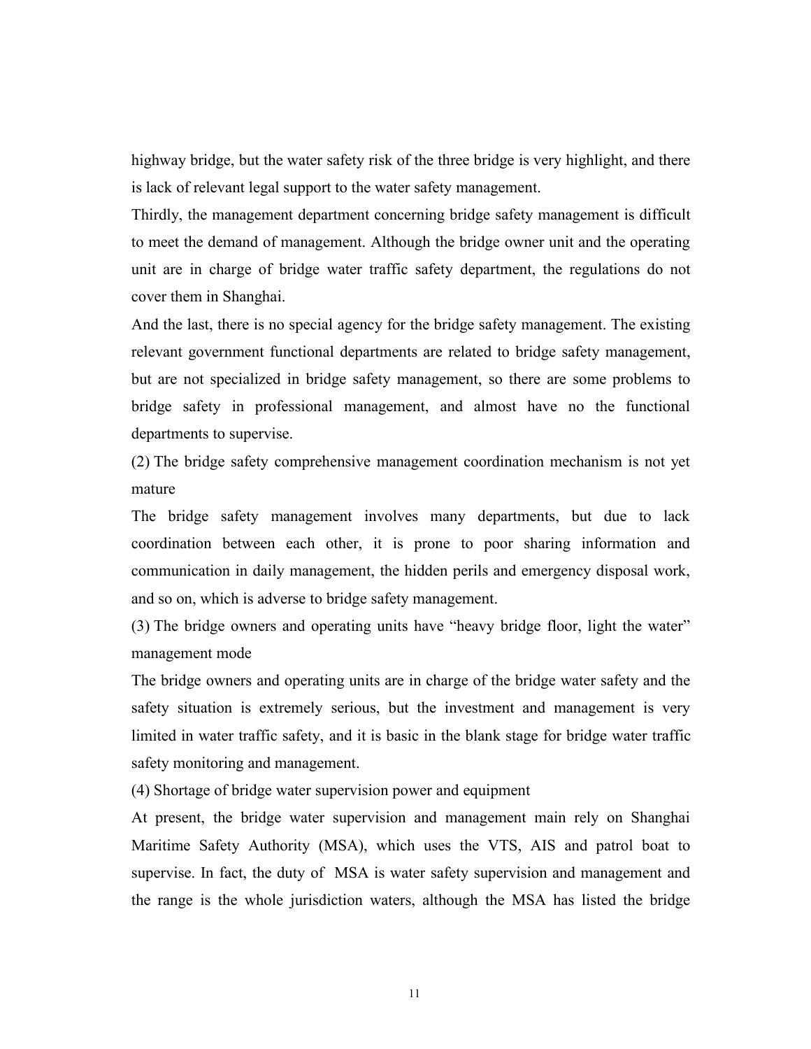highway bridge, but the water safety risk of the three bridge is very highlight, and there is lack of relevant legal support to the water safety management.

Thirdly, the management department concerning bridge safety management is difficult to meet the demand of management. Although the bridge owner unit and the operating unit are in charge of bridge water traffic safety department, the regulations do not cover them in Shanghai.

And the last, there is no special agency for the bridge safety management. The existing relevant government functional departments are related to bridge safety management, but are not specialized in bridge safety management, so there are some problems to bridge safety in professional management, and almost have no the functional departments to supervise.

(2) The bridge safety comprehensive management coordination mechanism is not yet mature

The bridge safety management involves many departments, but due to lack coordination between each other, it is prone to poor sharing information and communication in daily management, the hidden perils and emergency disposal work, and so on, which is adverse to bridge safety management.

(3) The bridge owners and operating units have "heavy bridge floor, light the water" management mode

The bridge owners and operating units are in charge of the bridge water safety and the safety situation is extremely serious, but the investment and management is very limited in water traffic safety, and it is basic in the blank stage for bridge water traffic safety monitoring and management.

(4) Shortage of bridge water supervision power and equipment

At present, the bridge water supervision and management main rely on Shanghai Maritime Safety Authority (MSA), which uses the VTS, AIS and patrol boat to supervise. In fact, the duty of MSA is water safety supervision and management and the range is the whole jurisdiction waters, although the MSA has listed the bridge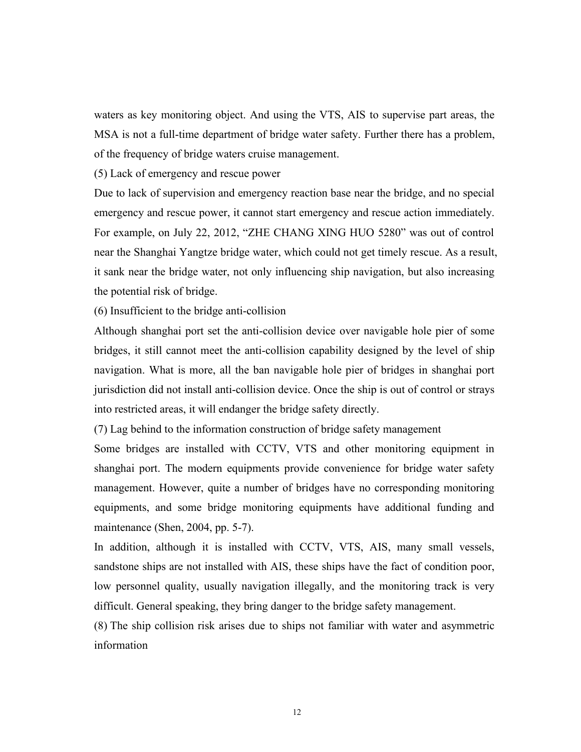waters as key monitoring object. And using the VTS, AIS to supervise part areas, the MSA is not a full-time department of bridge water safety. Further there has a problem, of the frequency of bridge waters cruise management.

(5) Lack of emergency and rescue power

Due to lack of supervision and emergency reaction base near the bridge, and no special emergency and rescue power, it cannot start emergency and rescue action immediately. For example, on July 22, 2012, "ZHE CHANG XING HUO 5280" was out of control near the Shanghai Yangtze bridge water, which could not get timely rescue. As a result, it sank near the bridge water, not only influencing ship navigation, but also increasing the potential risk of bridge.

(6) Insufficient to the bridge anti-collision

Although shanghai port set the anti-collision device over navigable hole pier of some bridges, it still cannot meet the anti-collision capability designed by the level of ship navigation. What is more, all the ban navigable hole pier of bridges in shanghai port jurisdiction did not install anti-collision device. Once the ship is out of control or strays into restricted areas, it will endanger the bridge safety directly.

(7) Lag behind to the information construction of bridge safety management

Some bridges are installed with CCTV, VTS and other monitoring equipment in shanghai port. The modern equipments provide convenience for bridge water safety management. However, quite a number of bridges have no corresponding monitoring equipments, and some bridge monitoring equipments have additional funding and maintenance (Shen, 2004, pp. 5-7).

In addition, although it is installed with CCTV, VTS, AIS, many small vessels, sandstone ships are not installed with AIS, these ships have the fact of condition poor, low personnel quality, usually navigation illegally, and the monitoring track is very difficult. General speaking, they bring danger to the bridge safety management.

(8) The ship collision risk arises due to ships not familiar with water and asymmetric information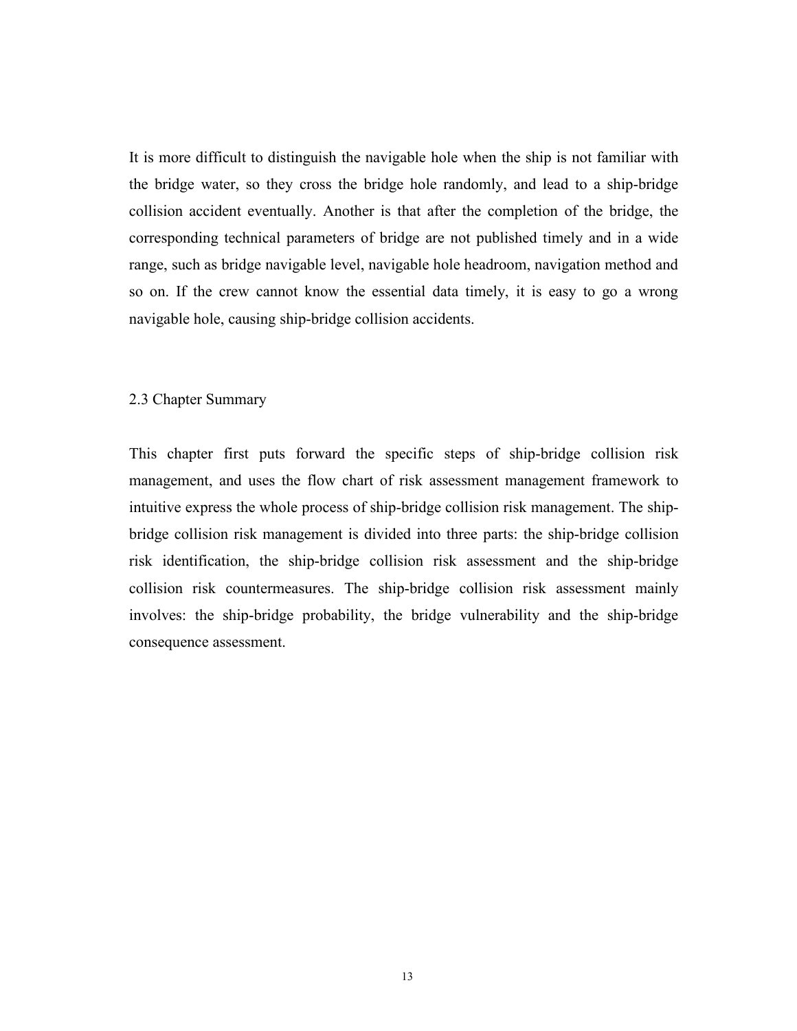It is more difficult to distinguish the navigable hole when the ship is not familiar with the bridge water, so they cross the bridge hole randomly, and lead to a ship-bridge collision accident eventually. Another is that after the completion of the bridge, the corresponding technical parameters of bridge are not published timely and in a wide range, such as bridge navigable level, navigable hole headroom, navigation method and so on. If the crew cannot know the essential data timely, it is easy to go a wrong navigable hole, causing ship-bridge collision accidents.

## 2.3 Chapter Summary

This chapter first puts forward the specific steps of ship-bridge collision risk management, and uses the flow chart of risk assessment management framework to intuitive express the whole process of ship-bridge collision risk management. The ship-bridge collision risk management is divided into three parts: the ship-bridge collision risk identification, the ship-bridge collision risk assessment and the ship-bridge collision risk countermeasures. The ship-bridge collision risk assessment mainly involves: the ship-bridge probability, the bridge vulnerability and the ship-bridge consequence assessment.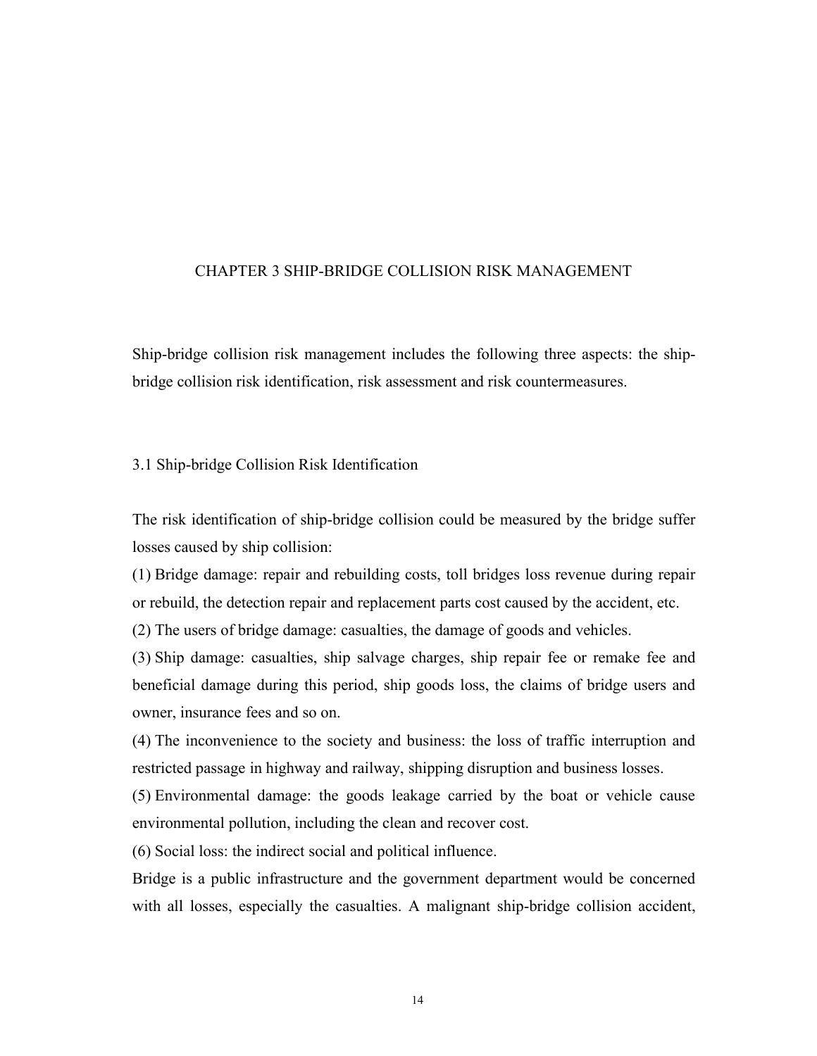# CHAPTER 3 SHIP-BRIDGE COLLISION RISK MANAGEMENT

Ship-bridge collision risk management includes the following three aspects: the ship-bridge collision risk identification, risk assessment and risk countermeasures.

## 3.1 Ship-bridge Collision Risk Identification

The risk identification of ship-bridge collision could be measured by the bridge suffer losses caused by ship collision:

(1) Bridge damage: repair and rebuilding costs, toll bridges loss revenue during repair or rebuild, the detection repair and replacement parts cost caused by the accident, etc.

(2) The users of bridge damage: casualties, the damage of goods and vehicles.

(3) Ship damage: casualties, ship salvage charges, ship repair fee or remake fee and beneficial damage during this period, ship goods loss, the claims of bridge users and owner, insurance fees and so on.

(4) The inconvenience to the society and business: the loss of traffic interruption and restricted passage in highway and railway, shipping disruption and business losses.

(5) Environmental damage: the goods leakage carried by the boat or vehicle cause environmental pollution, including the clean and recover cost.

(6) Social loss: the indirect social and political influence.

Bridge is a public infrastructure and the government department would be concerned with all losses, especially the casualties. A malignant ship-bridge collision accident,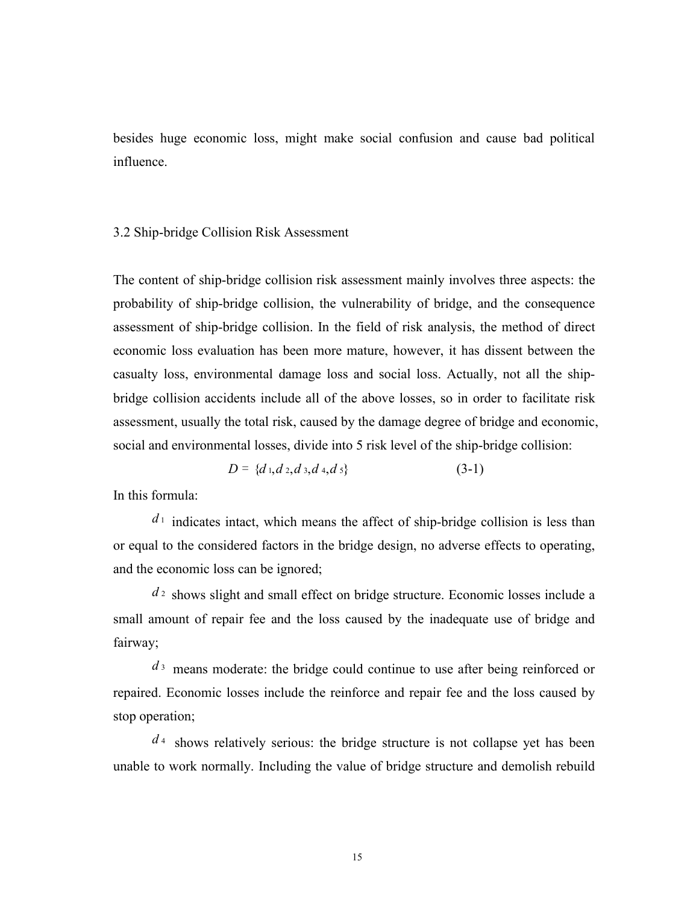besides huge economic loss, might make social confusion and cause bad political influence.

## 3.2 Ship-bridge Collision Risk Assessment

The content of ship-bridge collision risk assessment mainly involves three aspects: the probability of ship-bridge collision, the vulnerability of bridge, and the consequence assessment of ship-bridge collision. In the field of risk analysis, the method of direct economic loss evaluation has been more mature, however, it has dissent between the casualty loss, environmental damage loss and social loss. Actually, not all the ship-bridge collision accidents include all of the above losses, so in order to facilitate risk assessment, usually the total risk, caused by the damage degree of bridge and economic, social and environmental losses, divide into 5 risk level of the ship-bridge collision:

$$D = \{d_1, d_2, d_3, d_4, d_5\} \qquad (3\text{-}1)$$

In this formula:

$d_1$ indicates intact, which means the affect of ship-bridge collision is less than or equal to the considered factors in the bridge design, no adverse effects to operating, and the economic loss can be ignored;

$d_2$ shows slight and small effect on bridge structure. Economic losses include a small amount of repair fee and the loss caused by the inadequate use of bridge and fairway;

$d_3$ means moderate: the bridge could continue to use after being reinforced or repaired. Economic losses include the reinforce and repair fee and the loss caused by stop operation;

$d_4$ shows relatively serious: the bridge structure is not collapse yet has been unable to work normally. Including the value of bridge structure and demolish rebuild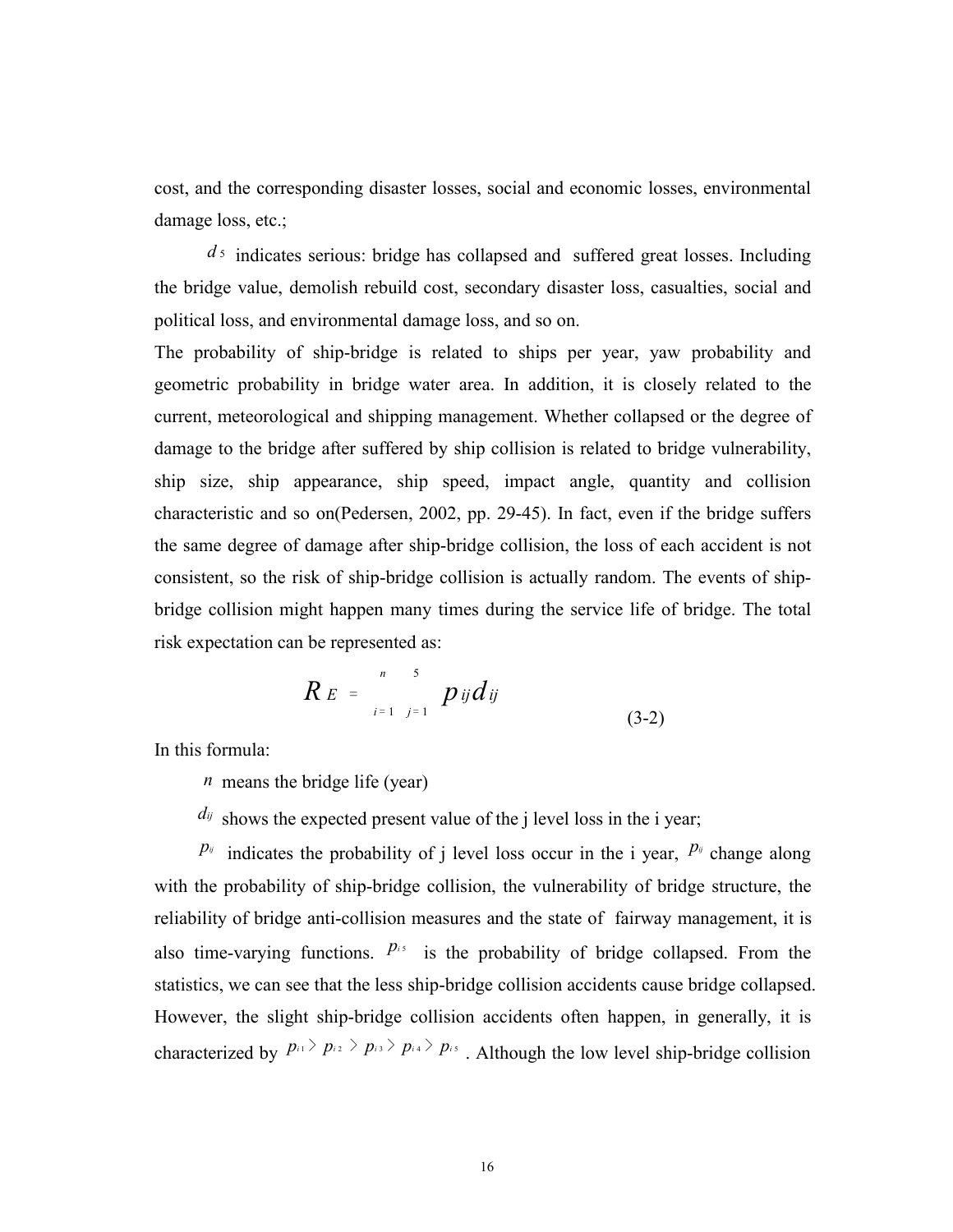cost, and the corresponding disaster losses, social and economic losses, environmental damage loss, etc.;

$d_5$ indicates serious: bridge has collapsed and suffered great losses. Including the bridge value, demolish rebuild cost, secondary disaster loss, casualties, social and political loss, and environmental damage loss, and so on.

The probability of ship-bridge is related to ships per year, yaw probability and geometric probability in bridge water area. In addition, it is closely related to the current, meteorological and shipping management. Whether collapsed or the degree of damage to the bridge after suffered by ship collision is related to bridge vulnerability, ship size, ship appearance, ship speed, impact angle, quantity and collision characteristic and so on(Pedersen, 2002, pp. 29-45). In fact, even if the bridge suffers the same degree of damage after ship-bridge collision, the loss of each accident is not consistent, so the risk of ship-bridge collision is actually random. The events of ship-bridge collision might happen many times during the service life of bridge. The total risk expectation can be represented as:

$$R_E = \sum_{i=1}^{n} \sum_{j=1}^{5} p_{ij} d_{ij} \tag{3-2}$$

In this formula:

$n$ means the bridge life (year)

$d_{ij}$ shows the expected present value of the j level loss in the i year;

$p_{ij}$ indicates the probability of j level loss occur in the i year, $p_{ij}$ change along with the probability of ship-bridge collision, the vulnerability of bridge structure, the reliability of bridge anti-collision measures and the state of fairway management, it is also time-varying functions. $p_{i5}$ is the probability of bridge collapsed. From the statistics, we can see that the less ship-bridge collision accidents cause bridge collapsed. However, the slight ship-bridge collision accidents often happen, in generally, it is characterized by $p_{i1} > p_{i2} > p_{i3} > p_{i4} > p_{i5}$ . Although the low level ship-bridge collision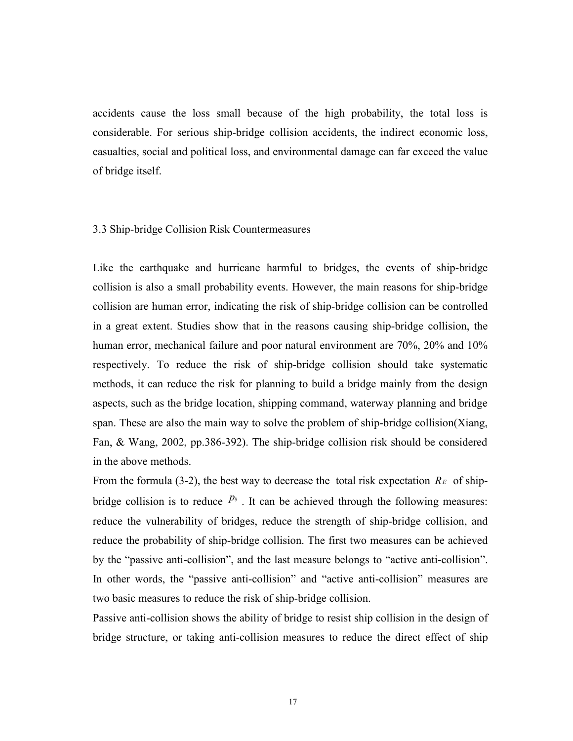accidents cause the loss small because of the high probability, the total loss is considerable. For serious ship-bridge collision accidents, the indirect economic loss, casualties, social and political loss, and environmental damage can far exceed the value of bridge itself.

### 3.3 Ship-bridge Collision Risk Countermeasures

Like the earthquake and hurricane harmful to bridges, the events of ship-bridge collision is also a small probability events. However, the main reasons for ship-bridge collision are human error, indicating the risk of ship-bridge collision can be controlled in a great extent. Studies show that in the reasons causing ship-bridge collision, the human error, mechanical failure and poor natural environment are 70%, 20% and 10% respectively. To reduce the risk of ship-bridge collision should take systematic methods, it can reduce the risk for planning to build a bridge mainly from the design aspects, such as the bridge location, shipping command, waterway planning and bridge span. These are also the main way to solve the problem of ship-bridge collision(Xiang, Fan, & Wang, 2002, pp.386-392). The ship-bridge collision risk should be considered in the above methods.

From the formula (3-2), the best way to decrease the total risk expectation $R_E$ of ship-bridge collision is to reduce $p_{ij}$ . It can be achieved through the following measures: reduce the vulnerability of bridges, reduce the strength of ship-bridge collision, and reduce the probability of ship-bridge collision. The first two measures can be achieved by the "passive anti-collision", and the last measure belongs to "active anti-collision". In other words, the "passive anti-collision" and "active anti-collision" measures are two basic measures to reduce the risk of ship-bridge collision.

Passive anti-collision shows the ability of bridge to resist ship collision in the design of bridge structure, or taking anti-collision measures to reduce the direct effect of ship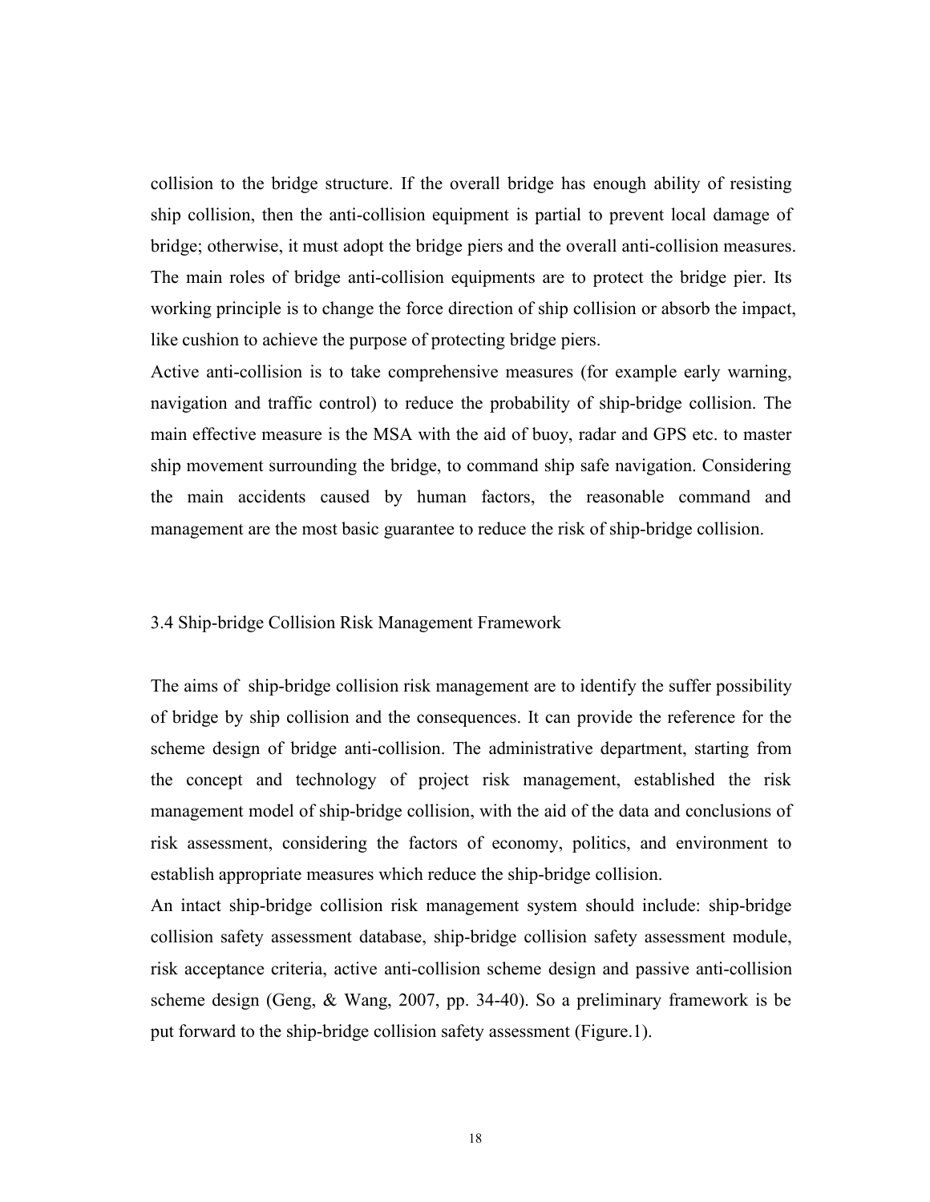collision to the bridge structure. If the overall bridge has enough ability of resisting ship collision, then the anti-collision equipment is partial to prevent local damage of bridge; otherwise, it must adopt the bridge piers and the overall anti-collision measures. The main roles of bridge anti-collision equipments are to protect the bridge pier. Its working principle is to change the force direction of ship collision or absorb the impact, like cushion to achieve the purpose of protecting bridge piers.

Active anti-collision is to take comprehensive measures (for example early warning, navigation and traffic control) to reduce the probability of ship-bridge collision. The main effective measure is the MSA with the aid of buoy, radar and GPS etc. to master ship movement surrounding the bridge, to command ship safe navigation. Considering the main accidents caused by human factors, the reasonable command and management are the most basic guarantee to reduce the risk of ship-bridge collision.

## 3.4 Ship-bridge Collision Risk Management Framework

The aims of ship-bridge collision risk management are to identify the suffer possibility of bridge by ship collision and the consequences. It can provide the reference for the scheme design of bridge anti-collision. The administrative department, starting from the concept and technology of project risk management, established the risk management model of ship-bridge collision, with the aid of the data and conclusions of risk assessment, considering the factors of economy, politics, and environment to establish appropriate measures which reduce the ship-bridge collision.

An intact ship-bridge collision risk management system should include: ship-bridge collision safety assessment database, ship-bridge collision safety assessment module, risk acceptance criteria, active anti-collision scheme design and passive anti-collision scheme design (Geng, & Wang, 2007, pp. 34-40). So a preliminary framework is be put forward to the ship-bridge collision safety assessment (Figure.1).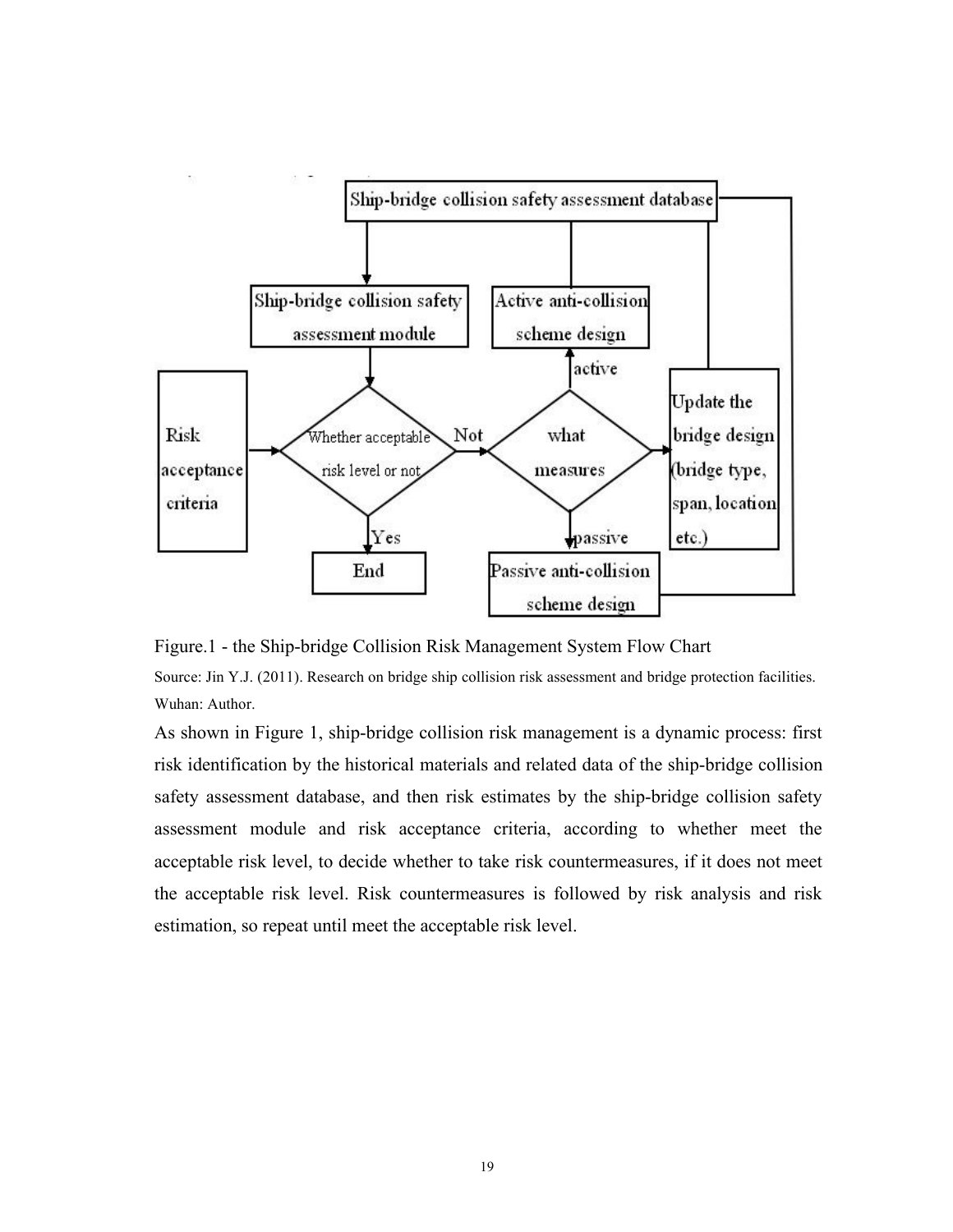Figure.1 - the Ship-bridge Collision Risk Management System Flow Chart

Source: Jin Y.J. (2011). Research on bridge ship collision risk assessment and bridge protection facilities. Wuhan: Author.

As shown in Figure 1, ship-bridge collision risk management is a dynamic process: first risk identification by the historical materials and related data of the ship-bridge collision safety assessment database, and then risk estimates by the ship-bridge collision safety assessment module and risk acceptance criteria, according to whether meet the acceptable risk level, to decide whether to take risk countermeasures, if it does not meet the acceptable risk level. Risk countermeasures is followed by risk analysis and risk estimation, so repeat until meet the acceptable risk level.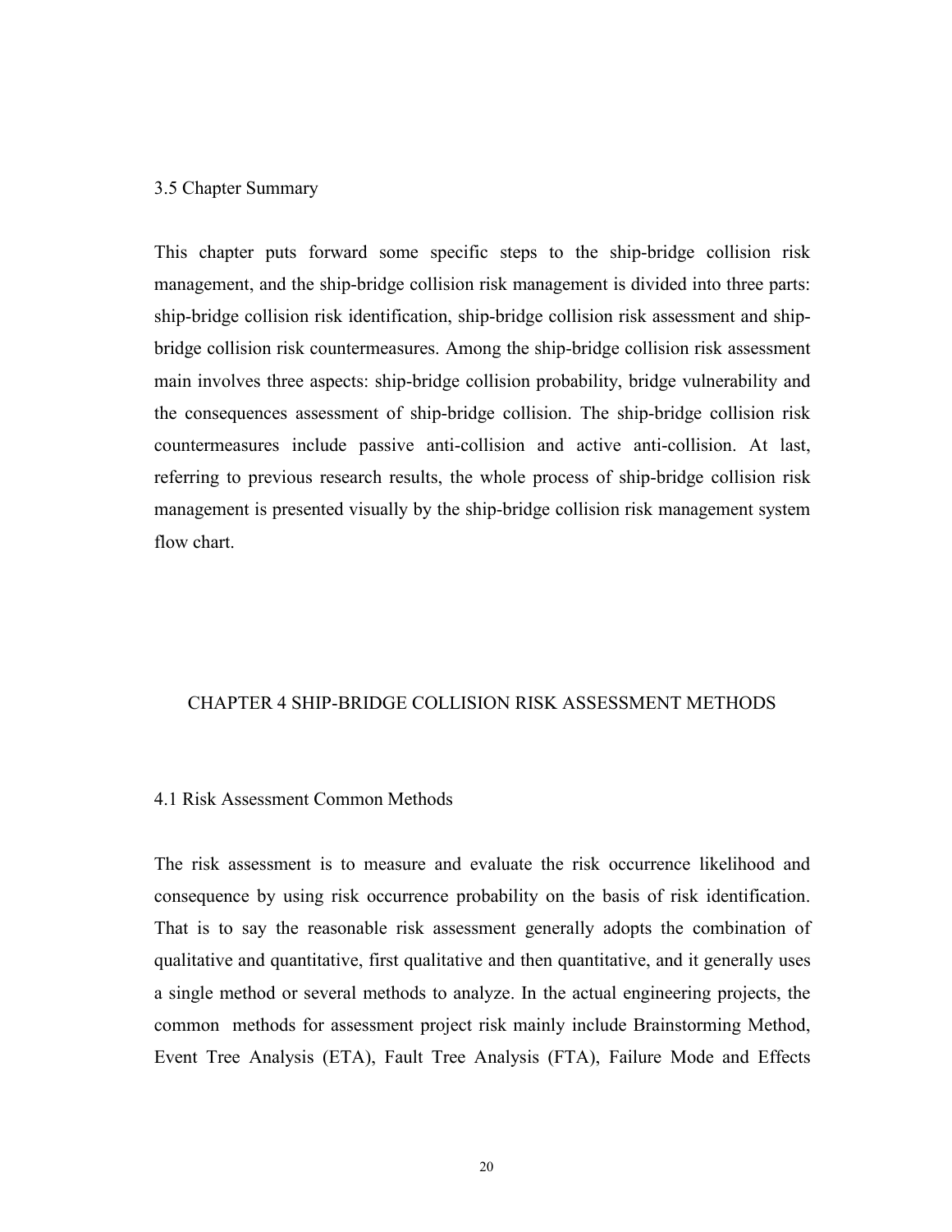### 3.5 Chapter Summary

This chapter puts forward some specific steps to the ship-bridge collision risk management, and the ship-bridge collision risk management is divided into three parts: ship-bridge collision risk identification, ship-bridge collision risk assessment and ship-bridge collision risk countermeasures. Among the ship-bridge collision risk assessment main involves three aspects: ship-bridge collision probability, bridge vulnerability and the consequences assessment of ship-bridge collision. The ship-bridge collision risk countermeasures include passive anti-collision and active anti-collision. At last, referring to previous research results, the whole process of ship-bridge collision risk management is presented visually by the ship-bridge collision risk management system flow chart.

# CHAPTER 4 SHIP-BRIDGE COLLISION RISK ASSESSMENT METHODS

### 4.1 Risk Assessment Common Methods

The risk assessment is to measure and evaluate the risk occurrence likelihood and consequence by using risk occurrence probability on the basis of risk identification. That is to say the reasonable risk assessment generally adopts the combination of qualitative and quantitative, first qualitative and then quantitative, and it generally uses a single method or several methods to analyze. In the actual engineering projects, the common methods for assessment project risk mainly include Brainstorming Method, Event Tree Analysis (ETA), Fault Tree Analysis (FTA), Failure Mode and Effects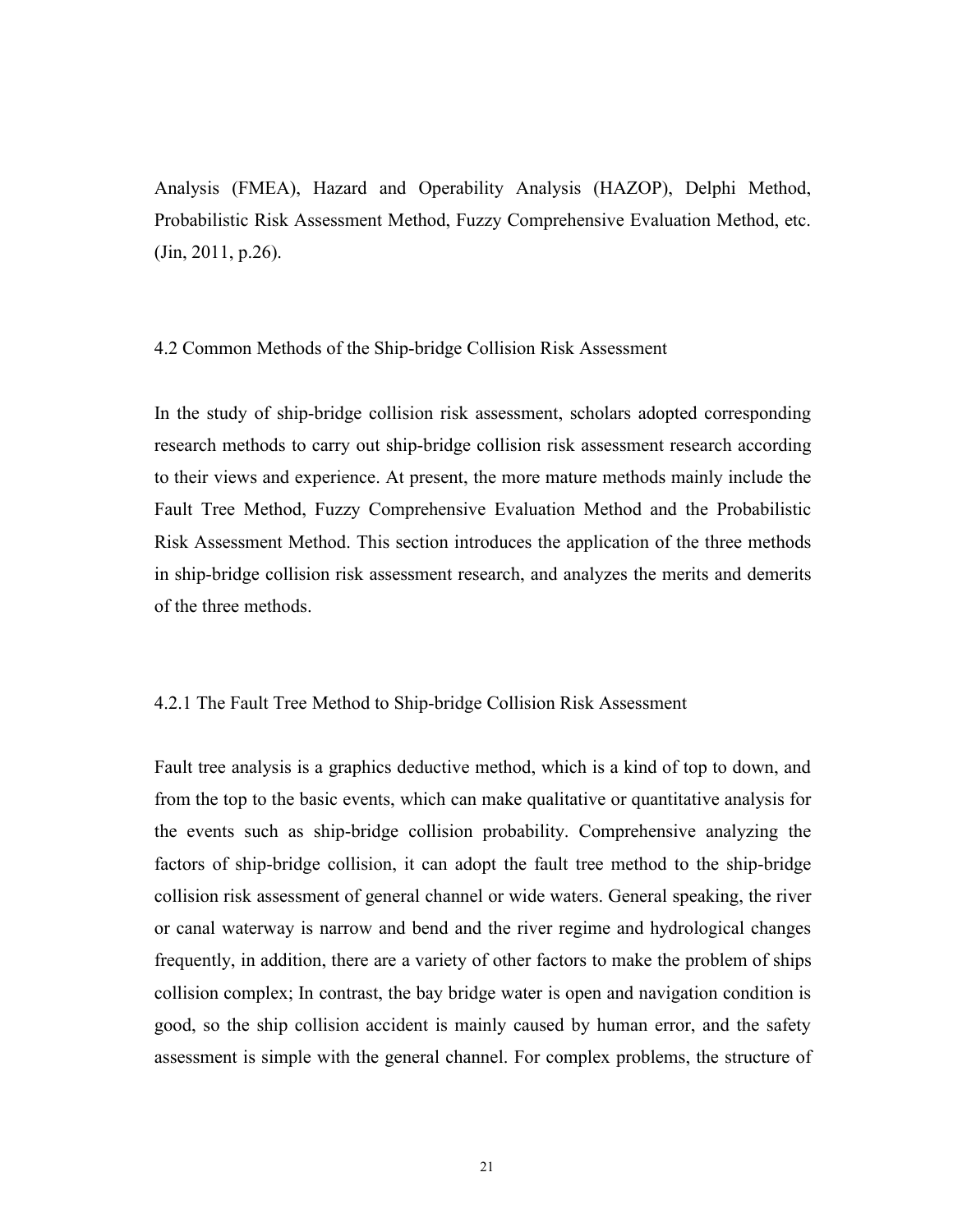Analysis (FMEA), Hazard and Operability Analysis (HAZOP), Delphi Method, Probabilistic Risk Assessment Method, Fuzzy Comprehensive Evaluation Method, etc. (Jin, 2011, p.26).

## 4.2 Common Methods of the Ship-bridge Collision Risk Assessment

In the study of ship-bridge collision risk assessment, scholars adopted corresponding research methods to carry out ship-bridge collision risk assessment research according to their views and experience. At present, the more mature methods mainly include the Fault Tree Method, Fuzzy Comprehensive Evaluation Method and the Probabilistic Risk Assessment Method. This section introduces the application of the three methods in ship-bridge collision risk assessment research, and analyzes the merits and demerits of the three methods.

### 4.2.1 The Fault Tree Method to Ship-bridge Collision Risk Assessment

Fault tree analysis is a graphics deductive method, which is a kind of top to down, and from the top to the basic events, which can make qualitative or quantitative analysis for the events such as ship-bridge collision probability. Comprehensive analyzing the factors of ship-bridge collision, it can adopt the fault tree method to the ship-bridge collision risk assessment of general channel or wide waters. General speaking, the river or canal waterway is narrow and bend and the river regime and hydrological changes frequently, in addition, there are a variety of other factors to make the problem of ships collision complex; In contrast, the bay bridge water is open and navigation condition is good, so the ship collision accident is mainly caused by human error, and the safety assessment is simple with the general channel. For complex problems, the structure of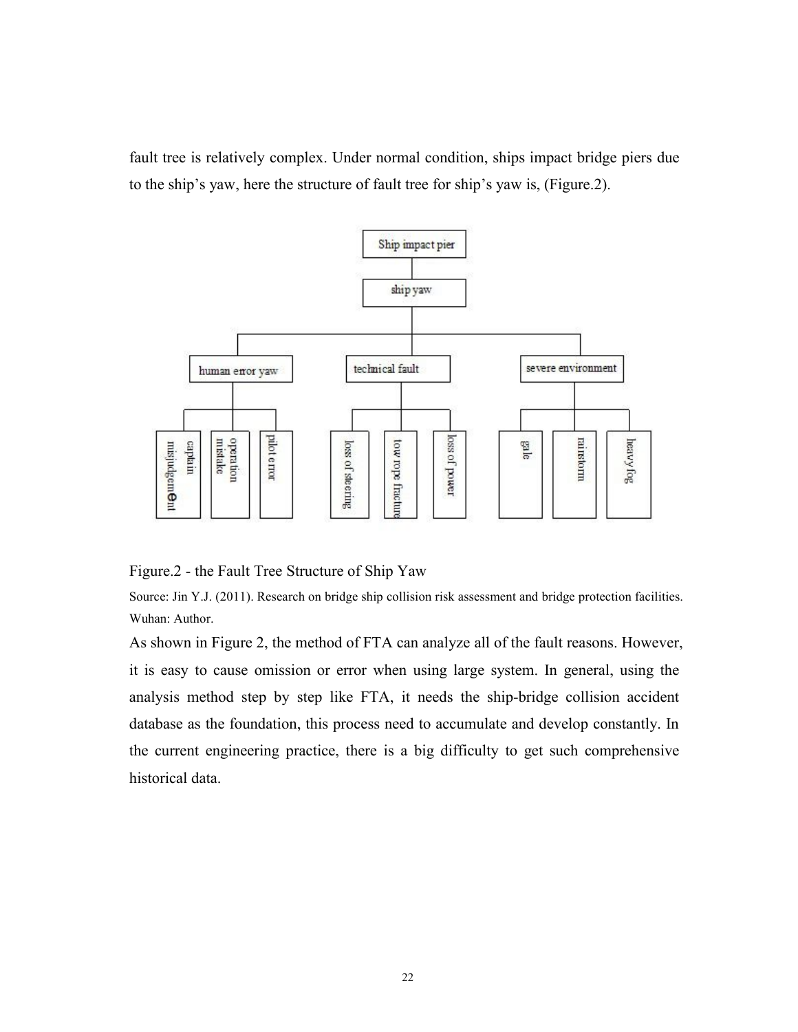fault tree is relatively complex. Under normal condition, ships impact bridge piers due to the ship's yaw, here the structure of fault tree for ship's yaw is, (Figure.2).

Figure.2 - the Fault Tree Structure of Ship Yaw

Source: Jin Y.J. (2011). Research on bridge ship collision risk assessment and bridge protection facilities. Wuhan: Author.

As shown in Figure 2, the method of FTA can analyze all of the fault reasons. However, it is easy to cause omission or error when using large system. In general, using the analysis method step by step like FTA, it needs the ship-bridge collision accident database as the foundation, this process need to accumulate and develop constantly. In the current engineering practice, there is a big difficulty to get such comprehensive historical data.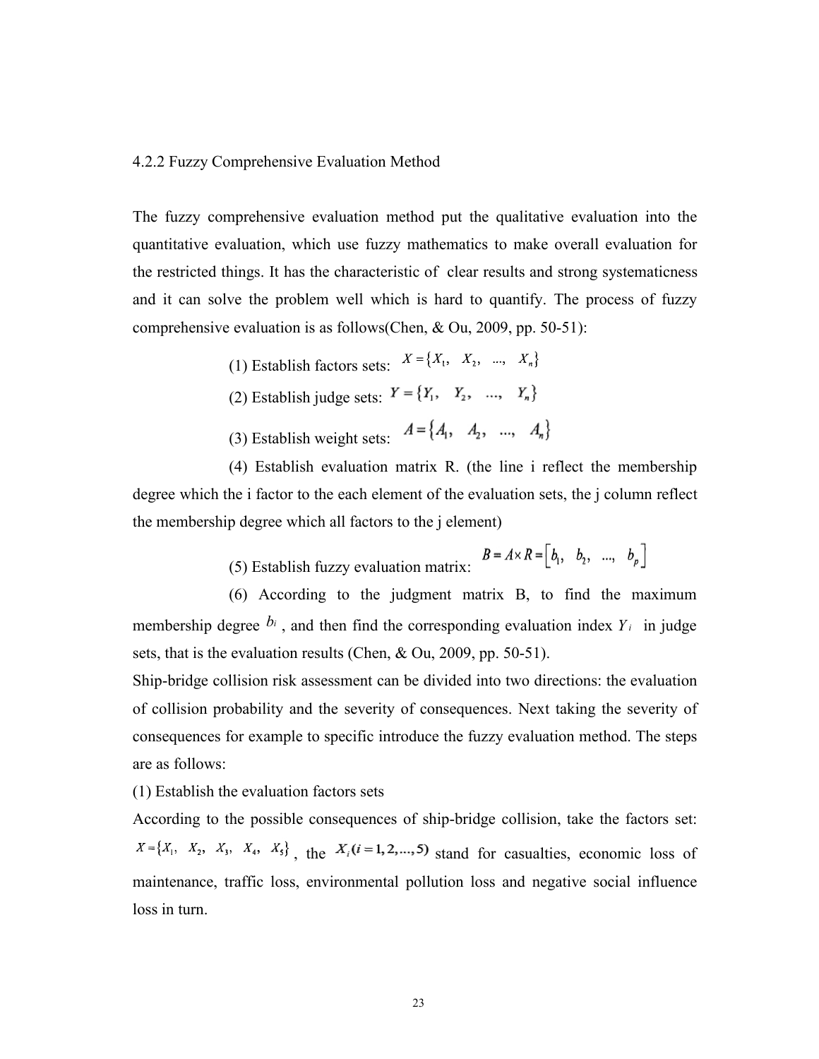### 4.2.2 Fuzzy Comprehensive Evaluation Method

The fuzzy comprehensive evaluation method put the qualitative evaluation into the quantitative evaluation, which use fuzzy mathematics to make overall evaluation for the restricted things. It has the characteristic of clear results and strong systematicness and it can solve the problem well which is hard to quantify. The process of fuzzy comprehensive evaluation is as follows(Chen, & Ou, 2009, pp. 50-51):

(1) Establish factors sets: $X = \{X_1, \quad X_2, \quad ..., \quad X_n\}$

(2) Establish judge sets: $Y = \{Y_1, \quad Y_2, \quad ..., \quad Y_n\}$

(3) Establish weight sets: $A = \{A_1, \quad A_2, \quad ..., \quad A_n\}$

(4) Establish evaluation matrix R. (the line i reflect the membership degree which the i factor to the each element of the evaluation sets, the j column reflect the membership degree which all factors to the j element)

(5) Establish fuzzy evaluation matrix: $B = A \times R = \left[b_1, \quad b_2, \quad ..., \quad b_p\right]$

(6) According to the judgment matrix B, to find the maximum membership degree $b_i$, and then find the corresponding evaluation index $Y_i$ in judge sets, that is the evaluation results (Chen, & Ou, 2009, pp. 50-51).

Ship-bridge collision risk assessment can be divided into two directions: the evaluation of collision probability and the severity of consequences. Next taking the severity of consequences for example to specific introduce the fuzzy evaluation method. The steps are as follows:

(1) Establish the evaluation factors sets

According to the possible consequences of ship-bridge collision, take the factors set: $X = \{X_1, \quad X_2, \quad X_3, \quad X_4, \quad X_5\}$, the $X_i (i = 1, 2, ..., 5)$ stand for casualties, economic loss of maintenance, traffic loss, environmental pollution loss and negative social influence loss in turn.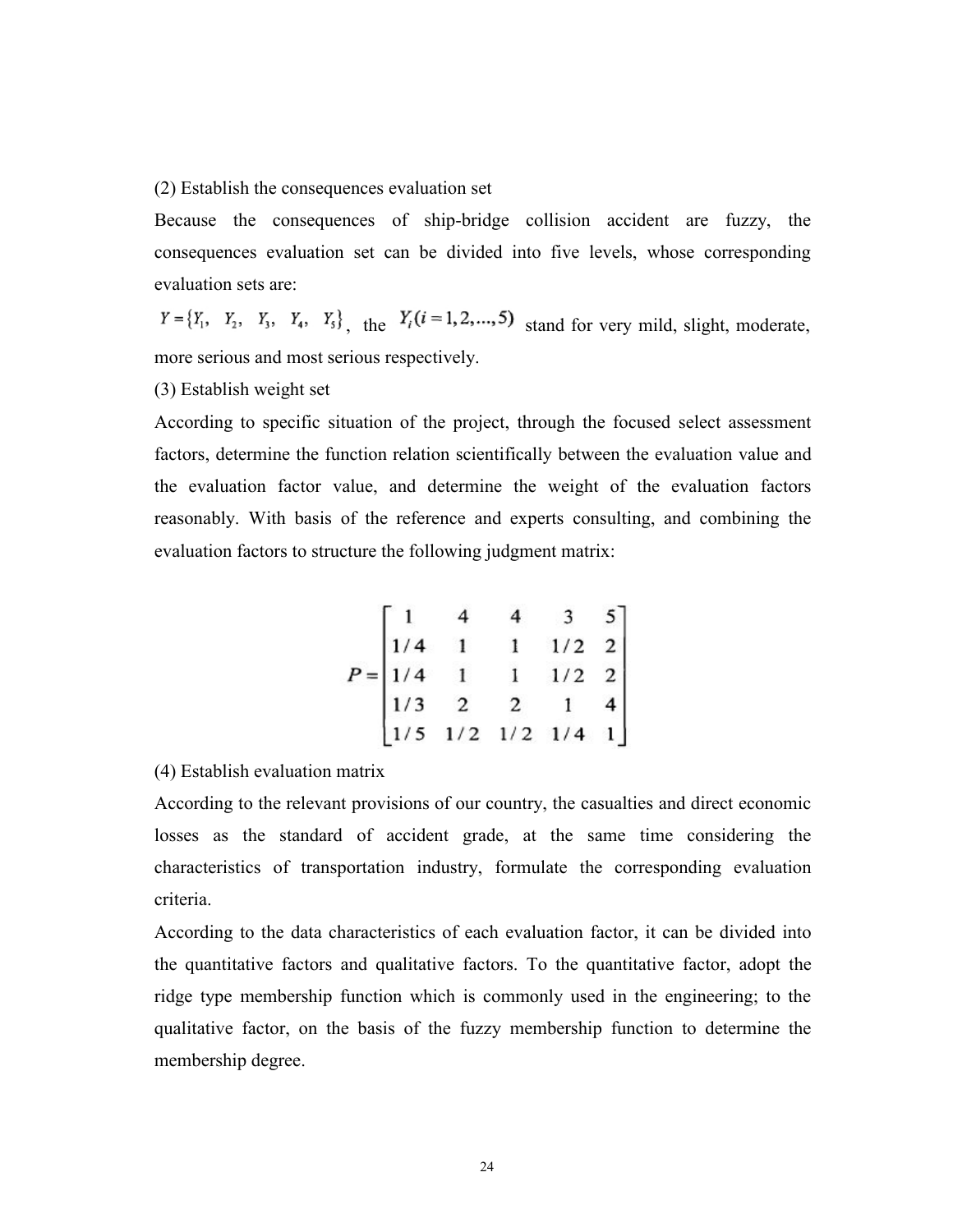(2) Establish the consequences evaluation set

Because the consequences of ship-bridge collision accident are fuzzy, the consequences evaluation set can be divided into five levels, whose corresponding evaluation sets are:

$Y = \{Y_1, \ Y_2, \ Y_3, \ Y_4, \ Y_5\}$, the $Y_i (i = 1, 2, ..., 5)$ stand for very mild, slight, moderate, more serious and most serious respectively.

(3) Establish weight set

According to specific situation of the project, through the focused select assessment factors, determine the function relation scientifically between the evaluation value and the evaluation factor value, and determine the weight of the evaluation factors reasonably. With basis of the reference and experts consulting, and combining the evaluation factors to structure the following judgment matrix:

$$P = \begin{bmatrix} 1 & 4 & 4 & 3 & 5 \\ 1/4 & 1 & 1 & 1/2 & 2 \\ 1/4 & 1 & 1 & 1/2 & 2 \\ 1/3 & 2 & 2 & 1 & 4 \\ 1/5 & 1/2 & 1/2 & 1/4 & 1 \end{bmatrix}$$

(4) Establish evaluation matrix

According to the relevant provisions of our country, the casualties and direct economic losses as the standard of accident grade, at the same time considering the characteristics of transportation industry, formulate the corresponding evaluation criteria.

According to the data characteristics of each evaluation factor, it can be divided into the quantitative factors and qualitative factors. To the quantitative factor, adopt the ridge type membership function which is commonly used in the engineering; to the qualitative factor, on the basis of the fuzzy membership function to determine the membership degree.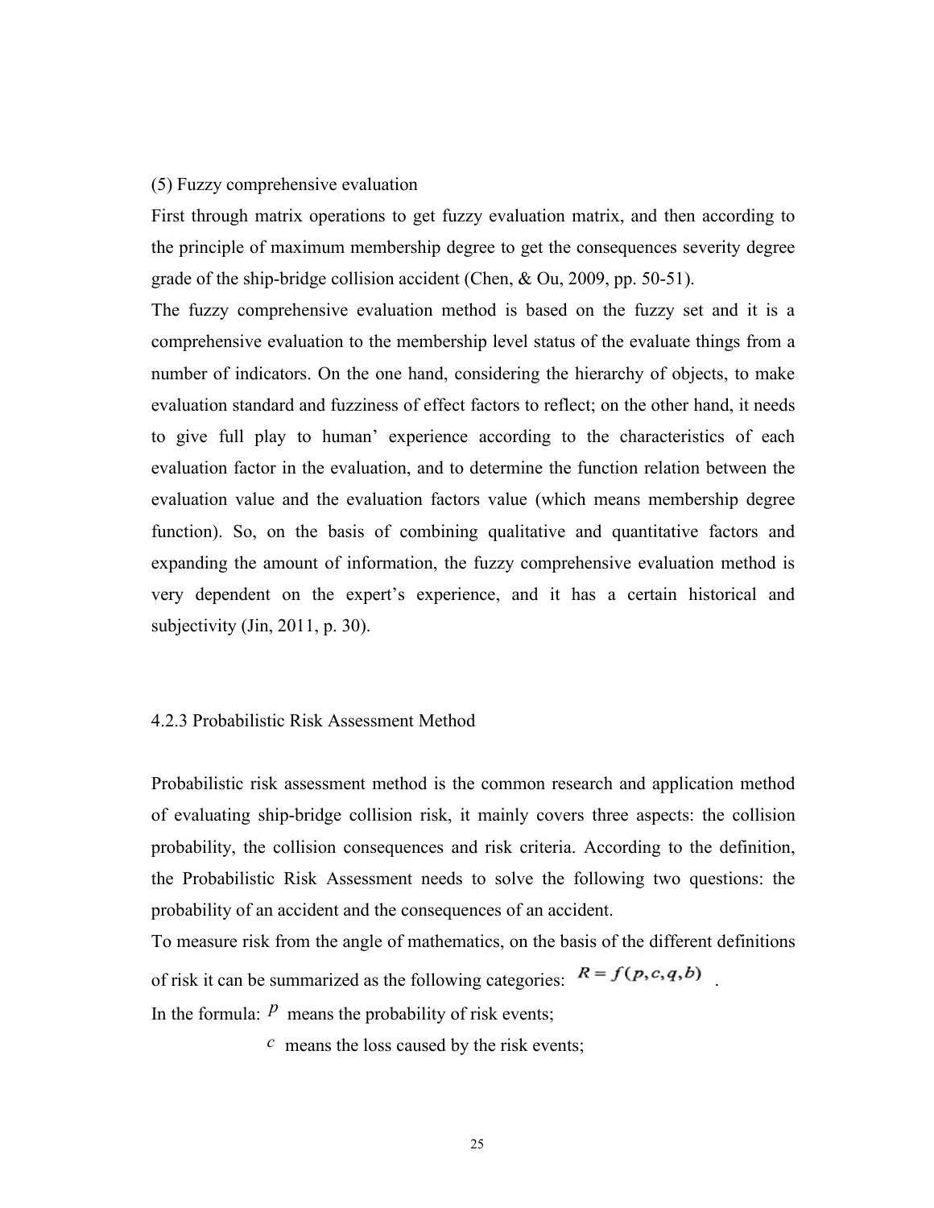(5) Fuzzy comprehensive evaluation

First through matrix operations to get fuzzy evaluation matrix, and then according to the principle of maximum membership degree to get the consequences severity degree grade of the ship-bridge collision accident (Chen, & Ou, 2009, pp. 50-51).

The fuzzy comprehensive evaluation method is based on the fuzzy set and it is a comprehensive evaluation to the membership level status of the evaluate things from a number of indicators. On the one hand, considering the hierarchy of objects, to make evaluation standard and fuzziness of effect factors to reflect; on the other hand, it needs to give full play to human' experience according to the characteristics of each evaluation factor in the evaluation, and to determine the function relation between the evaluation value and the evaluation factors value (which means membership degree function). So, on the basis of combining qualitative and quantitative factors and expanding the amount of information, the fuzzy comprehensive evaluation method is very dependent on the expert's experience, and it has a certain historical and subjectivity (Jin, 2011, p. 30).

### 4.2.3 Probabilistic Risk Assessment Method

Probabilistic risk assessment method is the common research and application method of evaluating ship-bridge collision risk, it mainly covers three aspects: the collision probability, the collision consequences and risk criteria. According to the definition, the Probabilistic Risk Assessment needs to solve the following two questions: the probability of an accident and the consequences of an accident.

To measure risk from the angle of mathematics, on the basis of the different definitions of risk it can be summarized as the following categories: $R = f(p, c, q, b)$ .

In the formula: $p$ means the probability of risk events;

$c$ means the loss caused by the risk events;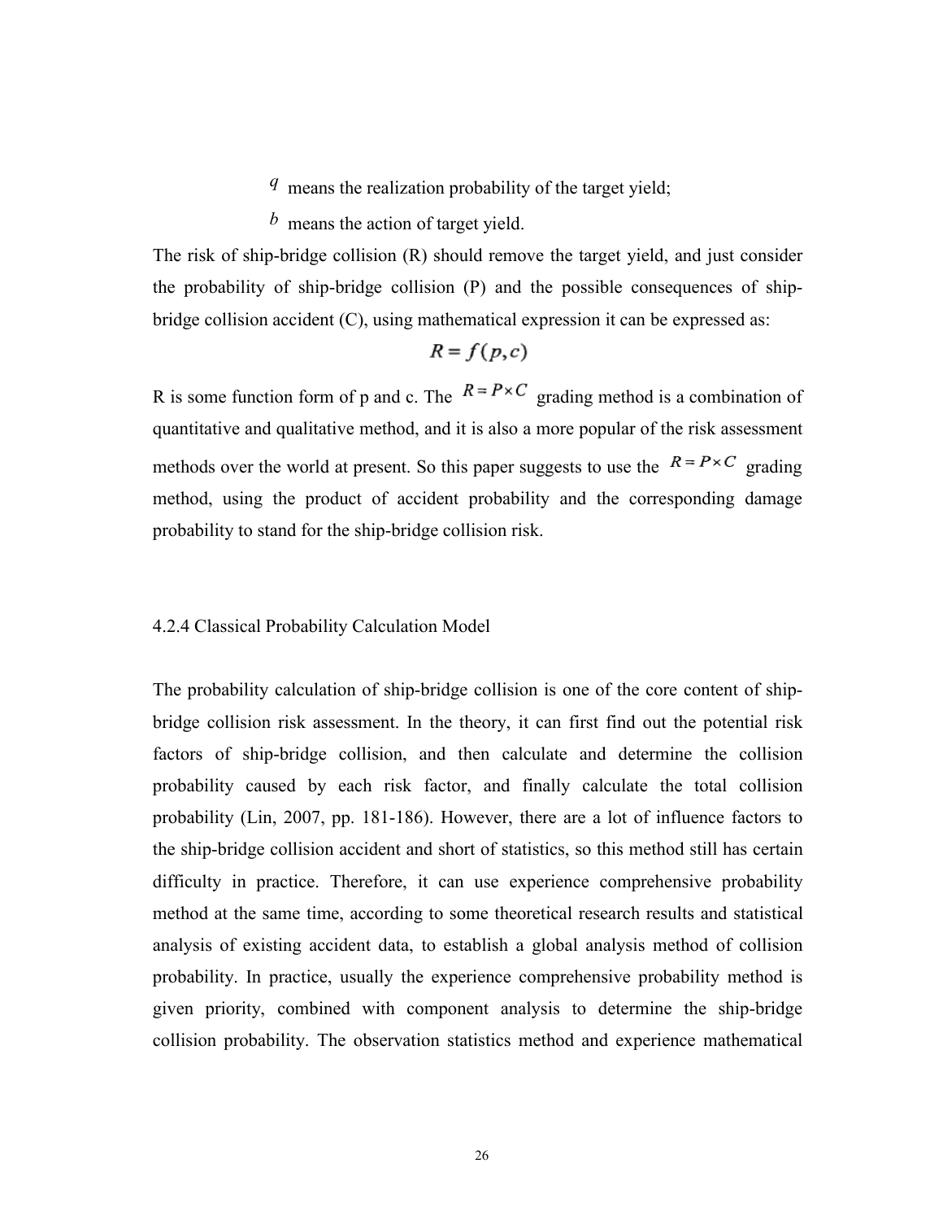$q$ means the realization probability of the target yield;

$b$ means the action of target yield.

The risk of ship-bridge collision (R) should remove the target yield, and just consider the probability of ship-bridge collision (P) and the possible consequences of ship-bridge collision accident (C), using mathematical expression it can be expressed as:

$$R = f(p, c)$$

R is some function form of p and c. The $R = P \times C$ grading method is a combination of quantitative and qualitative method, and it is also a more popular of the risk assessment methods over the world at present. So this paper suggests to use the $R = P \times C$ grading method, using the product of accident probability and the corresponding damage probability to stand for the ship-bridge collision risk.

### 4.2.4 Classical Probability Calculation Model

The probability calculation of ship-bridge collision is one of the core content of ship-bridge collision risk assessment. In the theory, it can first find out the potential risk factors of ship-bridge collision, and then calculate and determine the collision probability caused by each risk factor, and finally calculate the total collision probability (Lin, 2007, pp. 181-186). However, there are a lot of influence factors to the ship-bridge collision accident and short of statistics, so this method still has certain difficulty in practice. Therefore, it can use experience comprehensive probability method at the same time, according to some theoretical research results and statistical analysis of existing accident data, to establish a global analysis method of collision probability. In practice, usually the experience comprehensive probability method is given priority, combined with component analysis to determine the ship-bridge collision probability. The observation statistics method and experience mathematical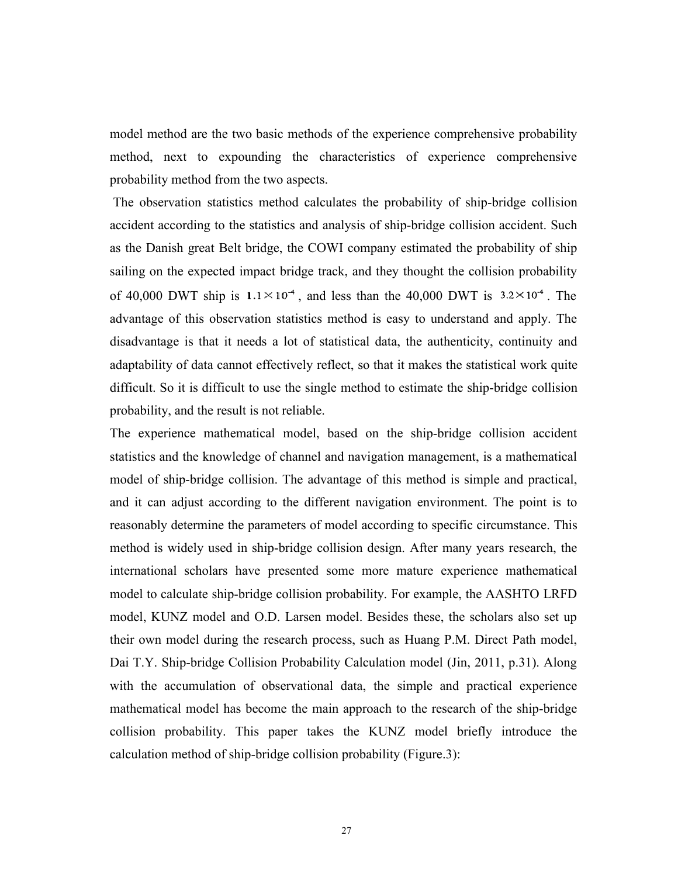model method are the two basic methods of the experience comprehensive probability method, next to expounding the characteristics of experience comprehensive probability method from the two aspects.

The observation statistics method calculates the probability of ship-bridge collision accident according to the statistics and analysis of ship-bridge collision accident. Such as the Danish great Belt bridge, the COWI company estimated the probability of ship sailing on the expected impact bridge track, and they thought the collision probability of 40,000 DWT ship is $1.1\times10^{-4}$, and less than the 40,000 DWT is $3.2\times10^{-4}$. The advantage of this observation statistics method is easy to understand and apply. The disadvantage is that it needs a lot of statistical data, the authenticity, continuity and adaptability of data cannot effectively reflect, so that it makes the statistical work quite difficult. So it is difficult to use the single method to estimate the ship-bridge collision probability, and the result is not reliable.

The experience mathematical model, based on the ship-bridge collision accident statistics and the knowledge of channel and navigation management, is a mathematical model of ship-bridge collision. The advantage of this method is simple and practical, and it can adjust according to the different navigation environment. The point is to reasonably determine the parameters of model according to specific circumstance. This method is widely used in ship-bridge collision design. After many years research, the international scholars have presented some more mature experience mathematical model to calculate ship-bridge collision probability. For example, the AASHTO LRFD model, KUNZ model and O.D. Larsen model. Besides these, the scholars also set up their own model during the research process, such as Huang P.M. Direct Path model, Dai T.Y. Ship-bridge Collision Probability Calculation model (Jin, 2011, p.31). Along with the accumulation of observational data, the simple and practical experience mathematical model has become the main approach to the research of the ship-bridge collision probability. This paper takes the KUNZ model briefly introduce the calculation method of ship-bridge collision probability (Figure.3):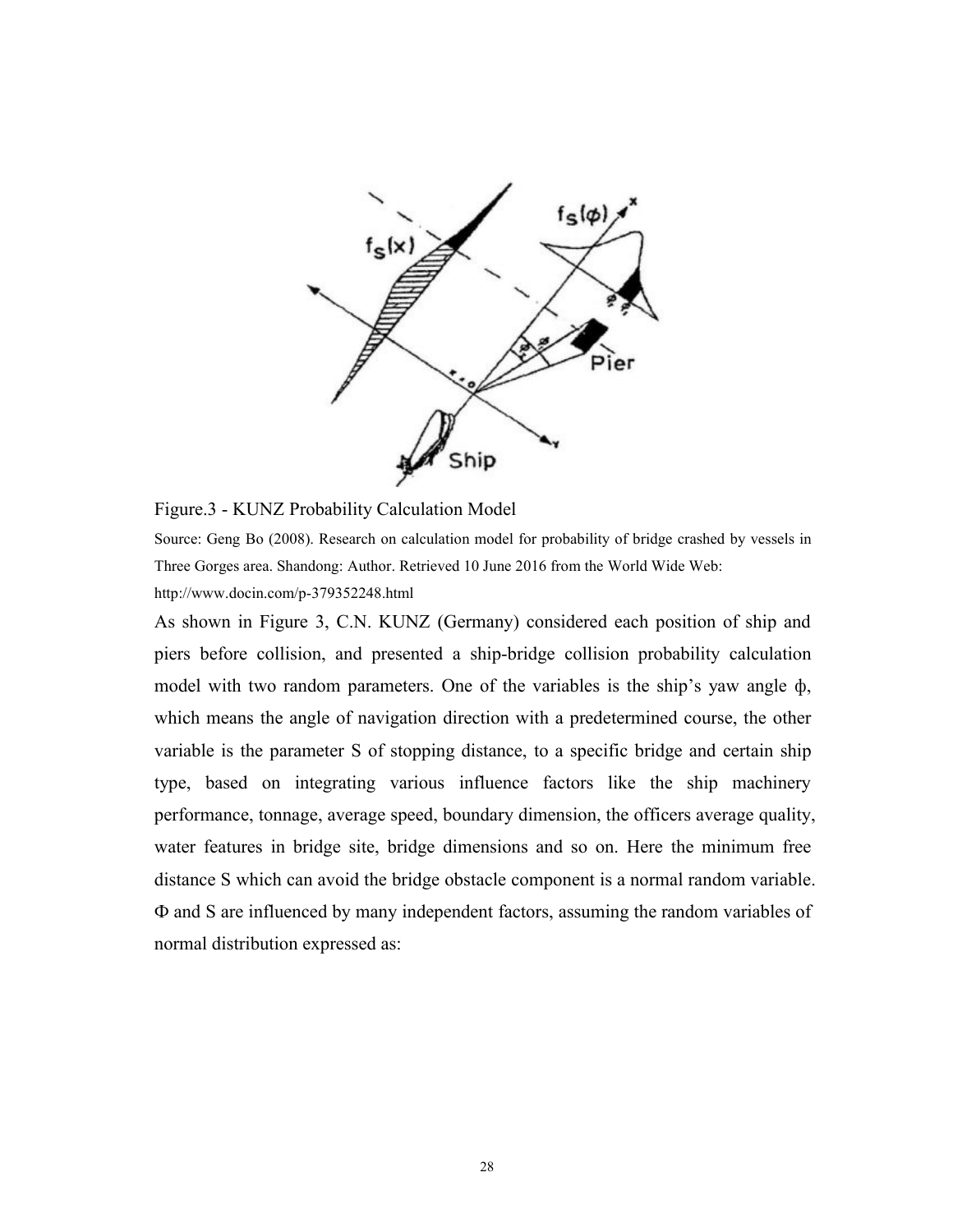Figure.3 - KUNZ Probability Calculation Model

Source: Geng Bo (2008). Research on calculation model for probability of bridge crashed by vessels in Three Gorges area. Shandong: Author. Retrieved 10 June 2016 from the World Wide Web: http://www.docin.com/p-379352248.html

As shown in Figure 3, C.N. KUNZ (Germany) considered each position of ship and piers before collision, and presented a ship-bridge collision probability calculation model with two random parameters. One of the variables is the ship's yaw angle ф, which means the angle of navigation direction with a predetermined course, the other variable is the parameter S of stopping distance, to a specific bridge and certain ship type, based on integrating various influence factors like the ship machinery performance, tonnage, average speed, boundary dimension, the officers average quality, water features in bridge site, bridge dimensions and so on. Here the minimum free distance S which can avoid the bridge obstacle component is a normal random variable. Φ and S are influenced by many independent factors, assuming the random variables of normal distribution expressed as: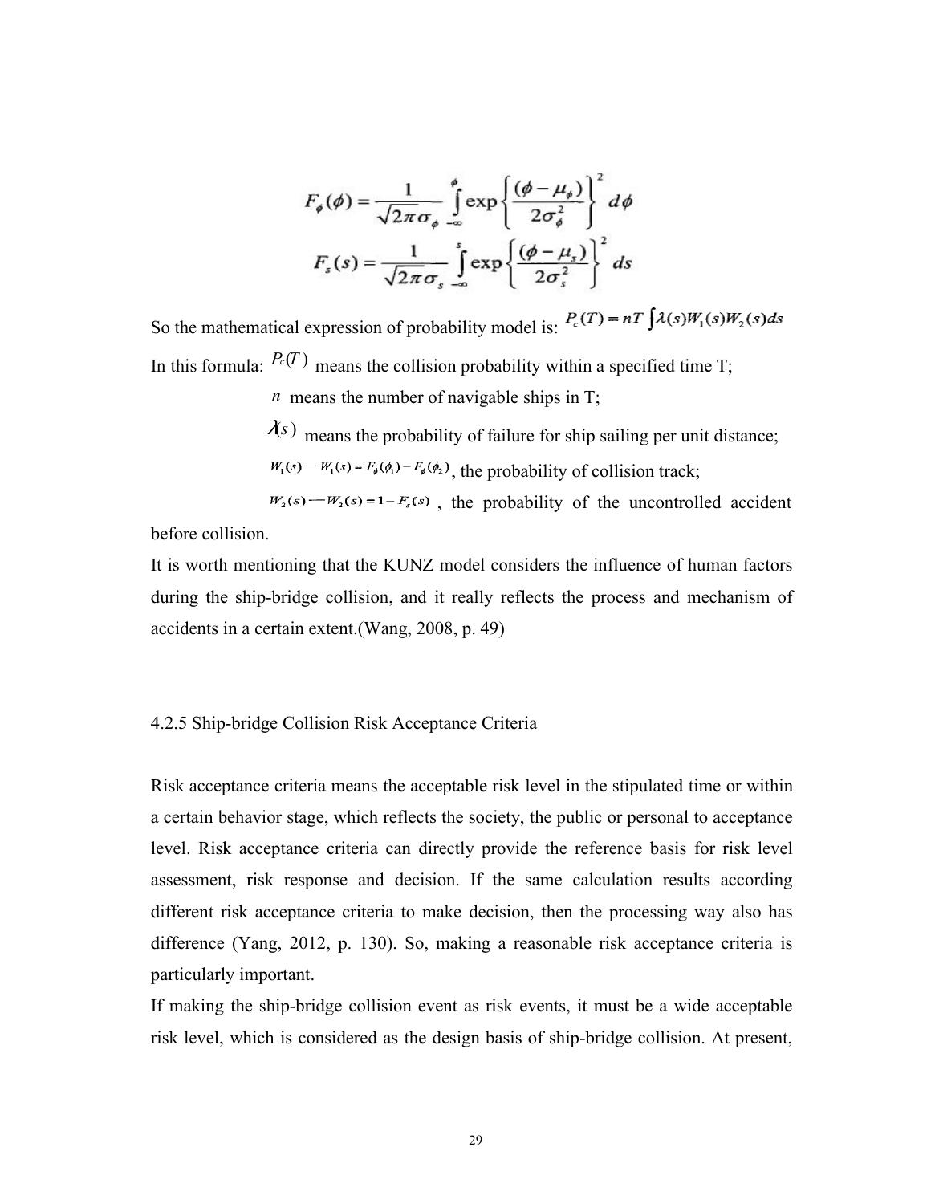$$F_\phi(\phi) = \frac{1}{\sqrt{2\pi}\sigma_\phi} \int_{-\infty}^{\phi} \exp\left\{\frac{(\phi - \mu_\phi)}{2\sigma_\phi^2}\right\}^2 d\phi$$

$$F_s(s) = \frac{1}{\sqrt{2\pi}\sigma_s} \int_{-\infty}^{s} \exp\left\{\frac{(\phi - \mu_s)}{2\sigma_s^2}\right\}^2 ds$$

So the mathematical expression of probability model is: $P_c(T) = nT \int \lambda(s) W_1(s) W_2(s) ds$

In this formula: $P_c(T)$ means the collision probability within a specified time T;

$n$ means the number of navigable ships in T;

$\lambda(s)$ means the probability of failure for ship sailing per unit distance;

$W_1(s)$—$W_1(s) = F_\phi(\phi_1) - F_\phi(\phi_2)$, the probability of collision track;

$W_2(s)$—$W_2(s) = 1 - F_s(s)$, the probability of the uncontrolled accident before collision.

It is worth mentioning that the KUNZ model considers the influence of human factors during the ship-bridge collision, and it really reflects the process and mechanism of accidents in a certain extent.(Wang, 2008, p. 49)

### 4.2.5 Ship-bridge Collision Risk Acceptance Criteria

Risk acceptance criteria means the acceptable risk level in the stipulated time or within a certain behavior stage, which reflects the society, the public or personal to acceptance level. Risk acceptance criteria can directly provide the reference basis for risk level assessment, risk response and decision. If the same calculation results according different risk acceptance criteria to make decision, then the processing way also has difference (Yang, 2012, p. 130). So, making a reasonable risk acceptance criteria is particularly important.

If making the ship-bridge collision event as risk events, it must be a wide acceptable risk level, which is considered as the design basis of ship-bridge collision. At present,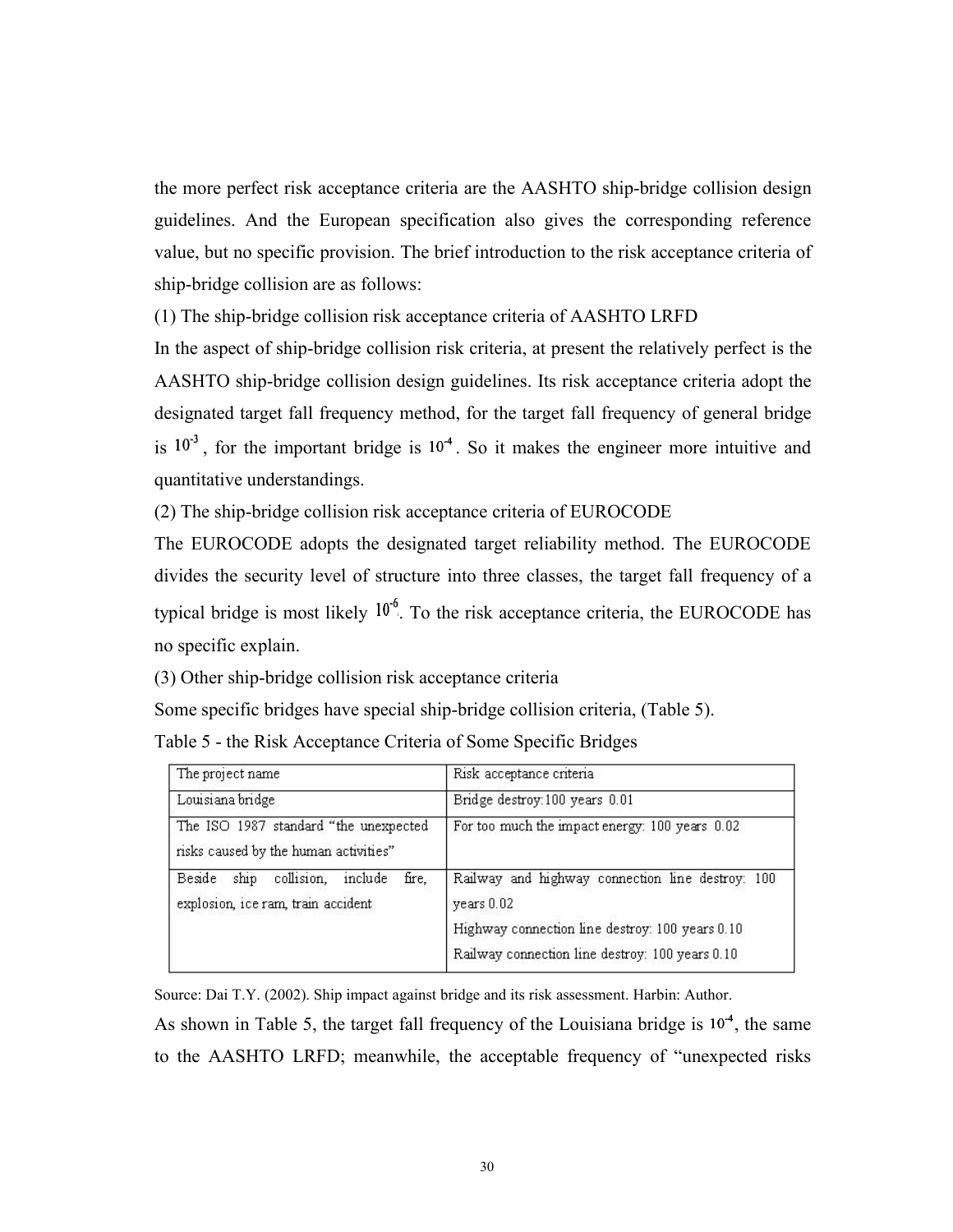the more perfect risk acceptance criteria are the AASHTO ship-bridge collision design guidelines. And the European specification also gives the corresponding reference value, but no specific provision. The brief introduction to the risk acceptance criteria of ship-bridge collision are as follows:

(1) The ship-bridge collision risk acceptance criteria of AASHTO LRFD

In the aspect of ship-bridge collision risk criteria, at present the relatively perfect is the AASHTO ship-bridge collision design guidelines. Its risk acceptance criteria adopt the designated target fall frequency method, for the target fall frequency of general bridge is $10^{-3}$, for the important bridge is $10^{-4}$. So it makes the engineer more intuitive and quantitative understandings.

(2) The ship-bridge collision risk acceptance criteria of EUROCODE

The EUROCODE adopts the designated target reliability method. The EUROCODE divides the security level of structure into three classes, the target fall frequency of a typical bridge is most likely $10^{-6}$. To the risk acceptance criteria, the EUROCODE has no specific explain.

(3) Other ship-bridge collision risk acceptance criteria

Some specific bridges have special ship-bridge collision criteria, (Table 5).

Table 5 - the Risk Acceptance Criteria of Some Specific Bridges

| The project name | Risk acceptance criteria |
|---|---|
| Louisiana bridge | Bridge destroy:100 years 0.01 |
| The ISO 1987 standard "the unexpected risks caused by the human activities" | For too much the impact energy: 100 years 0.02 |
| Beside ship collision, include fire, explosion, ice ram, train accident | Railway and highway connection line destroy: 100 years 0.02<br>Highway connection line destroy: 100 years 0.10<br>Railway connection line destroy: 100 years 0.10 |

Source: Dai T.Y. (2002). Ship impact against bridge and its risk assessment. Harbin: Author.

As shown in Table 5, the target fall frequency of the Louisiana bridge is $10^{-4}$, the same to the AASHTO LRFD; meanwhile, the acceptable frequency of "unexpected risks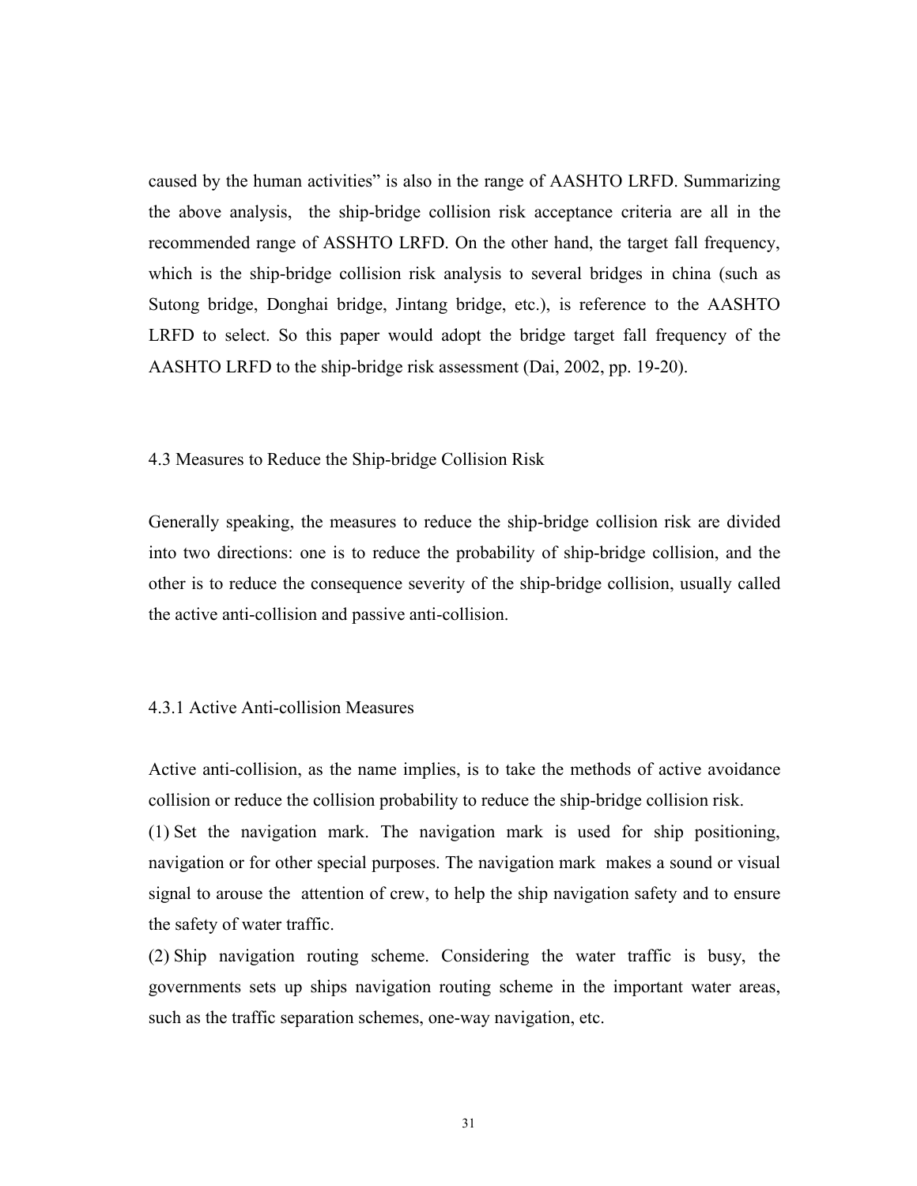caused by the human activities" is also in the range of AASHTO LRFD. Summarizing the above analysis, the ship-bridge collision risk acceptance criteria are all in the recommended range of ASSHTO LRFD. On the other hand, the target fall frequency, which is the ship-bridge collision risk analysis to several bridges in china (such as Sutong bridge, Donghai bridge, Jintang bridge, etc.), is reference to the AASHTO LRFD to select. So this paper would adopt the bridge target fall frequency of the AASHTO LRFD to the ship-bridge risk assessment (Dai, 2002, pp. 19-20).

## 4.3 Measures to Reduce the Ship-bridge Collision Risk

Generally speaking, the measures to reduce the ship-bridge collision risk are divided into two directions: one is to reduce the probability of ship-bridge collision, and the other is to reduce the consequence severity of the ship-bridge collision, usually called the active anti-collision and passive anti-collision.

### 4.3.1 Active Anti-collision Measures

Active anti-collision, as the name implies, is to take the methods of active avoidance collision or reduce the collision probability to reduce the ship-bridge collision risk.

(1) Set the navigation mark. The navigation mark is used for ship positioning, navigation or for other special purposes. The navigation mark makes a sound or visual signal to arouse the attention of crew, to help the ship navigation safety and to ensure the safety of water traffic.

(2) Ship navigation routing scheme. Considering the water traffic is busy, the governments sets up ships navigation routing scheme in the important water areas, such as the traffic separation schemes, one-way navigation, etc.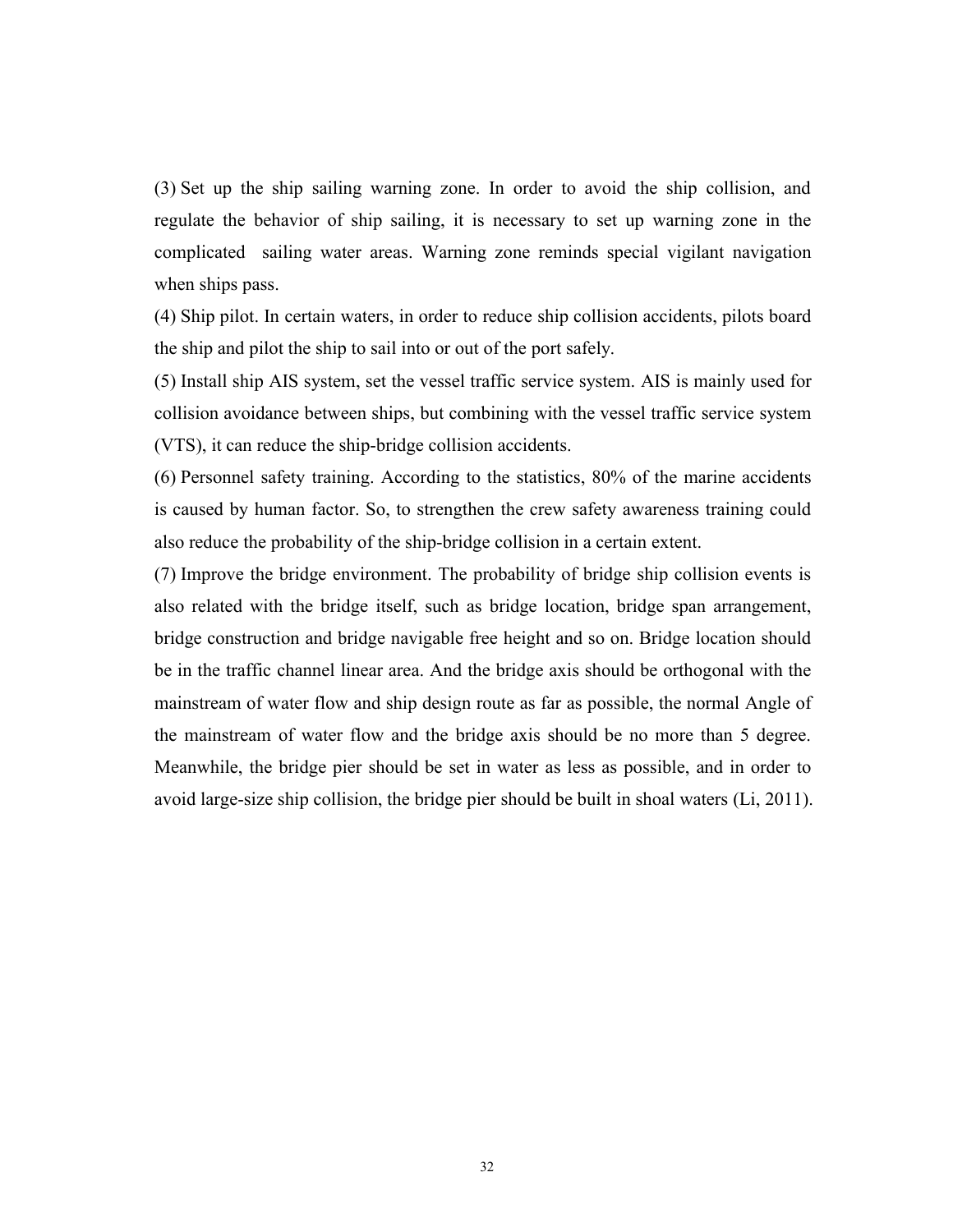(3) Set up the ship sailing warning zone. In order to avoid the ship collision, and regulate the behavior of ship sailing, it is necessary to set up warning zone in the complicated sailing water areas. Warning zone reminds special vigilant navigation when ships pass.

(4) Ship pilot. In certain waters, in order to reduce ship collision accidents, pilots board the ship and pilot the ship to sail into or out of the port safely.

(5) Install ship AIS system, set the vessel traffic service system. AIS is mainly used for collision avoidance between ships, but combining with the vessel traffic service system (VTS), it can reduce the ship-bridge collision accidents.

(6) Personnel safety training. According to the statistics, 80% of the marine accidents is caused by human factor. So, to strengthen the crew safety awareness training could also reduce the probability of the ship-bridge collision in a certain extent.

(7) Improve the bridge environment. The probability of bridge ship collision events is also related with the bridge itself, such as bridge location, bridge span arrangement, bridge construction and bridge navigable free height and so on. Bridge location should be in the traffic channel linear area. And the bridge axis should be orthogonal with the mainstream of water flow and ship design route as far as possible, the normal Angle of the mainstream of water flow and the bridge axis should be no more than 5 degree. Meanwhile, the bridge pier should be set in water as less as possible, and in order to avoid large-size ship collision, the bridge pier should be built in shoal waters (Li, 2011).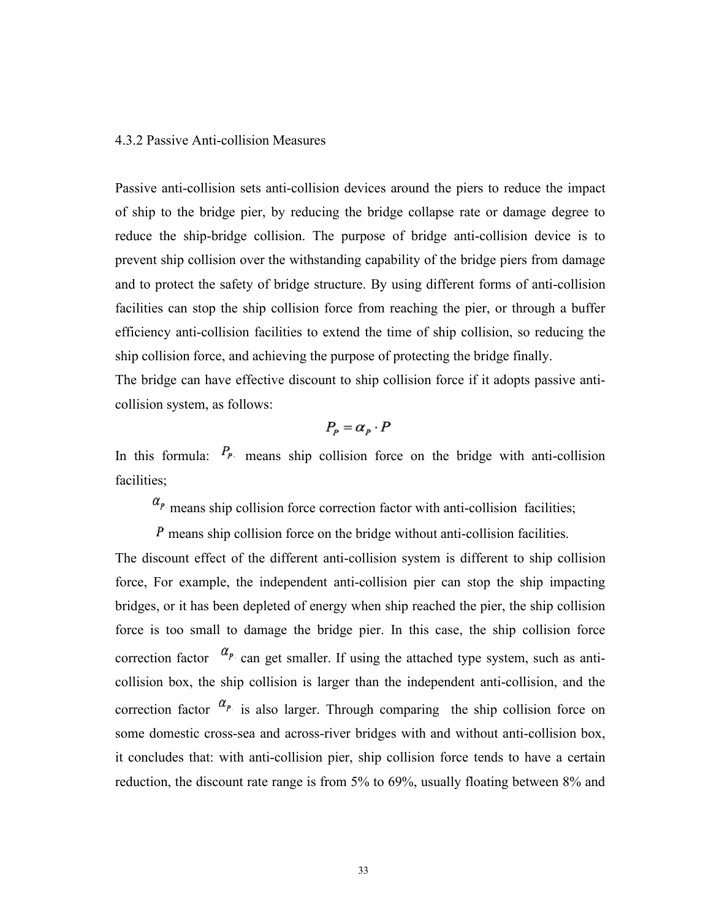### 4.3.2 Passive Anti-collision Measures

Passive anti-collision sets anti-collision devices around the piers to reduce the impact of ship to the bridge pier, by reducing the bridge collapse rate or damage degree to reduce the ship-bridge collision. The purpose of bridge anti-collision device is to prevent ship collision over the withstanding capability of the bridge piers from damage and to protect the safety of bridge structure. By using different forms of anti-collision facilities can stop the ship collision force from reaching the pier, or through a buffer efficiency anti-collision facilities to extend the time of ship collision, so reducing the ship collision force, and achieving the purpose of protecting the bridge finally.

The bridge can have effective discount to ship collision force if it adopts passive anti-collision system, as follows:

$$P_P = \alpha_P \cdot P$$

In this formula: $P_P$ means ship collision force on the bridge with anti-collision facilities;

$\alpha_P$ means ship collision force correction factor with anti-collision facilities;

$P$ means ship collision force on the bridge without anti-collision facilities.

The discount effect of the different anti-collision system is different to ship collision force, For example, the independent anti-collision pier can stop the ship impacting bridges, or it has been depleted of energy when ship reached the pier, the ship collision force is too small to damage the bridge pier. In this case, the ship collision force correction factor $\alpha_P$ can get smaller. If using the attached type system, such as anti-collision box, the ship collision is larger than the independent anti-collision, and the correction factor $\alpha_P$ is also larger. Through comparing the ship collision force on some domestic cross-sea and across-river bridges with and without anti-collision box, it concludes that: with anti-collision pier, ship collision force tends to have a certain reduction, the discount rate range is from 5% to 69%, usually floating between 8% and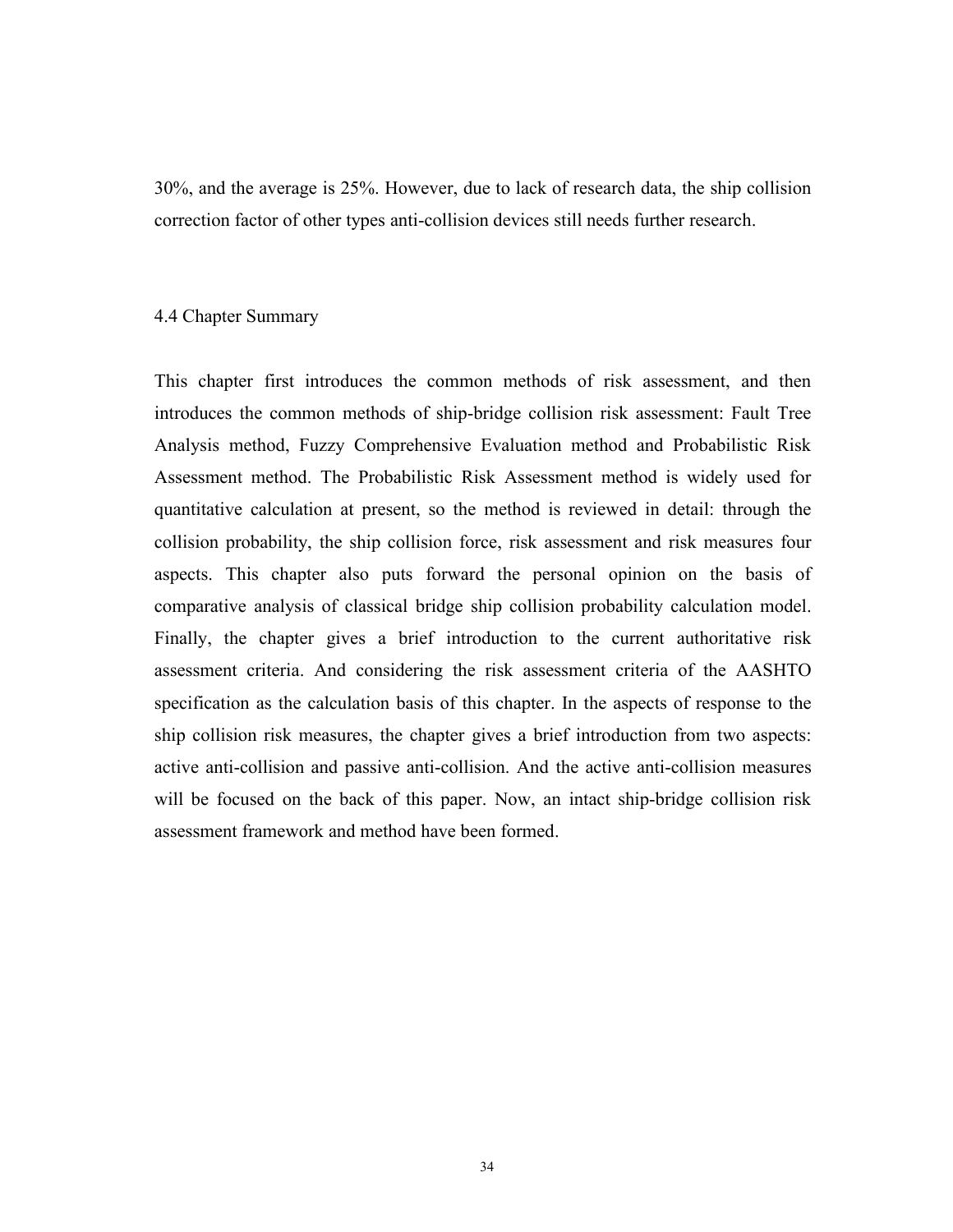30%, and the average is 25%. However, due to lack of research data, the ship collision correction factor of other types anti-collision devices still needs further research.

## 4.4 Chapter Summary

This chapter first introduces the common methods of risk assessment, and then introduces the common methods of ship-bridge collision risk assessment: Fault Tree Analysis method, Fuzzy Comprehensive Evaluation method and Probabilistic Risk Assessment method. The Probabilistic Risk Assessment method is widely used for quantitative calculation at present, so the method is reviewed in detail: through the collision probability, the ship collision force, risk assessment and risk measures four aspects. This chapter also puts forward the personal opinion on the basis of comparative analysis of classical bridge ship collision probability calculation model. Finally, the chapter gives a brief introduction to the current authoritative risk assessment criteria. And considering the risk assessment criteria of the AASHTO specification as the calculation basis of this chapter. In the aspects of response to the ship collision risk measures, the chapter gives a brief introduction from two aspects: active anti-collision and passive anti-collision. And the active anti-collision measures will be focused on the back of this paper. Now, an intact ship-bridge collision risk assessment framework and method have been formed.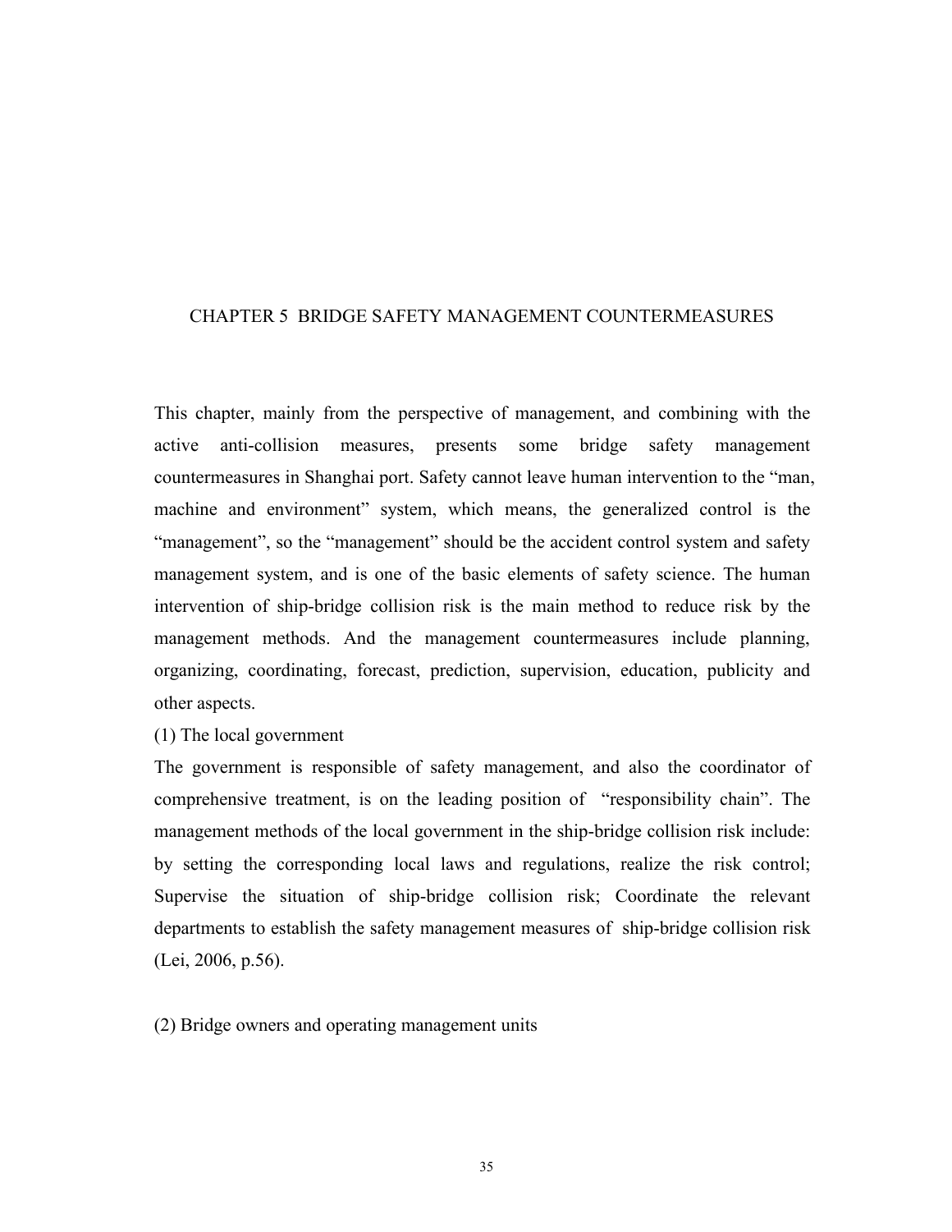# CHAPTER 5 BRIDGE SAFETY MANAGEMENT COUNTERMEASURES

This chapter, mainly from the perspective of management, and combining with the active anti-collision measures, presents some bridge safety management countermeasures in Shanghai port. Safety cannot leave human intervention to the "man, machine and environment" system, which means, the generalized control is the "management", so the "management" should be the accident control system and safety management system, and is one of the basic elements of safety science. The human intervention of ship-bridge collision risk is the main method to reduce risk by the management methods. And the management countermeasures include planning, organizing, coordinating, forecast, prediction, supervision, education, publicity and other aspects.

(1) The local government

The government is responsible of safety management, and also the coordinator of comprehensive treatment, is on the leading position of "responsibility chain". The management methods of the local government in the ship-bridge collision risk include: by setting the corresponding local laws and regulations, realize the risk control; Supervise the situation of ship-bridge collision risk; Coordinate the relevant departments to establish the safety management measures of ship-bridge collision risk (Lei, 2006, p.56).

(2) Bridge owners and operating management units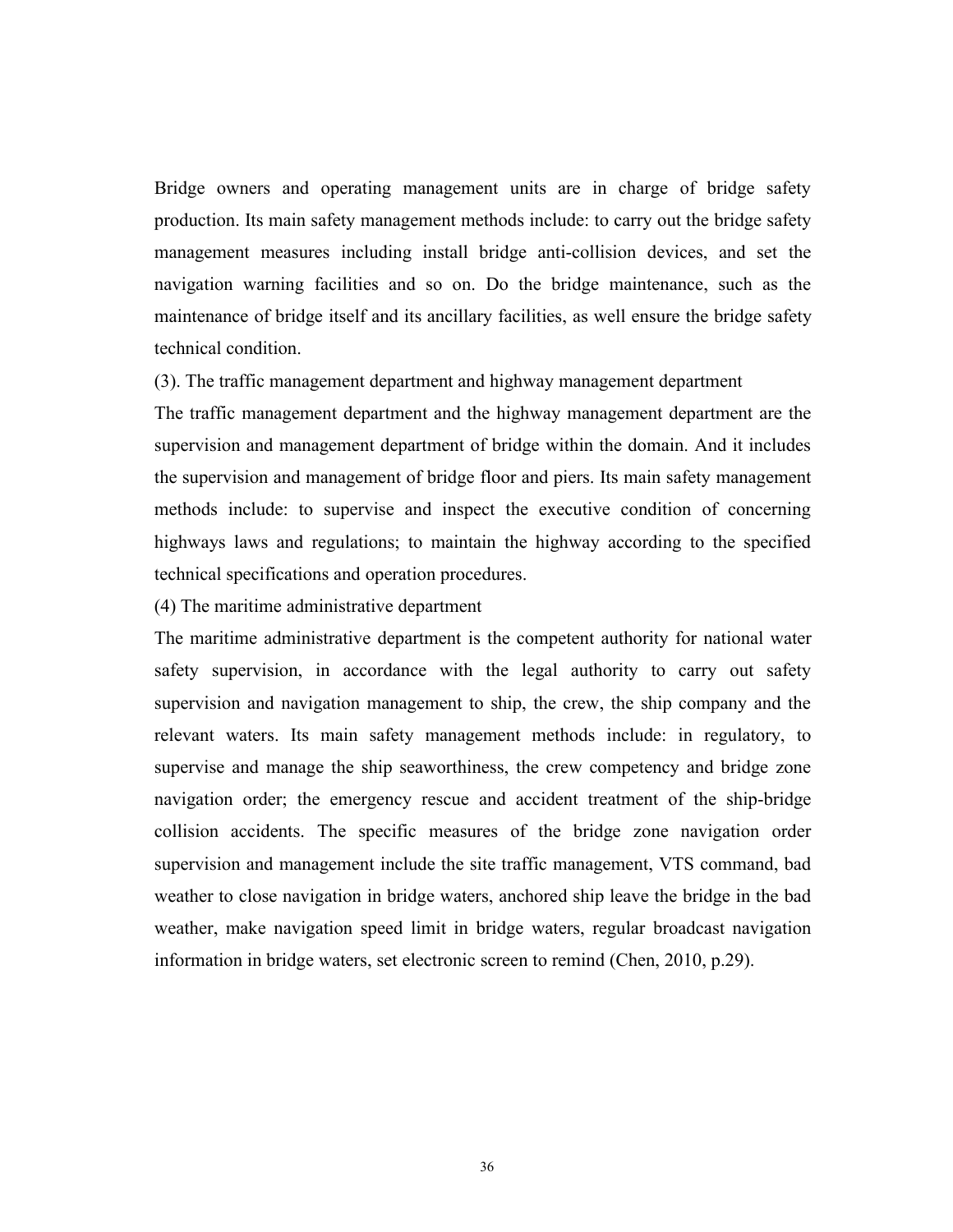Bridge owners and operating management units are in charge of bridge safety production. Its main safety management methods include: to carry out the bridge safety management measures including install bridge anti-collision devices, and set the navigation warning facilities and so on. Do the bridge maintenance, such as the maintenance of bridge itself and its ancillary facilities, as well ensure the bridge safety technical condition.

(3). The traffic management department and highway management department

The traffic management department and the highway management department are the supervision and management department of bridge within the domain. And it includes the supervision and management of bridge floor and piers. Its main safety management methods include: to supervise and inspect the executive condition of concerning highways laws and regulations; to maintain the highway according to the specified technical specifications and operation procedures.

(4) The maritime administrative department

The maritime administrative department is the competent authority for national water safety supervision, in accordance with the legal authority to carry out safety supervision and navigation management to ship, the crew, the ship company and the relevant waters. Its main safety management methods include: in regulatory, to supervise and manage the ship seaworthiness, the crew competency and bridge zone navigation order; the emergency rescue and accident treatment of the ship-bridge collision accidents. The specific measures of the bridge zone navigation order supervision and management include the site traffic management, VTS command, bad weather to close navigation in bridge waters, anchored ship leave the bridge in the bad weather, make navigation speed limit in bridge waters, regular broadcast navigation information in bridge waters, set electronic screen to remind (Chen, 2010, p.29).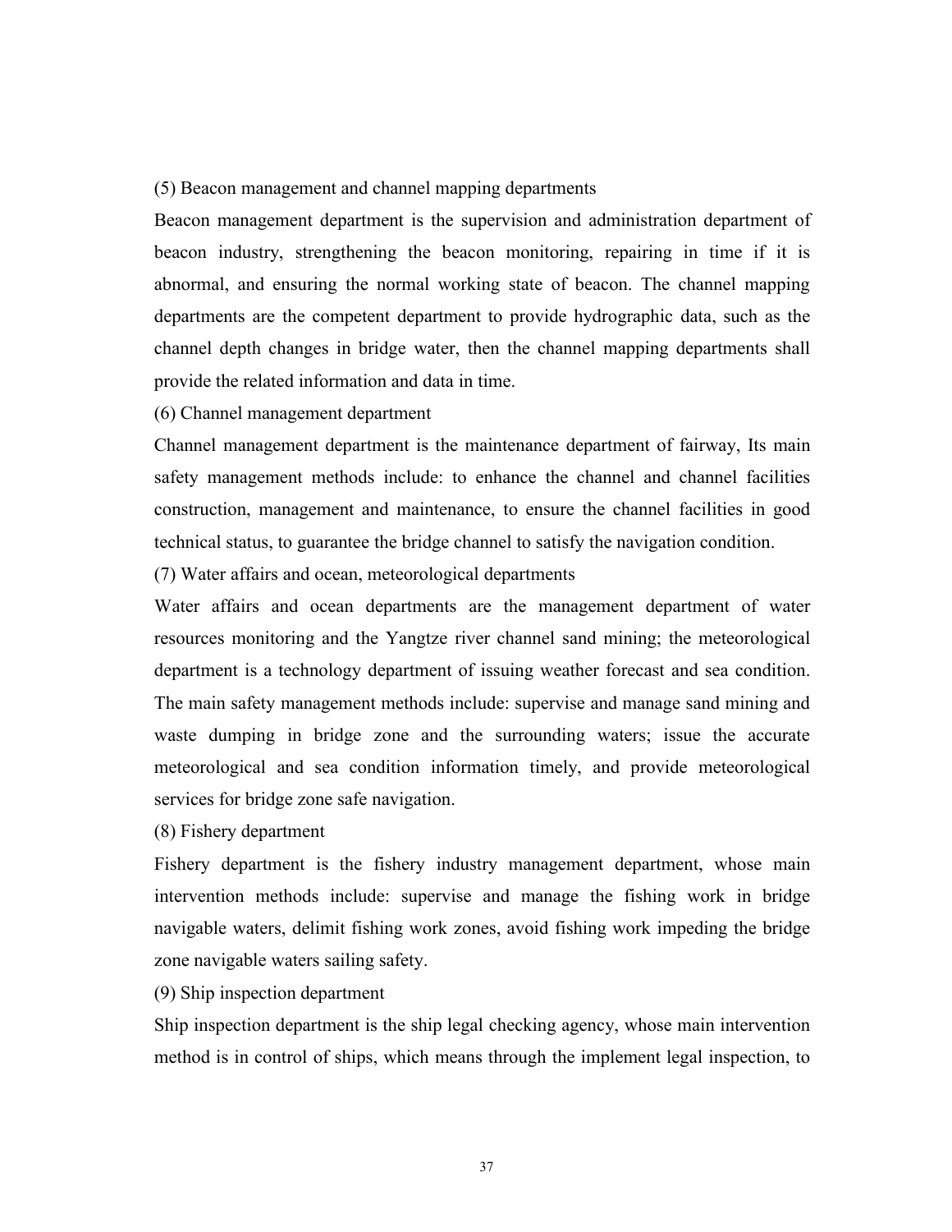(5) Beacon management and channel mapping departments

Beacon management department is the supervision and administration department of beacon industry, strengthening the beacon monitoring, repairing in time if it is abnormal, and ensuring the normal working state of beacon. The channel mapping departments are the competent department to provide hydrographic data, such as the channel depth changes in bridge water, then the channel mapping departments shall provide the related information and data in time.

(6) Channel management department

Channel management department is the maintenance department of fairway, Its main safety management methods include: to enhance the channel and channel facilities construction, management and maintenance, to ensure the channel facilities in good technical status, to guarantee the bridge channel to satisfy the navigation condition.

(7) Water affairs and ocean, meteorological departments

Water affairs and ocean departments are the management department of water resources monitoring and the Yangtze river channel sand mining; the meteorological department is a technology department of issuing weather forecast and sea condition. The main safety management methods include: supervise and manage sand mining and waste dumping in bridge zone and the surrounding waters; issue the accurate meteorological and sea condition information timely, and provide meteorological services for bridge zone safe navigation.

(8) Fishery department

Fishery department is the fishery industry management department, whose main intervention methods include: supervise and manage the fishing work in bridge navigable waters, delimit fishing work zones, avoid fishing work impeding the bridge zone navigable waters sailing safety.

(9) Ship inspection department

Ship inspection department is the ship legal checking agency, whose main intervention method is in control of ships, which means through the implement legal inspection, to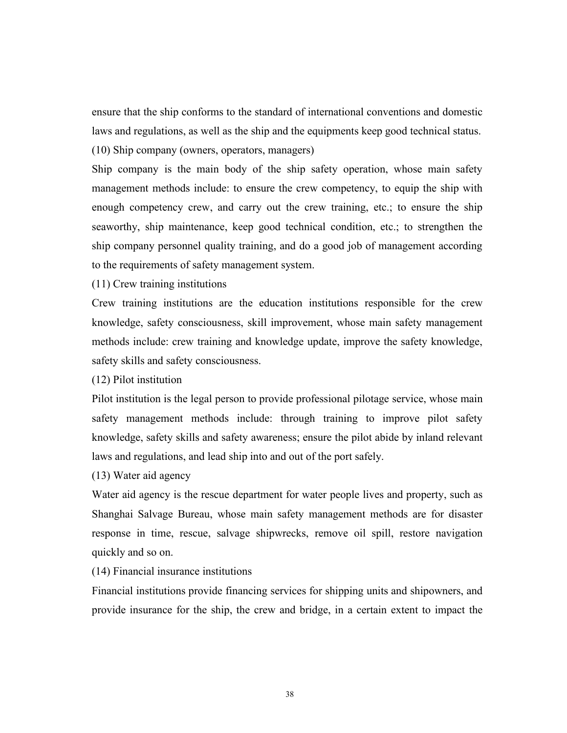ensure that the ship conforms to the standard of international conventions and domestic laws and regulations, as well as the ship and the equipments keep good technical status.

(10) Ship company (owners, operators, managers)

Ship company is the main body of the ship safety operation, whose main safety management methods include: to ensure the crew competency, to equip the ship with enough competency crew, and carry out the crew training, etc.; to ensure the ship seaworthy, ship maintenance, keep good technical condition, etc.; to strengthen the ship company personnel quality training, and do a good job of management according to the requirements of safety management system.

(11) Crew training institutions

Crew training institutions are the education institutions responsible for the crew knowledge, safety consciousness, skill improvement, whose main safety management methods include: crew training and knowledge update, improve the safety knowledge, safety skills and safety consciousness.

(12) Pilot institution

Pilot institution is the legal person to provide professional pilotage service, whose main safety management methods include: through training to improve pilot safety knowledge, safety skills and safety awareness; ensure the pilot abide by inland relevant laws and regulations, and lead ship into and out of the port safely.

(13) Water aid agency

Water aid agency is the rescue department for water people lives and property, such as Shanghai Salvage Bureau, whose main safety management methods are for disaster response in time, rescue, salvage shipwrecks, remove oil spill, restore navigation quickly and so on.

(14) Financial insurance institutions

Financial institutions provide financing services for shipping units and shipowners, and provide insurance for the ship, the crew and bridge, in a certain extent to impact the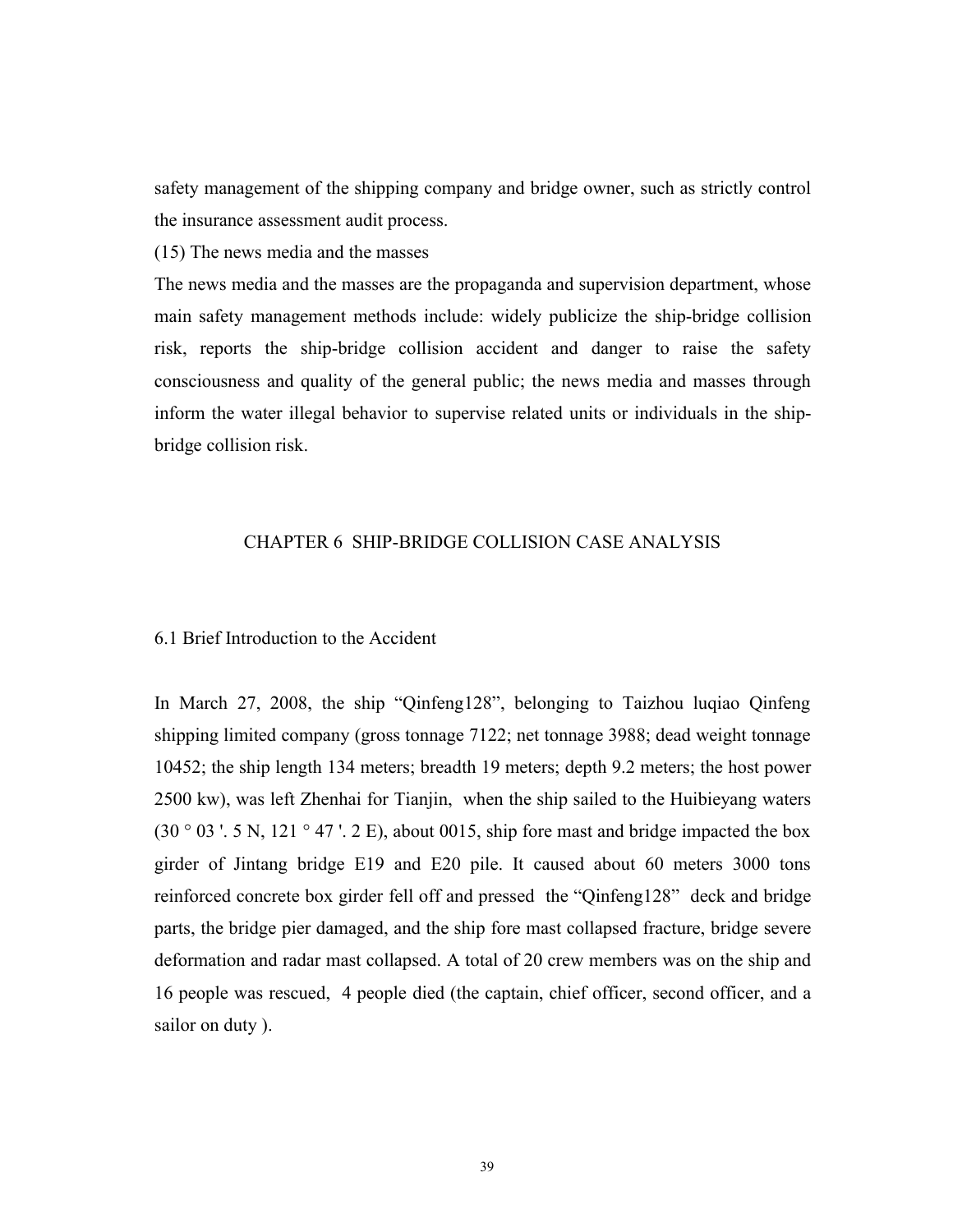safety management of the shipping company and bridge owner, such as strictly control the insurance assessment audit process.

(15) The news media and the masses

The news media and the masses are the propaganda and supervision department, whose main safety management methods include: widely publicize the ship-bridge collision risk, reports the ship-bridge collision accident and danger to raise the safety consciousness and quality of the general public; the news media and masses through inform the water illegal behavior to supervise related units or individuals in the ship-bridge collision risk.

# CHAPTER 6 SHIP-BRIDGE COLLISION CASE ANALYSIS

## 6.1 Brief Introduction to the Accident

In March 27, 2008, the ship “Qinfeng128”, belonging to Taizhou luqiao Qinfeng shipping limited company (gross tonnage 7122; net tonnage 3988; dead weight tonnage 10452; the ship length 134 meters; breadth 19 meters; depth 9.2 meters; the host power 2500 kw), was left Zhenhai for Tianjin, when the ship sailed to the Huibieyang waters (30 ° 03 '. 5 N, 121 ° 47 '. 2 E), about 0015, ship fore mast and bridge impacted the box girder of Jintang bridge E19 and E20 pile. It caused about 60 meters 3000 tons reinforced concrete box girder fell off and pressed the “Qinfeng128” deck and bridge parts, the bridge pier damaged, and the ship fore mast collapsed fracture, bridge severe deformation and radar mast collapsed. A total of 20 crew members was on the ship and 16 people was rescued, 4 people died (the captain, chief officer, second officer, and a sailor on duty ).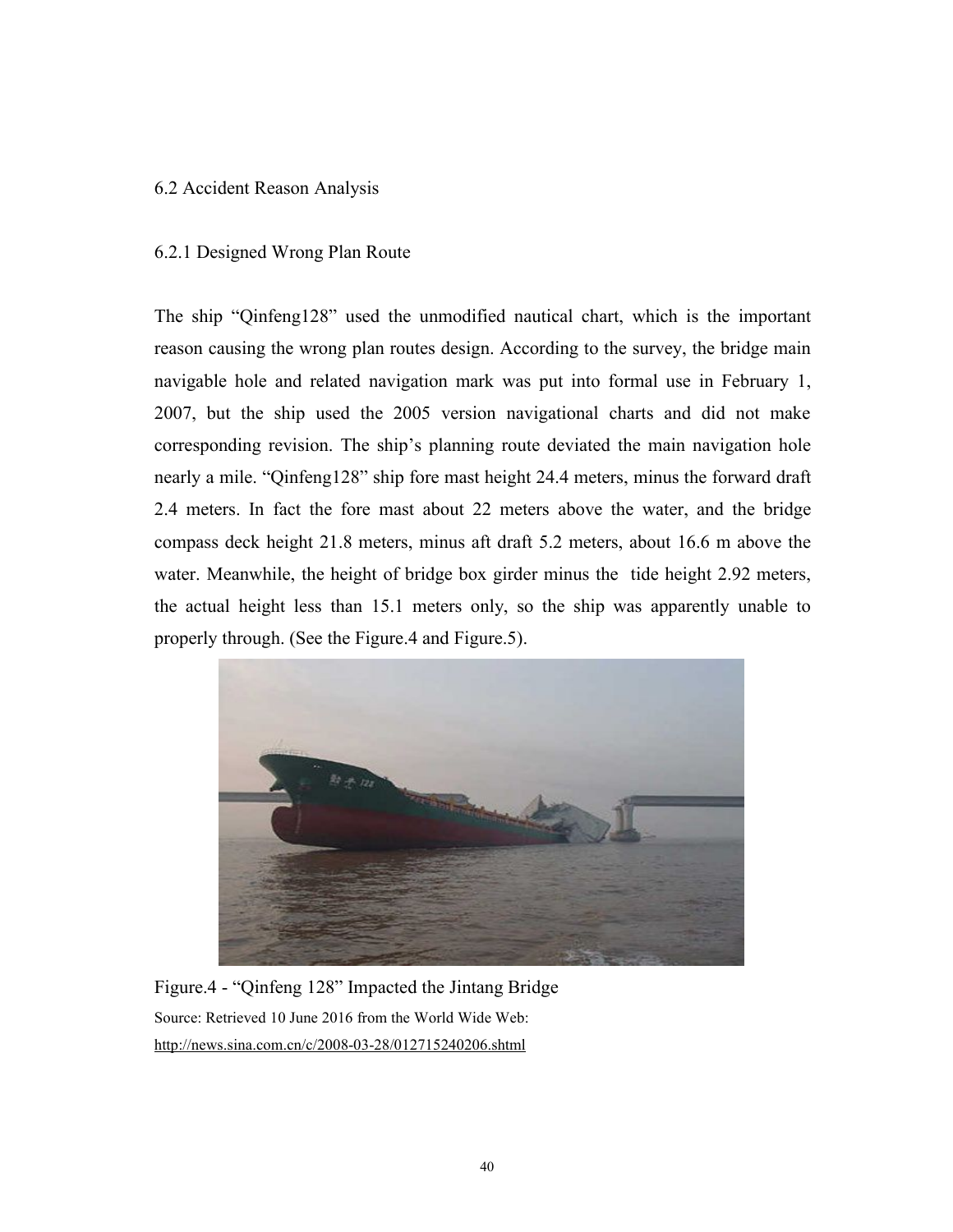## 6.2 Accident Reason Analysis

### 6.2.1 Designed Wrong Plan Route

The ship "Qinfeng128" used the unmodified nautical chart, which is the important reason causing the wrong plan routes design. According to the survey, the bridge main navigable hole and related navigation mark was put into formal use in February 1, 2007, but the ship used the 2005 version navigational charts and did not make corresponding revision. The ship's planning route deviated the main navigation hole nearly a mile. "Qinfeng128" ship fore mast height 24.4 meters, minus the forward draft 2.4 meters. In fact the fore mast about 22 meters above the water, and the bridge compass deck height 21.8 meters, minus aft draft 5.2 meters, about 16.6 m above the water. Meanwhile, the height of bridge box girder minus the tide height 2.92 meters, the actual height less than 15.1 meters only, so the ship was apparently unable to properly through. (See the Figure.4 and Figure.5).

Figure.4 - "Qinfeng 128" Impacted the Jintang Bridge

Source: Retrieved 10 June 2016 from the World Wide Web: http://news.sina.com.cn/c/2008-03-28/012715240206.shtml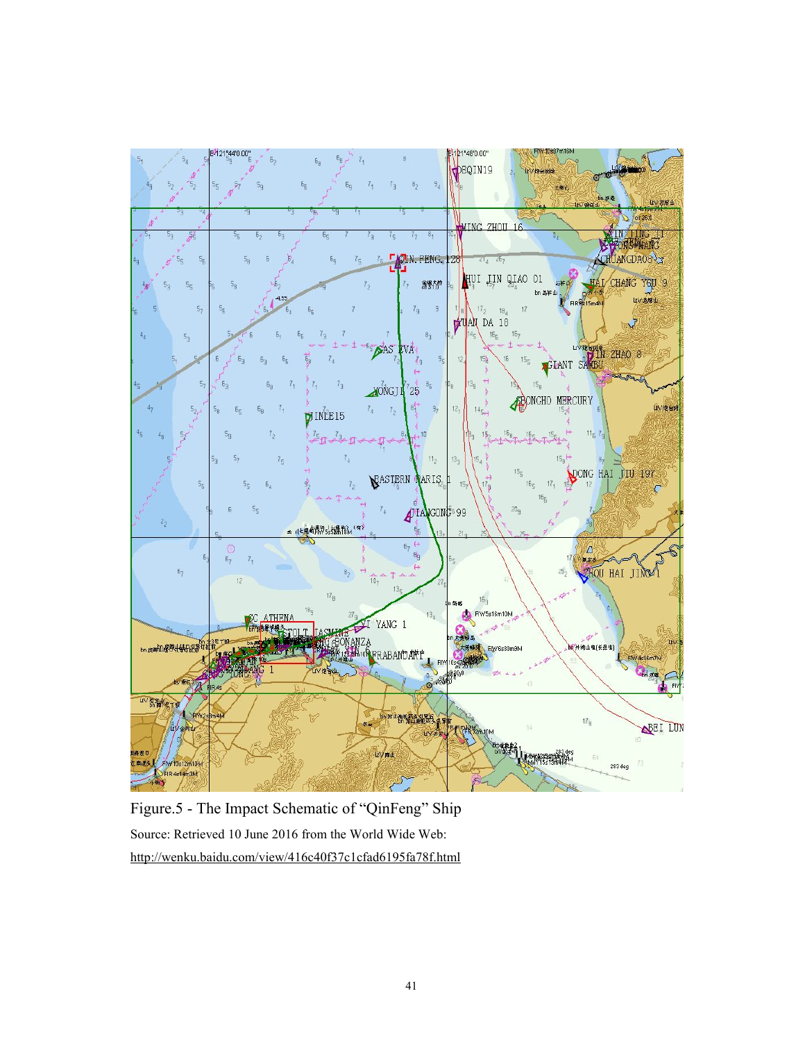Figure.5 - The Impact Schematic of “QinFeng” Ship

Source: Retrieved 10 June 2016 from the World Wide Web: http://wenku.baidu.com/view/416c40f37c1cfad6195fa78f.html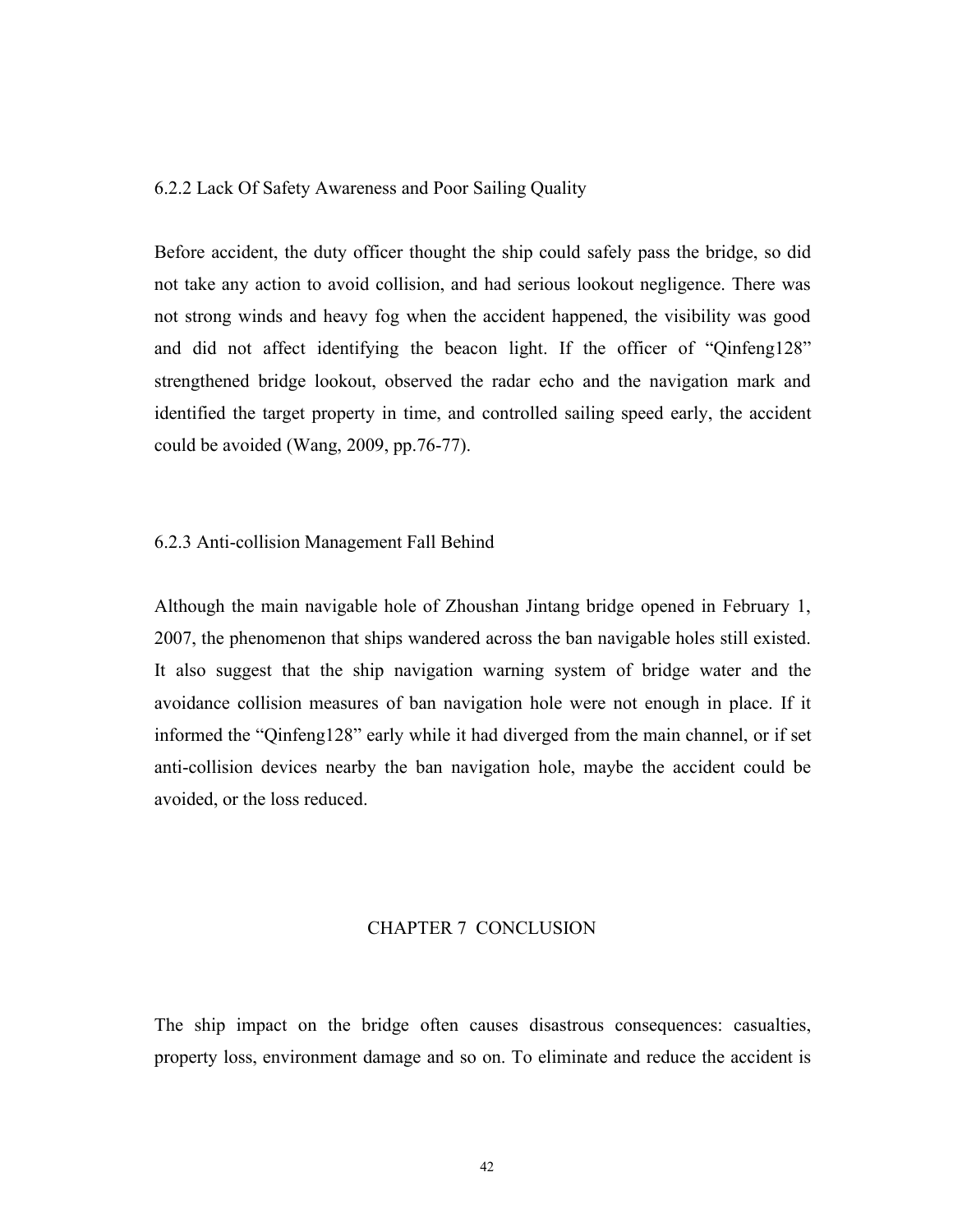### 6.2.2 Lack Of Safety Awareness and Poor Sailing Quality

Before accident, the duty officer thought the ship could safely pass the bridge, so did not take any action to avoid collision, and had serious lookout negligence. There was not strong winds and heavy fog when the accident happened, the visibility was good and did not affect identifying the beacon light. If the officer of "Qinfeng128" strengthened bridge lookout, observed the radar echo and the navigation mark and identified the target property in time, and controlled sailing speed early, the accident could be avoided (Wang, 2009, pp.76-77).

### 6.2.3 Anti-collision Management Fall Behind

Although the main navigable hole of Zhoushan Jintang bridge opened in February 1, 2007, the phenomenon that ships wandered across the ban navigable holes still existed. It also suggest that the ship navigation warning system of bridge water and the avoidance collision measures of ban navigation hole were not enough in place. If it informed the "Qinfeng128" early while it had diverged from the main channel, or if set anti-collision devices nearby the ban navigation hole, maybe the accident could be avoided, or the loss reduced.

# CHAPTER 7 CONCLUSION

The ship impact on the bridge often causes disastrous consequences: casualties, property loss, environment damage and so on. To eliminate and reduce the accident is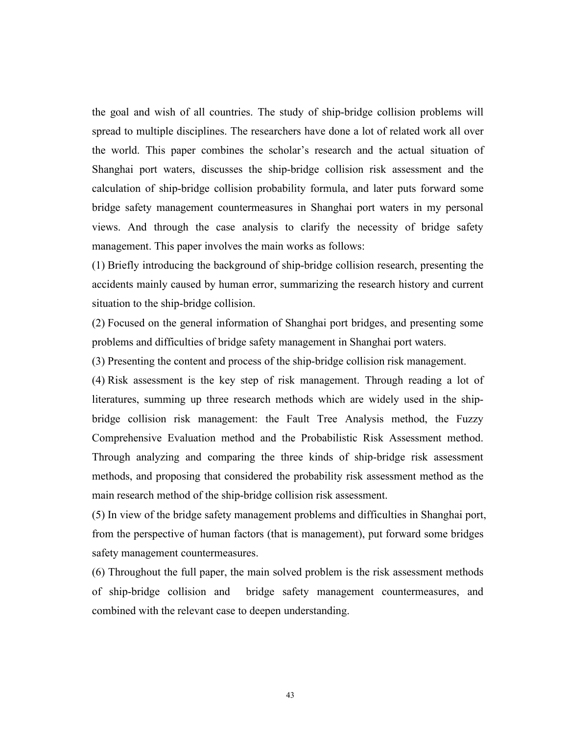the goal and wish of all countries. The study of ship-bridge collision problems will spread to multiple disciplines. The researchers have done a lot of related work all over the world. This paper combines the scholar's research and the actual situation of Shanghai port waters, discusses the ship-bridge collision risk assessment and the calculation of ship-bridge collision probability formula, and later puts forward some bridge safety management countermeasures in Shanghai port waters in my personal views. And through the case analysis to clarify the necessity of bridge safety management. This paper involves the main works as follows:

(1) Briefly introducing the background of ship-bridge collision research, presenting the accidents mainly caused by human error, summarizing the research history and current situation to the ship-bridge collision.

(2) Focused on the general information of Shanghai port bridges, and presenting some problems and difficulties of bridge safety management in Shanghai port waters.

(3) Presenting the content and process of the ship-bridge collision risk management.

(4) Risk assessment is the key step of risk management. Through reading a lot of literatures, summing up three research methods which are widely used in the ship-bridge collision risk management: the Fault Tree Analysis method, the Fuzzy Comprehensive Evaluation method and the Probabilistic Risk Assessment method. Through analyzing and comparing the three kinds of ship-bridge risk assessment methods, and proposing that considered the probability risk assessment method as the main research method of the ship-bridge collision risk assessment.

(5) In view of the bridge safety management problems and difficulties in Shanghai port, from the perspective of human factors (that is management), put forward some bridges safety management countermeasures.

(6) Throughout the full paper, the main solved problem is the risk assessment methods of ship-bridge collision and bridge safety management countermeasures, and combined with the relevant case to deepen understanding.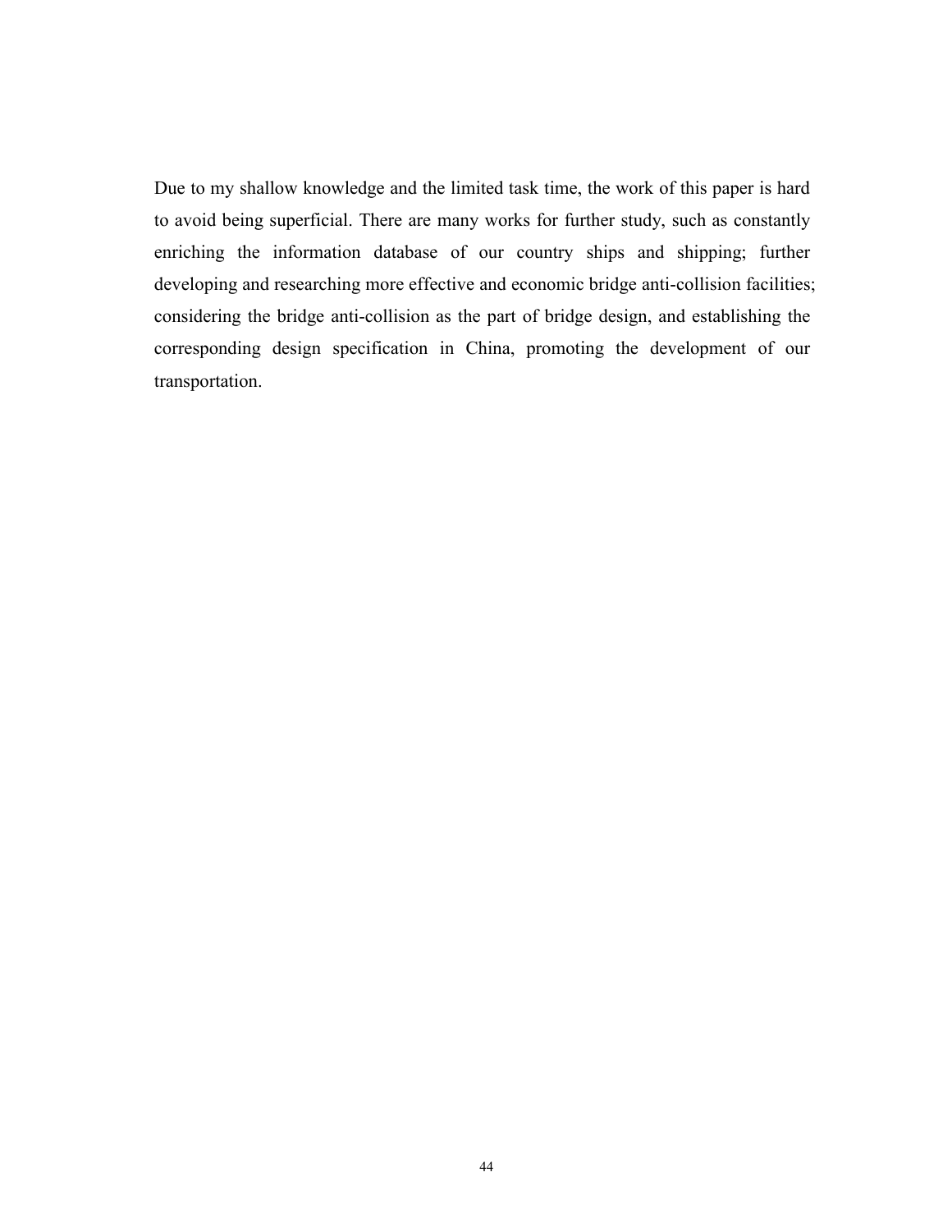Due to my shallow knowledge and the limited task time, the work of this paper is hard to avoid being superficial. There are many works for further study, such as constantly enriching the information database of our country ships and shipping; further developing and researching more effective and economic bridge anti-collision facilities; considering the bridge anti-collision as the part of bridge design, and establishing the corresponding design specification in China, promoting the development of our transportation.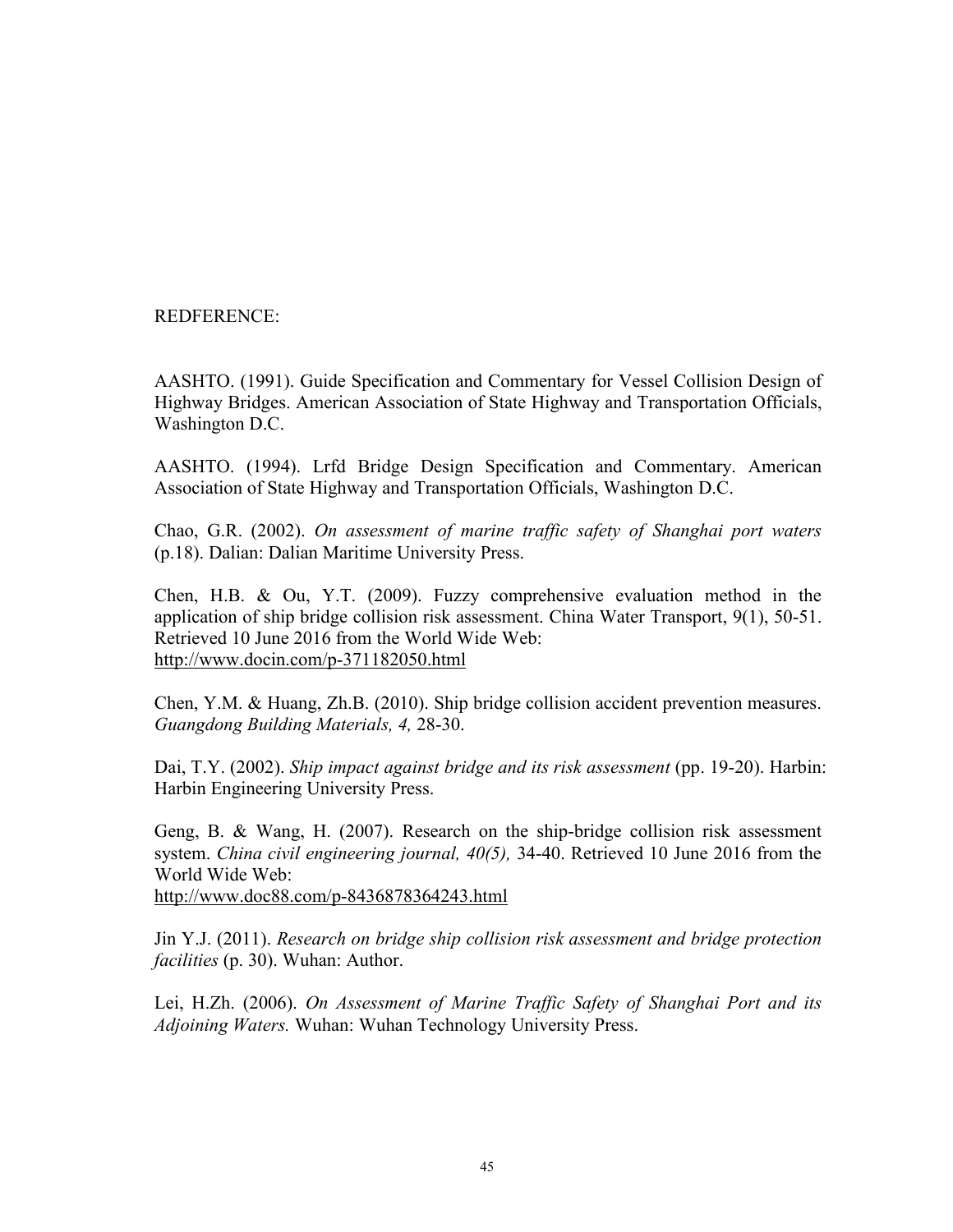REDFERENCE:

AASHTO. (1991). Guide Specification and Commentary for Vessel Collision Design of Highway Bridges. American Association of State Highway and Transportation Officials, Washington D.C.

AASHTO. (1994). Lrfd Bridge Design Specification and Commentary. American Association of State Highway and Transportation Officials, Washington D.C.

Chao, G.R. (2002). *On assessment of marine traffic safety of Shanghai port waters* (p.18). Dalian: Dalian Maritime University Press.

Chen, H.B. & Ou, Y.T. (2009). Fuzzy comprehensive evaluation method in the application of ship bridge collision risk assessment. China Water Transport, 9(1), 50-51. Retrieved 10 June 2016 from the World Wide Web: http://www.docin.com/p-371182050.html

Chen, Y.M. & Huang, Zh.B. (2010). Ship bridge collision accident prevention measures. *Guangdong Building Materials, 4,* 28-30.

Dai, T.Y. (2002). *Ship impact against bridge and its risk assessment* (pp. 19-20). Harbin: Harbin Engineering University Press.

Geng, B. & Wang, H. (2007). Research on the ship-bridge collision risk assessment system. *China civil engineering journal, 40(5),* 34-40. Retrieved 10 June 2016 from the World Wide Web: http://www.doc88.com/p-8436878364243.html

Jin Y.J. (2011). *Research on bridge ship collision risk assessment and bridge protection facilities* (p. 30). Wuhan: Author.

Lei, H.Zh. (2006). *On Assessment of Marine Traffic Safety of Shanghai Port and its Adjoining Waters.* Wuhan: Wuhan Technology University Press.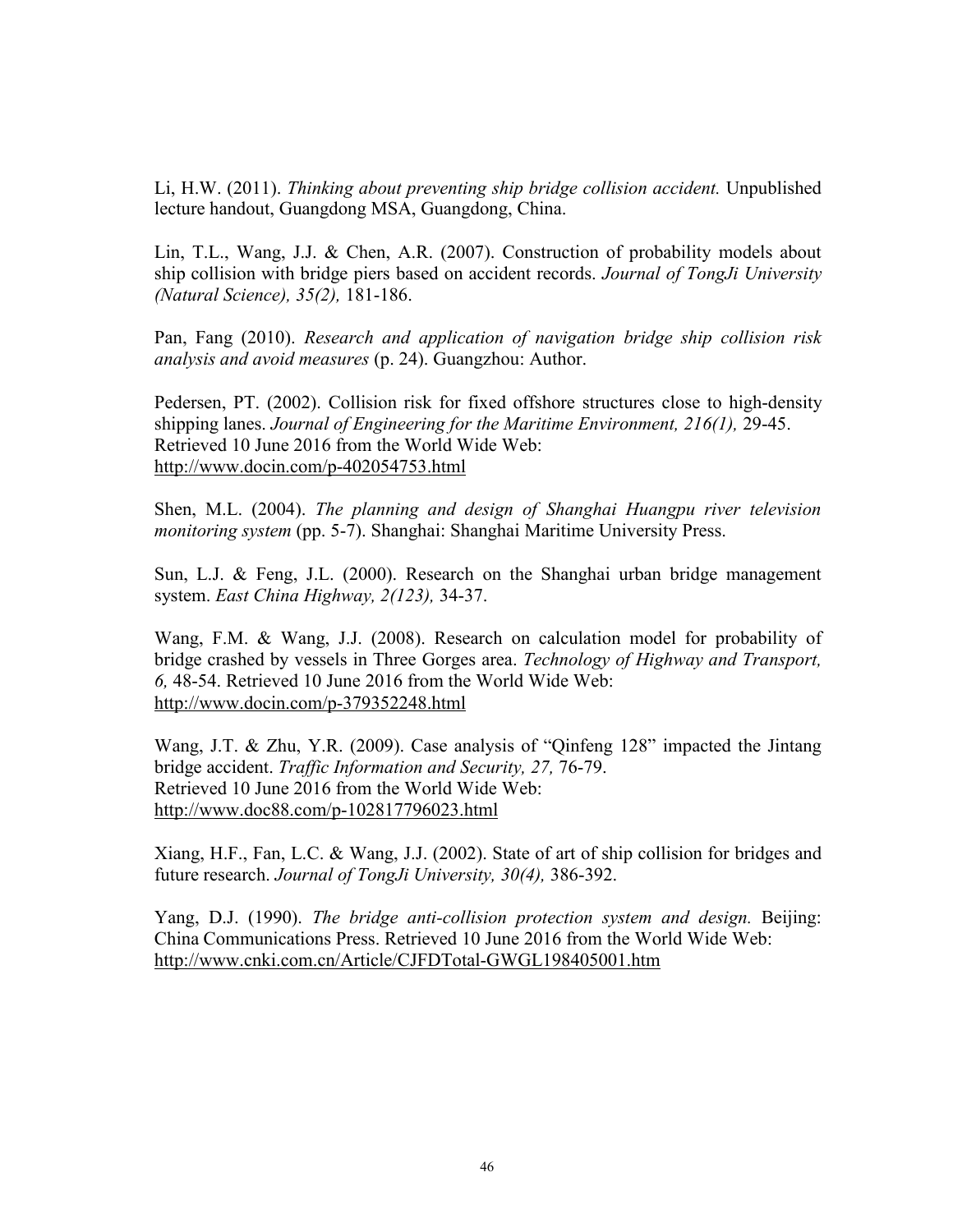Li, H.W. (2011). *Thinking about preventing ship bridge collision accident.* Unpublished lecture handout, Guangdong MSA, Guangdong, China.

Lin, T.L., Wang, J.J. & Chen, A.R. (2007). Construction of probability models about ship collision with bridge piers based on accident records. *Journal of TongJi University (Natural Science), 35(2),* 181-186.

Pan, Fang (2010). *Research and application of navigation bridge ship collision risk analysis and avoid measures* (p. 24). Guangzhou: Author.

Pedersen, PT. (2002). Collision risk for fixed offshore structures close to high-density shipping lanes. *Journal of Engineering for the Maritime Environment, 216(1),* 29-45. Retrieved 10 June 2016 from the World Wide Web: http://www.docin.com/p-402054753.html

Shen, M.L. (2004). *The planning and design of Shanghai Huangpu river television monitoring system* (pp. 5-7). Shanghai: Shanghai Maritime University Press.

Sun, L.J. & Feng, J.L. (2000). Research on the Shanghai urban bridge management system. *East China Highway, 2(123),* 34-37.

Wang, F.M. & Wang, J.J. (2008). Research on calculation model for probability of bridge crashed by vessels in Three Gorges area. *Technology of Highway and Transport, 6,* 48-54. Retrieved 10 June 2016 from the World Wide Web: http://www.docin.com/p-379352248.html

Wang, J.T. & Zhu, Y.R. (2009). Case analysis of "Qinfeng 128" impacted the Jintang bridge accident. *Traffic Information and Security, 27,* 76-79. Retrieved 10 June 2016 from the World Wide Web: http://www.doc88.com/p-102817796023.html

Xiang, H.F., Fan, L.C. & Wang, J.J. (2002). State of art of ship collision for bridges and future research. *Journal of TongJi University, 30(4),* 386-392.

Yang, D.J. (1990). *The bridge anti-collision protection system and design.* Beijing: China Communications Press. Retrieved 10 June 2016 from the World Wide Web: http://www.cnki.com.cn/Article/CJFDTotal-GWGL198405001.htm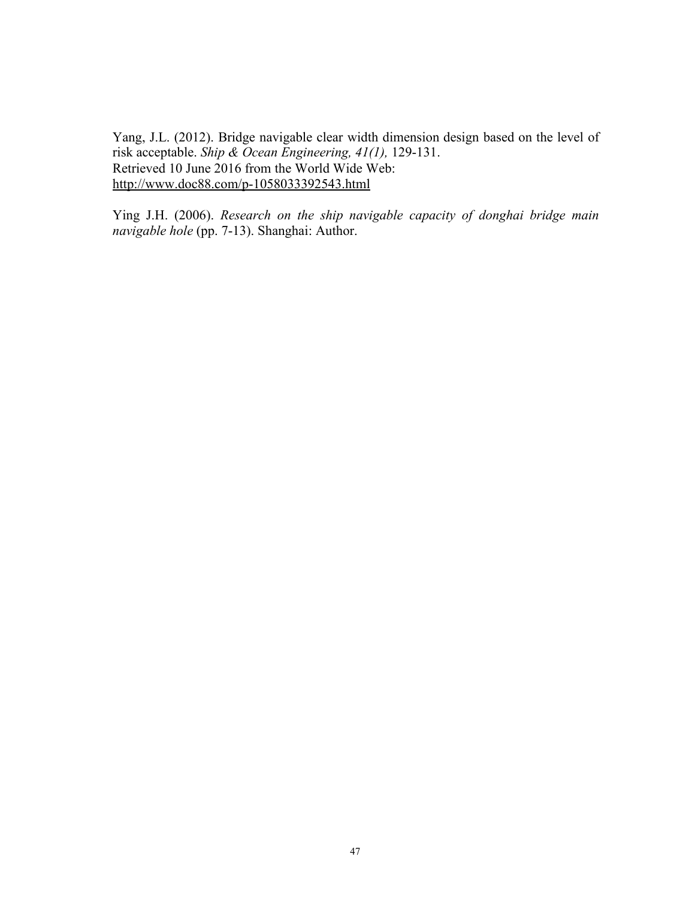Yang, J.L. (2012). Bridge navigable clear width dimension design based on the level of risk acceptable. *Ship & Ocean Engineering, 41(1),* 129-131.
Retrieved 10 June 2016 from the World Wide Web:
http://www.doc88.com/p-1058033392543.html

Ying J.H. (2006). *Research on the ship navigable capacity of donghai bridge main navigable hole* (pp. 7-13). Shanghai: Author.